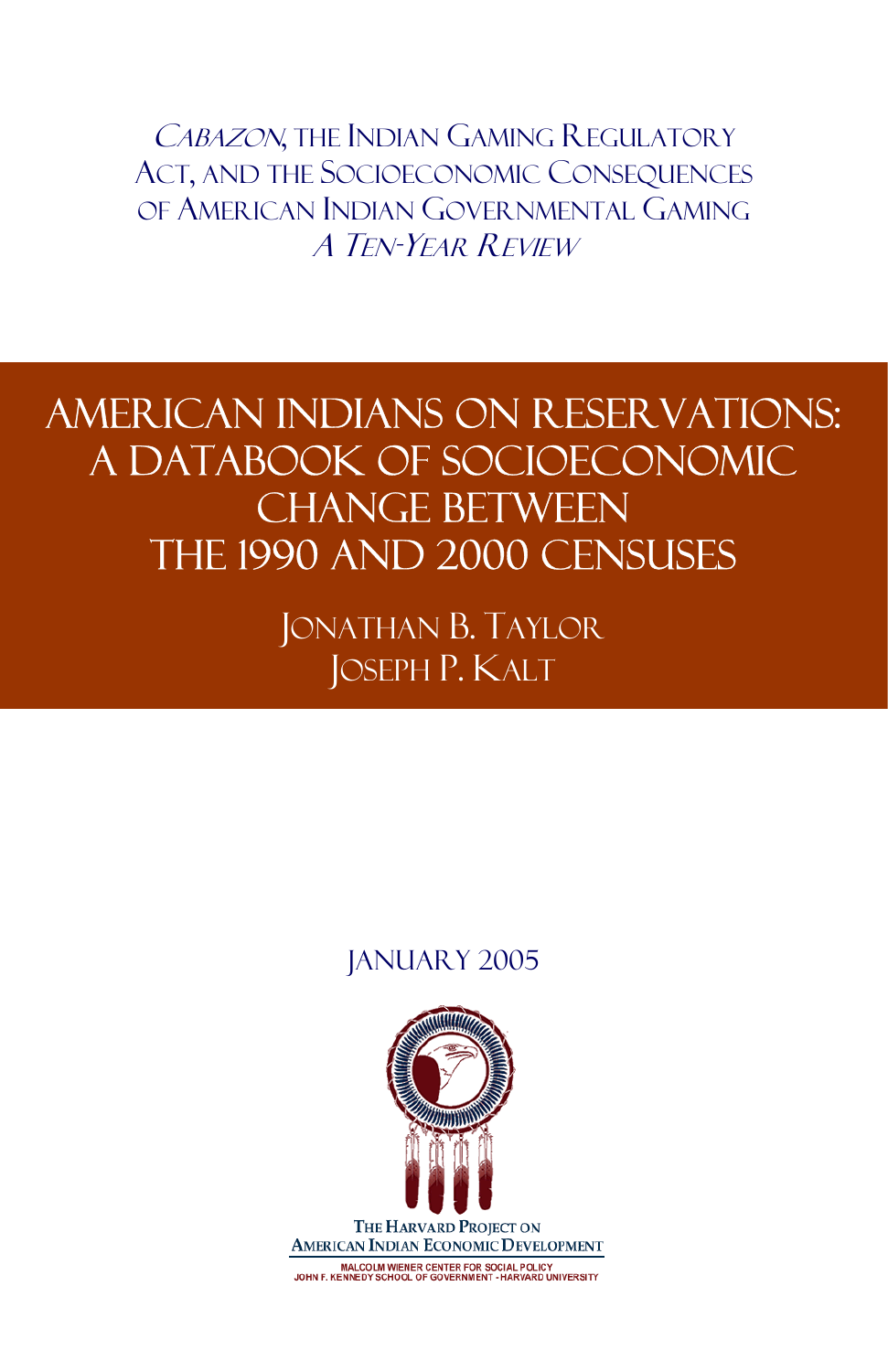*Cabazon*, the Indian Gaming Regulatory Act, and the Socioeconomic Consequences of American Indian Governmental Gaming

*A Ten-Year Review*

# American Indians on Reservations: A Databook of Socioeconomic Change Between the 1990 and 2000 Censuses

Jonathan B. Taylor

Joseph P. Kalt

January 2005

The Harvard Project on American Indian Economic Development

Malcolm Wiener Center for Social Policy

John F. Kennedy School of Government - Harvard University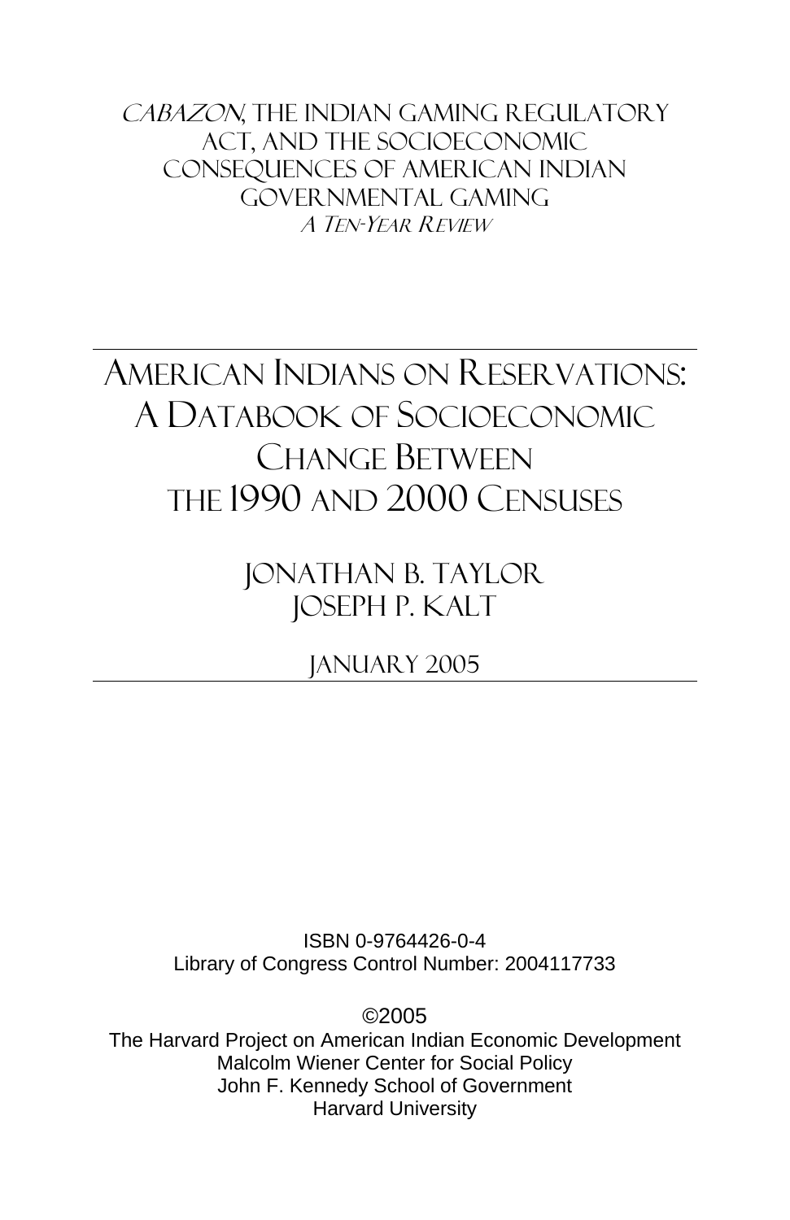*Cabazon*, The Indian Gaming Regulatory Act, and the Socioeconomic Consequences of American Indian Governmental Gaming

*A Ten-Year Review*

# American Indians on Reservations: A Databook of Socioeconomic Change Between the 1990 and 2000 Censuses

Jonathan B. Taylor

Joseph P. Kalt

January 2005

ISBN 0-9764426-0-4

Library of Congress Control Number: 2004117733

©2005

The Harvard Project on American Indian Economic Development

Malcolm Wiener Center for Social Policy

John F. Kennedy School of Government

Harvard University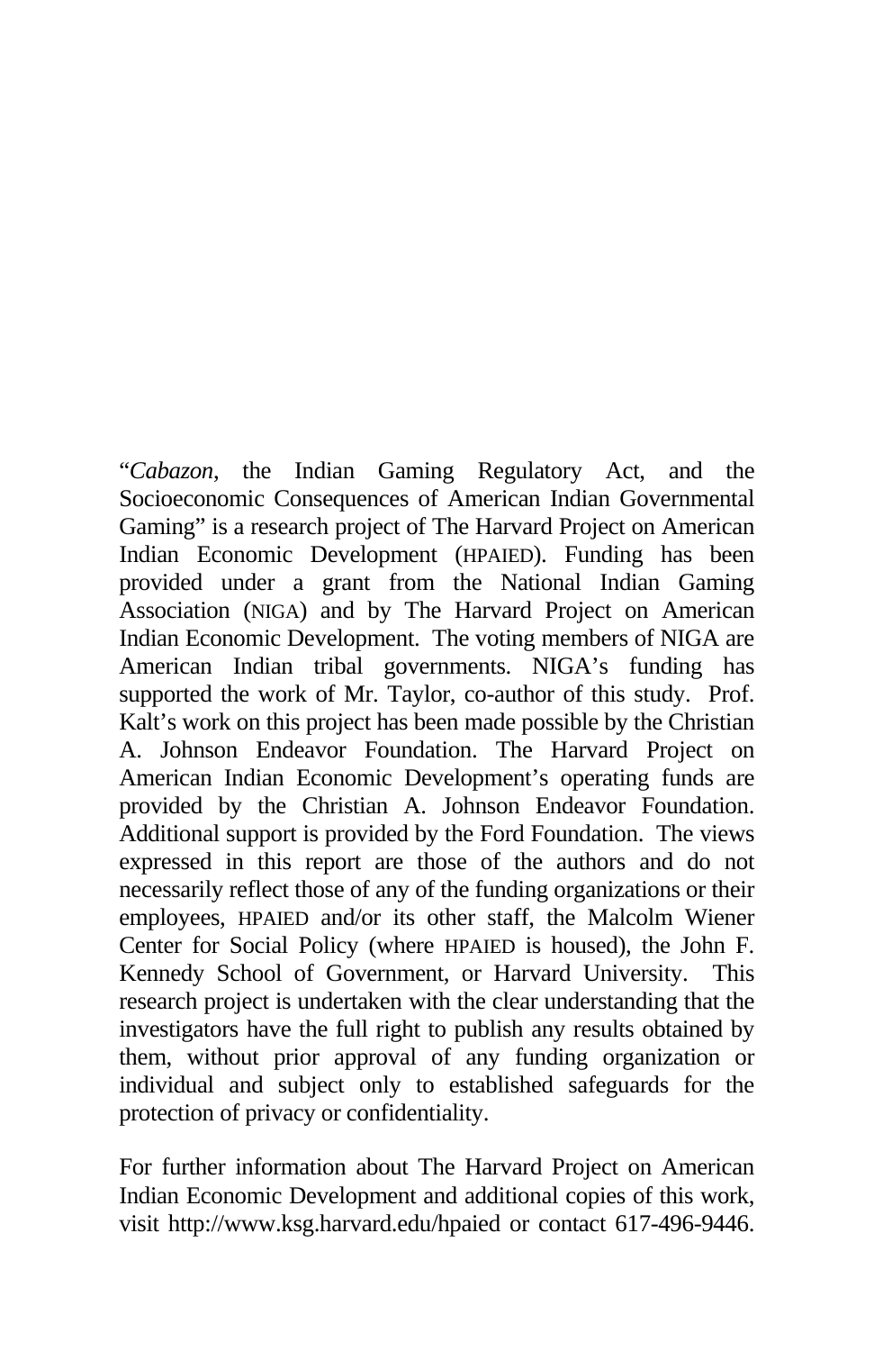"*Cabazon*, the Indian Gaming Regulatory Act, and the Socioeconomic Consequences of American Indian Governmental Gaming" is a research project of The Harvard Project on American Indian Economic Development (HPAIED). Funding has been provided under a grant from the National Indian Gaming Association (NIGA) and by The Harvard Project on American Indian Economic Development. The voting members of NIGA are American Indian tribal governments. NIGA's funding has supported the work of Mr. Taylor, co-author of this study. Prof. Kalt's work on this project has been made possible by the Christian A. Johnson Endeavor Foundation. The Harvard Project on American Indian Economic Development's operating funds are provided by the Christian A. Johnson Endeavor Foundation. Additional support is provided by the Ford Foundation. The views expressed in this report are those of the authors and do not necessarily reflect those of any of the funding organizations or their employees, HPAIED and/or its other staff, the Malcolm Wiener Center for Social Policy (where HPAIED is housed), the John F. Kennedy School of Government, or Harvard University. This research project is undertaken with the clear understanding that the investigators have the full right to publish any results obtained by them, without prior approval of any funding organization or individual and subject only to established safeguards for the protection of privacy or confidentiality.

For further information about The Harvard Project on American Indian Economic Development and additional copies of this work, visit http://www.ksg.harvard.edu/hpaied or contact 617-496-9446.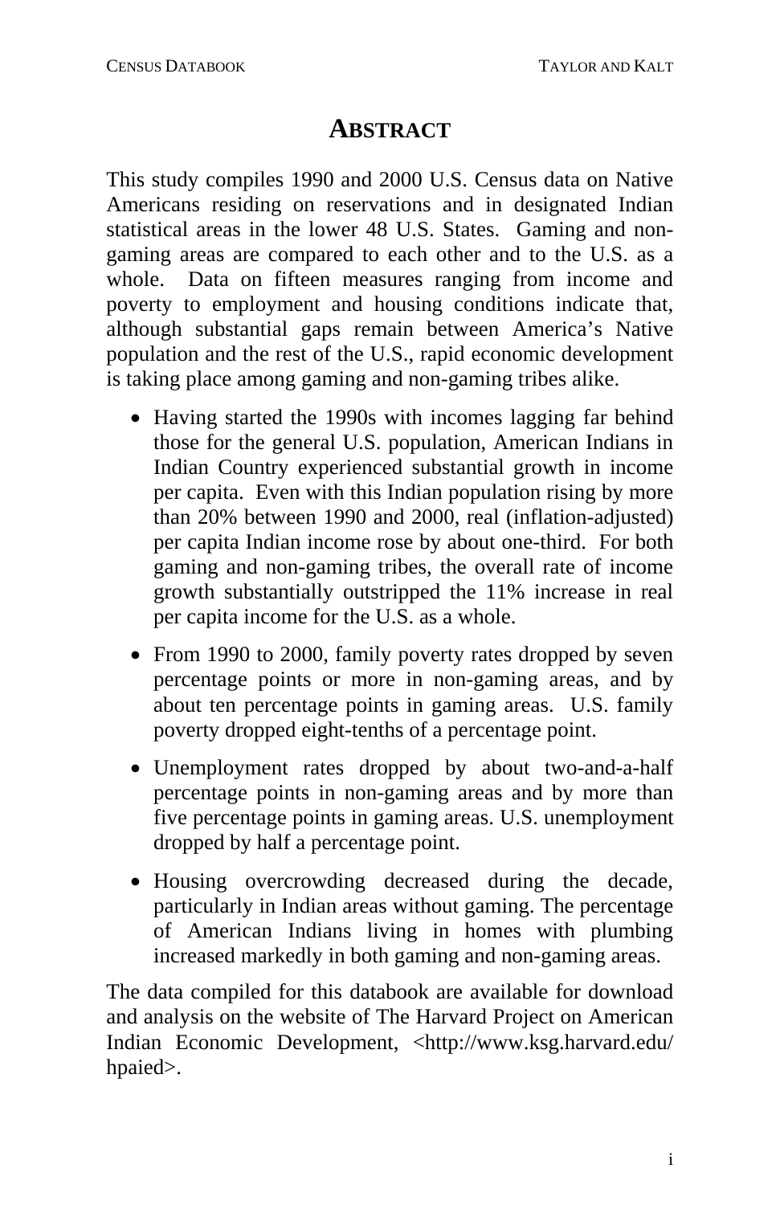# ABSTRACT

This study compiles 1990 and 2000 U.S. Census data on Native Americans residing on reservations and in designated Indian statistical areas in the lower 48 U.S. States. Gaming and non-gaming areas are compared to each other and to the U.S. as a whole. Data on fifteen measures ranging from income and poverty to employment and housing conditions indicate that, although substantial gaps remain between America's Native population and the rest of the U.S., rapid economic development is taking place among gaming and non-gaming tribes alike.

- Having started the 1990s with incomes lagging far behind those for the general U.S. population, American Indians in Indian Country experienced substantial growth in income per capita. Even with this Indian population rising by more than 20% between 1990 and 2000, real (inflation-adjusted) per capita Indian income rose by about one-third. For both gaming and non-gaming tribes, the overall rate of income growth substantially outstripped the 11% increase in real per capita income for the U.S. as a whole.
- From 1990 to 2000, family poverty rates dropped by seven percentage points or more in non-gaming areas, and by about ten percentage points in gaming areas. U.S. family poverty dropped eight-tenths of a percentage point.
- Unemployment rates dropped by about two-and-a-half percentage points in non-gaming areas and by more than five percentage points in gaming areas. U.S. unemployment dropped by half a percentage point.
- Housing overcrowding decreased during the decade, particularly in Indian areas without gaming. The percentage of American Indians living in homes with plumbing increased markedly in both gaming and non-gaming areas.

The data compiled for this databook are available for download and analysis on the website of The Harvard Project on American Indian Economic Development, <http://www.ksg.harvard.edu/hpaied>.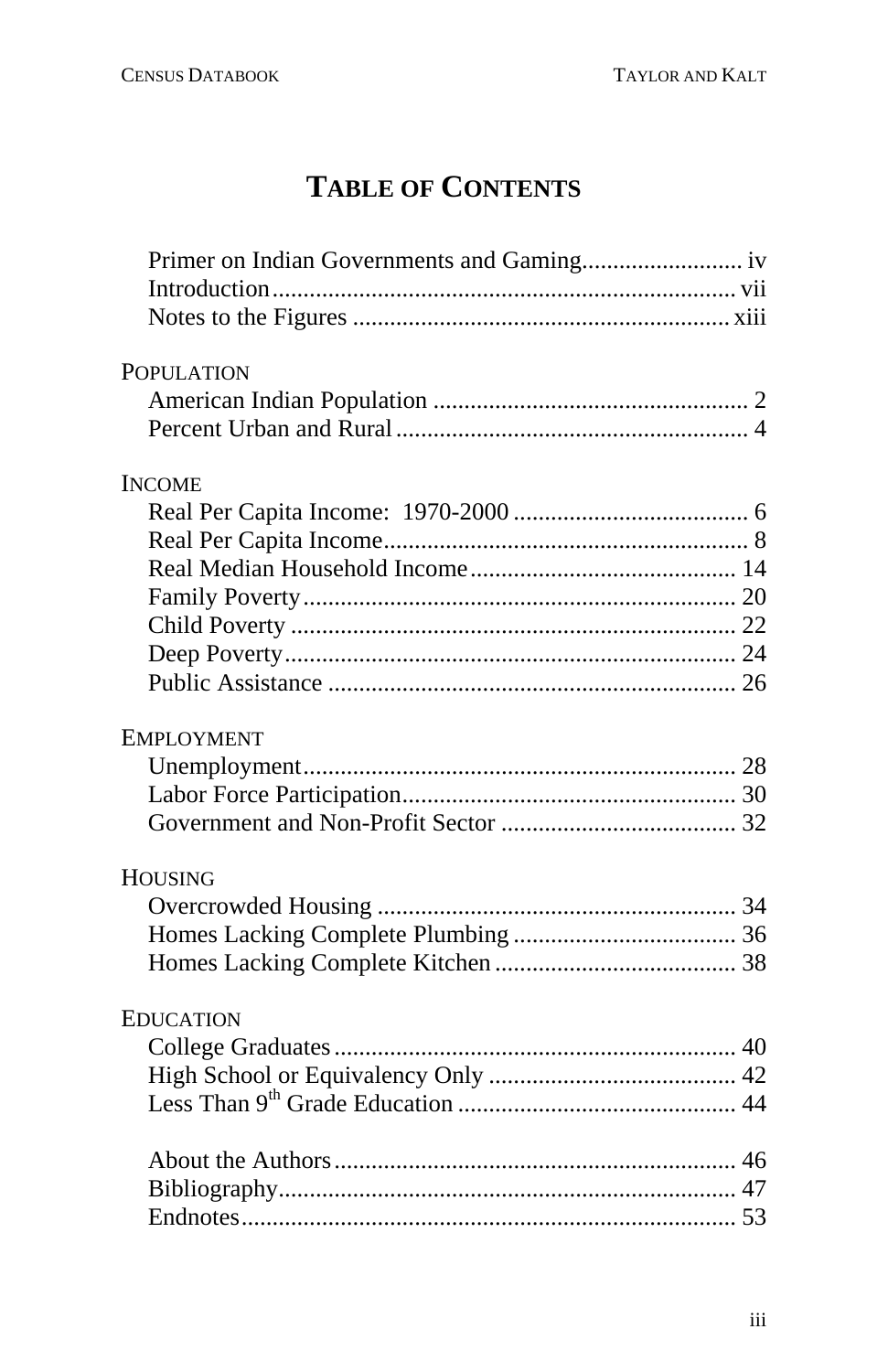# Table of Contents

Primer on Indian Governments and Gaming .......................... iv
Introduction .......................................................................... vii
Notes to the Figures ............................................................. xiii

## Population

American Indian Population ................................................... 2
Percent Urban and Rural ......................................................... 4

## Income

Real Per Capita Income: 1970-2000 ...................................... 6
Real Per Capita Income ........................................................... 8
Real Median Household Income ........................................... 14
Family Poverty ...................................................................... 20
Child Poverty ........................................................................ 22
Deep Poverty ......................................................................... 24
Public Assistance .................................................................. 26

## Employment

Unemployment ...................................................................... 28
Labor Force Participation ...................................................... 30
Government and Non-Profit Sector ...................................... 32

## Housing

Overcrowded Housing .......................................................... 34
Homes Lacking Complete Plumbing .................................... 36
Homes Lacking Complete Kitchen ....................................... 38

## Education

College Graduates ................................................................. 40
High School or Equivalency Only ........................................ 42
Less Than 9th Grade Education ............................................. 44

About the Authors ................................................................. 46
Bibliography .......................................................................... 47
Endnotes ............................................................................... 53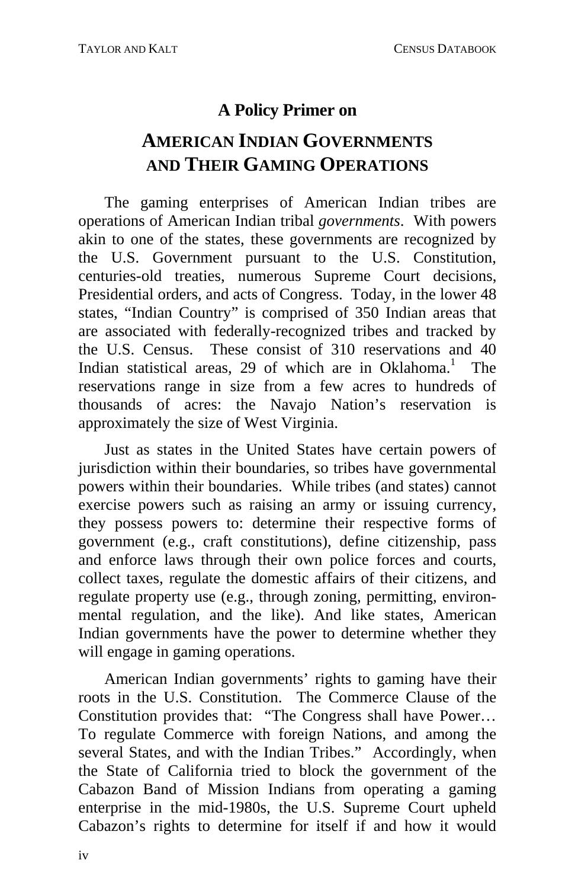## A Policy Primer on

# AMERICAN INDIAN GOVERNMENTS AND THEIR GAMING OPERATIONS

The gaming enterprises of American Indian tribes are operations of American Indian tribal *governments*. With powers akin to one of the states, these governments are recognized by the U.S. Government pursuant to the U.S. Constitution, centuries-old treaties, numerous Supreme Court decisions, Presidential orders, and acts of Congress. Today, in the lower 48 states, "Indian Country" is comprised of 350 Indian areas that are associated with federally-recognized tribes and tracked by the U.S. Census. These consist of 310 reservations and 40 Indian statistical areas, 29 of which are in Oklahoma.[1] The reservations range in size from a few acres to hundreds of thousands of acres: the Navajo Nation's reservation is approximately the size of West Virginia.

Just as states in the United States have certain powers of jurisdiction within their boundaries, so tribes have governmental powers within their boundaries. While tribes (and states) cannot exercise powers such as raising an army or issuing currency, they possess powers to: determine their respective forms of government (e.g., craft constitutions), define citizenship, pass and enforce laws through their own police forces and courts, collect taxes, regulate the domestic affairs of their citizens, and regulate property use (e.g., through zoning, permitting, environmental regulation, and the like). And like states, American Indian governments have the power to determine whether they will engage in gaming operations.

American Indian governments' rights to gaming have their roots in the U.S. Constitution. The Commerce Clause of the Constitution provides that: "The Congress shall have Power… To regulate Commerce with foreign Nations, and among the several States, and with the Indian Tribes." Accordingly, when the State of California tried to block the government of the Cabazon Band of Mission Indians from operating a gaming enterprise in the mid-1980s, the U.S. Supreme Court upheld Cabazon's rights to determine for itself if and how it would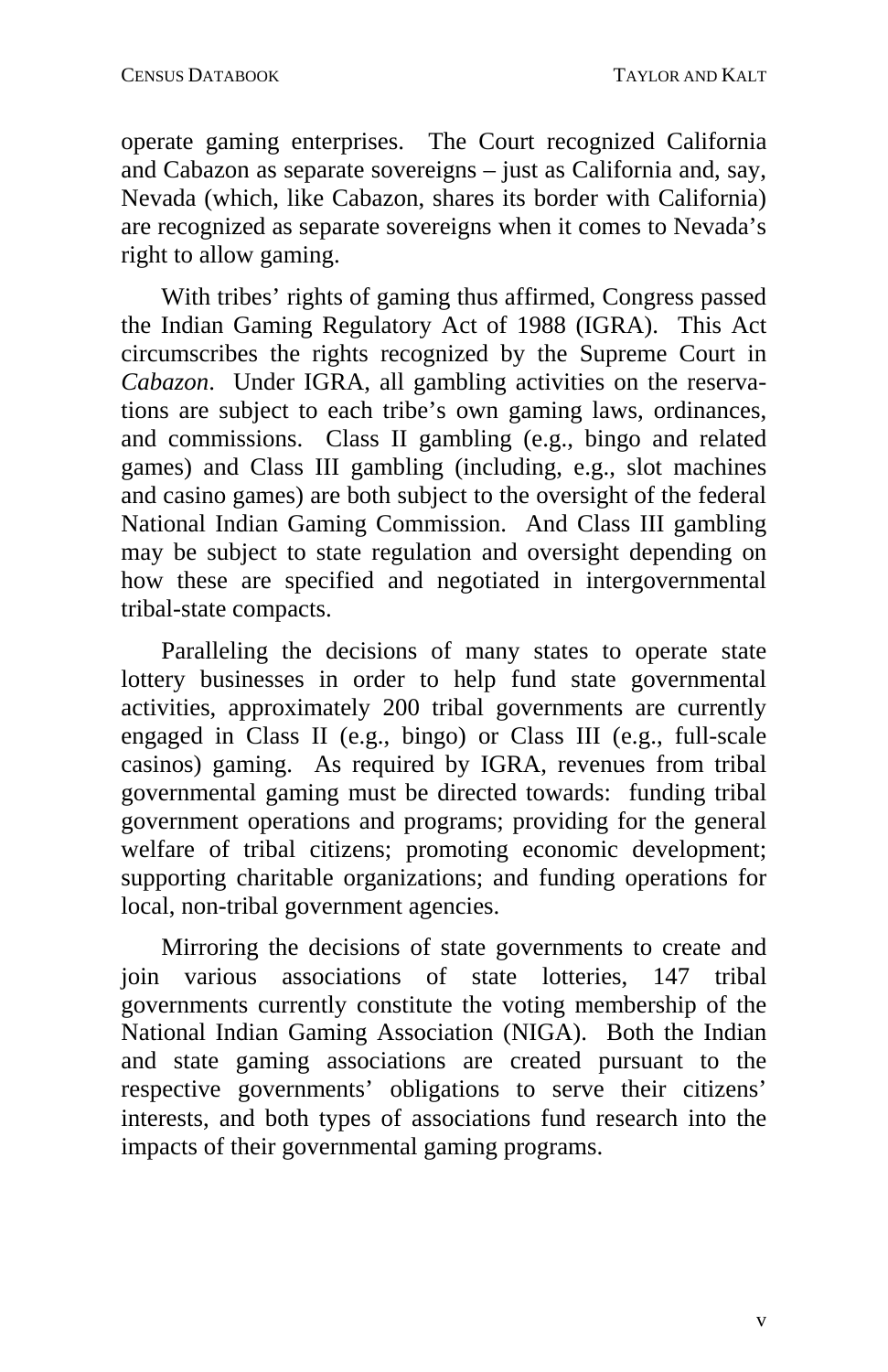operate gaming enterprises. The Court recognized California and Cabazon as separate sovereigns – just as California and, say, Nevada (which, like Cabazon, shares its border with California) are recognized as separate sovereigns when it comes to Nevada's right to allow gaming.

With tribes' rights of gaming thus affirmed, Congress passed the Indian Gaming Regulatory Act of 1988 (IGRA). This Act circumscribes the rights recognized by the Supreme Court in *Cabazon*. Under IGRA, all gambling activities on the reservations are subject to each tribe's own gaming laws, ordinances, and commissions. Class II gambling (e.g., bingo and related games) and Class III gambling (including, e.g., slot machines and casino games) are both subject to the oversight of the federal National Indian Gaming Commission. And Class III gambling may be subject to state regulation and oversight depending on how these are specified and negotiated in intergovernmental tribal-state compacts.

Paralleling the decisions of many states to operate state lottery businesses in order to help fund state governmental activities, approximately 200 tribal governments are currently engaged in Class II (e.g., bingo) or Class III (e.g., full-scale casinos) gaming. As required by IGRA, revenues from tribal governmental gaming must be directed towards: funding tribal government operations and programs; providing for the general welfare of tribal citizens; promoting economic development; supporting charitable organizations; and funding operations for local, non-tribal government agencies.

Mirroring the decisions of state governments to create and join various associations of state lotteries, 147 tribal governments currently constitute the voting membership of the National Indian Gaming Association (NIGA). Both the Indian and state gaming associations are created pursuant to the respective governments' obligations to serve their citizens' interests, and both types of associations fund research into the impacts of their governmental gaming programs.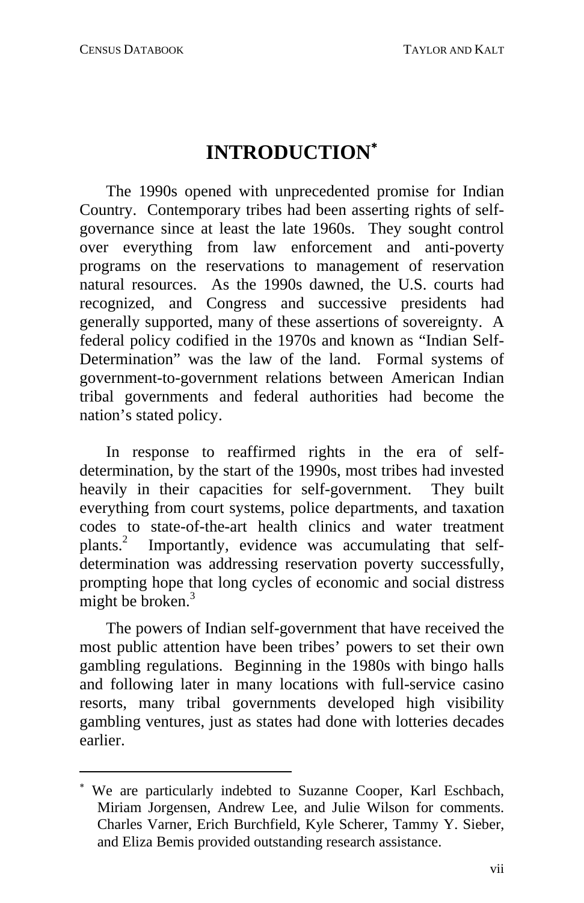# INTRODUCTION*

The 1990s opened with unprecedented promise for Indian Country. Contemporary tribes had been asserting rights of self-governance since at least the late 1960s. They sought control over everything from law enforcement and anti-poverty programs on the reservations to management of reservation natural resources. As the 1990s dawned, the U.S. courts had recognized, and Congress and successive presidents had generally supported, many of these assertions of sovereignty. A federal policy codified in the 1970s and known as "Indian Self-Determination" was the law of the land. Formal systems of government-to-government relations between American Indian tribal governments and federal authorities had become the nation's stated policy.

In response to reaffirmed rights in the era of self-determination, by the start of the 1990s, most tribes had invested heavily in their capacities for self-government. They built everything from court systems, police departments, and taxation codes to state-of-the-art health clinics and water treatment plants.[2] Importantly, evidence was accumulating that self-determination was addressing reservation poverty successfully, prompting hope that long cycles of economic and social distress might be broken.[3]

The powers of Indian self-government that have received the most public attention have been tribes' powers to set their own gambling regulations. Beginning in the 1980s with bingo halls and following later in many locations with full-service casino resorts, many tribal governments developed high visibility gambling ventures, just as states had done with lotteries decades earlier.

---

* We are particularly indebted to Suzanne Cooper, Karl Eschbach, Miriam Jorgensen, Andrew Lee, and Julie Wilson for comments. Charles Varner, Erich Burchfield, Kyle Scherer, Tammy Y. Sieber, and Eliza Bemis provided outstanding research assistance.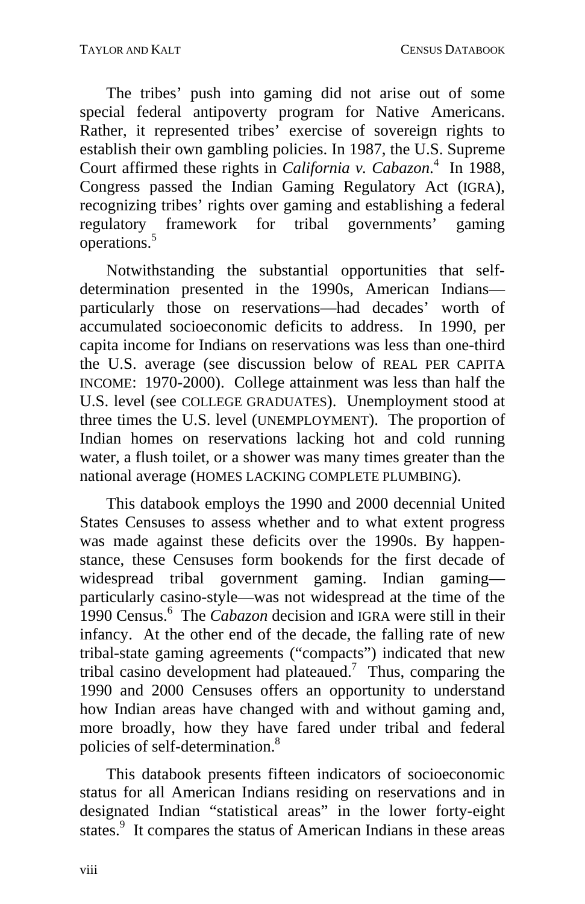The tribes' push into gaming did not arise out of some special federal antipoverty program for Native Americans. Rather, it represented tribes' exercise of sovereign rights to establish their own gambling policies. In 1987, the U.S. Supreme Court affirmed these rights in *California v. Cabazon*.[4] In 1988, Congress passed the Indian Gaming Regulatory Act (IGRA), recognizing tribes' rights over gaming and establishing a federal regulatory framework for tribal governments' gaming operations.[5]

Notwithstanding the substantial opportunities that self-determination presented in the 1990s, American Indians—particularly those on reservations—had decades' worth of accumulated socioeconomic deficits to address. In 1990, per capita income for Indians on reservations was less than one-third the U.S. average (see discussion below of REAL PER CAPITA INCOME: 1970-2000). College attainment was less than half the U.S. level (see COLLEGE GRADUATES). Unemployment stood at three times the U.S. level (UNEMPLOYMENT). The proportion of Indian homes on reservations lacking hot and cold running water, a flush toilet, or a shower was many times greater than the national average (HOMES LACKING COMPLETE PLUMBING).

This databook employs the 1990 and 2000 decennial United States Censuses to assess whether and to what extent progress was made against these deficits over the 1990s. By happenstance, these Censuses form bookends for the first decade of widespread tribal government gaming. Indian gaming—particularly casino-style—was not widespread at the time of the 1990 Census.[6] The *Cabazon* decision and IGRA were still in their infancy. At the other end of the decade, the falling rate of new tribal-state gaming agreements ("compacts") indicated that new tribal casino development had plateaued.[7] Thus, comparing the 1990 and 2000 Censuses offers an opportunity to understand how Indian areas have changed with and without gaming and, more broadly, how they have fared under tribal and federal policies of self-determination.[8]

This databook presents fifteen indicators of socioeconomic status for all American Indians residing on reservations and in designated Indian "statistical areas" in the lower forty-eight states.[9] It compares the status of American Indians in these areas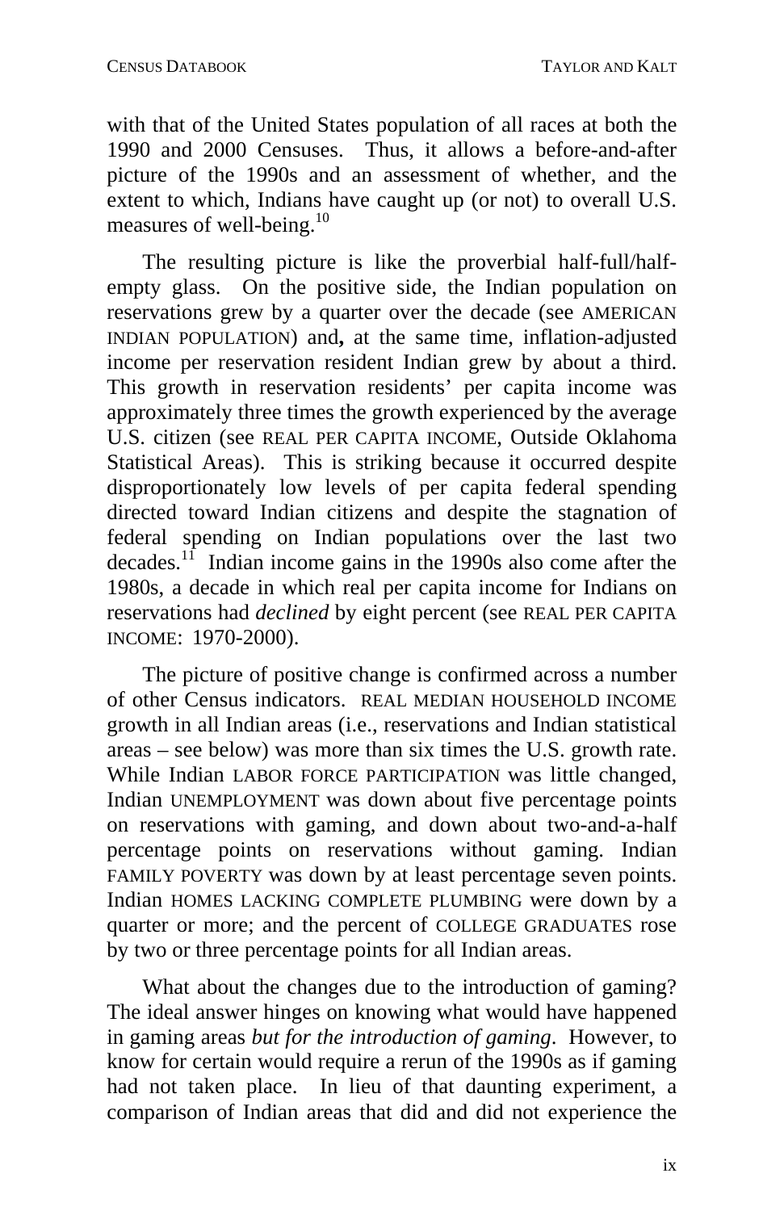with that of the United States population of all races at both the 1990 and 2000 Censuses. Thus, it allows a before-and-after picture of the 1990s and an assessment of whether, and the extent to which, Indians have caught up (or not) to overall U.S. measures of well-being.[10]

The resulting picture is like the proverbial half-full/half-empty glass. On the positive side, the Indian population on reservations grew by a quarter over the decade (see AMERICAN INDIAN POPULATION) and**,** at the same time, inflation-adjusted income per reservation resident Indian grew by about a third. This growth in reservation residents' per capita income was approximately three times the growth experienced by the average U.S. citizen (see REAL PER CAPITA INCOME, Outside Oklahoma Statistical Areas). This is striking because it occurred despite disproportionately low levels of per capita federal spending directed toward Indian citizens and despite the stagnation of federal spending on Indian populations over the last two decades.[11] Indian income gains in the 1990s also come after the 1980s, a decade in which real per capita income for Indians on reservations had *declined* by eight percent (see REAL PER CAPITA INCOME: 1970-2000).

The picture of positive change is confirmed across a number of other Census indicators. REAL MEDIAN HOUSEHOLD INCOME growth in all Indian areas (i.e., reservations and Indian statistical areas – see below) was more than six times the U.S. growth rate. While Indian LABOR FORCE PARTICIPATION was little changed, Indian UNEMPLOYMENT was down about five percentage points on reservations with gaming, and down about two-and-a-half percentage points on reservations without gaming. Indian FAMILY POVERTY was down by at least percentage seven points. Indian HOMES LACKING COMPLETE PLUMBING were down by a quarter or more; and the percent of COLLEGE GRADUATES rose by two or three percentage points for all Indian areas.

What about the changes due to the introduction of gaming? The ideal answer hinges on knowing what would have happened in gaming areas *but for the introduction of gaming*. However, to know for certain would require a rerun of the 1990s as if gaming had not taken place. In lieu of that daunting experiment, a comparison of Indian areas that did and did not experience the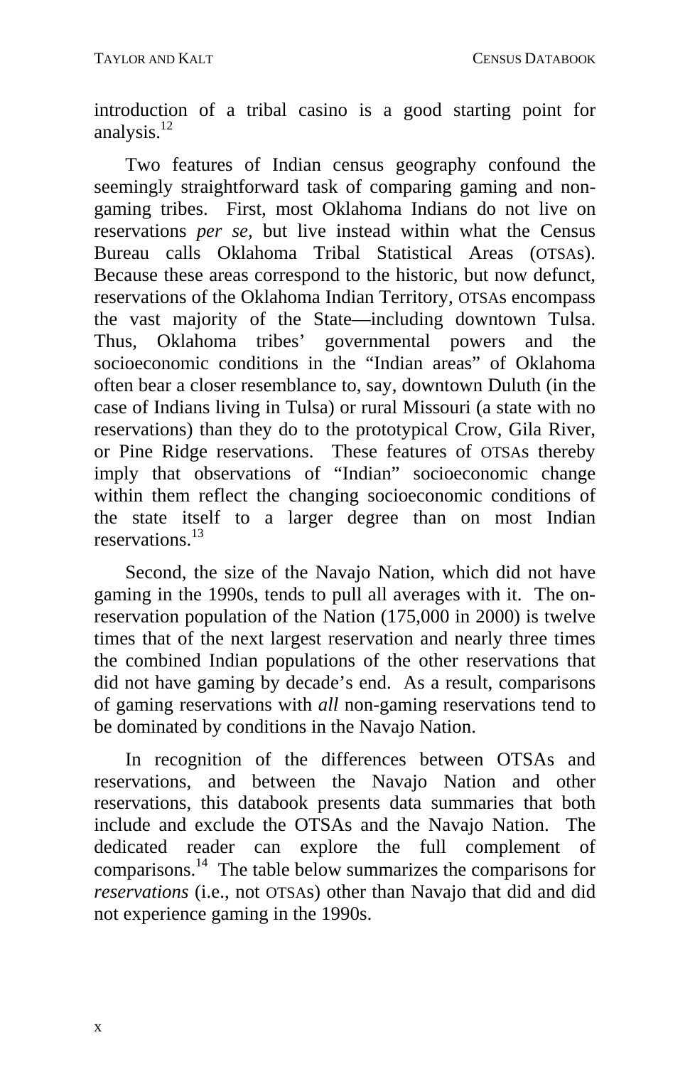introduction of a tribal casino is a good starting point for analysis.[12]

Two features of Indian census geography confound the seemingly straightforward task of comparing gaming and non-gaming tribes. First, most Oklahoma Indians do not live on reservations *per se*, but live instead within what the Census Bureau calls Oklahoma Tribal Statistical Areas (OTSAs). Because these areas correspond to the historic, but now defunct, reservations of the Oklahoma Indian Territory, OTSAs encompass the vast majority of the State—including downtown Tulsa. Thus, Oklahoma tribes' governmental powers and the socioeconomic conditions in the "Indian areas" of Oklahoma often bear a closer resemblance to, say, downtown Duluth (in the case of Indians living in Tulsa) or rural Missouri (a state with no reservations) than they do to the prototypical Crow, Gila River, or Pine Ridge reservations. These features of OTSAs thereby imply that observations of "Indian" socioeconomic change within them reflect the changing socioeconomic conditions of the state itself to a larger degree than on most Indian reservations.[13]

Second, the size of the Navajo Nation, which did not have gaming in the 1990s, tends to pull all averages with it. The on-reservation population of the Nation (175,000 in 2000) is twelve times that of the next largest reservation and nearly three times the combined Indian populations of the other reservations that did not have gaming by decade's end. As a result, comparisons of gaming reservations with *all* non-gaming reservations tend to be dominated by conditions in the Navajo Nation.

In recognition of the differences between OTSAs and reservations, and between the Navajo Nation and other reservations, this databook presents data summaries that both include and exclude the OTSAs and the Navajo Nation. The dedicated reader can explore the full complement of comparisons.[14] The table below summarizes the comparisons for *reservations* (i.e., not OTSAs) other than Navajo that did and did not experience gaming in the 1990s.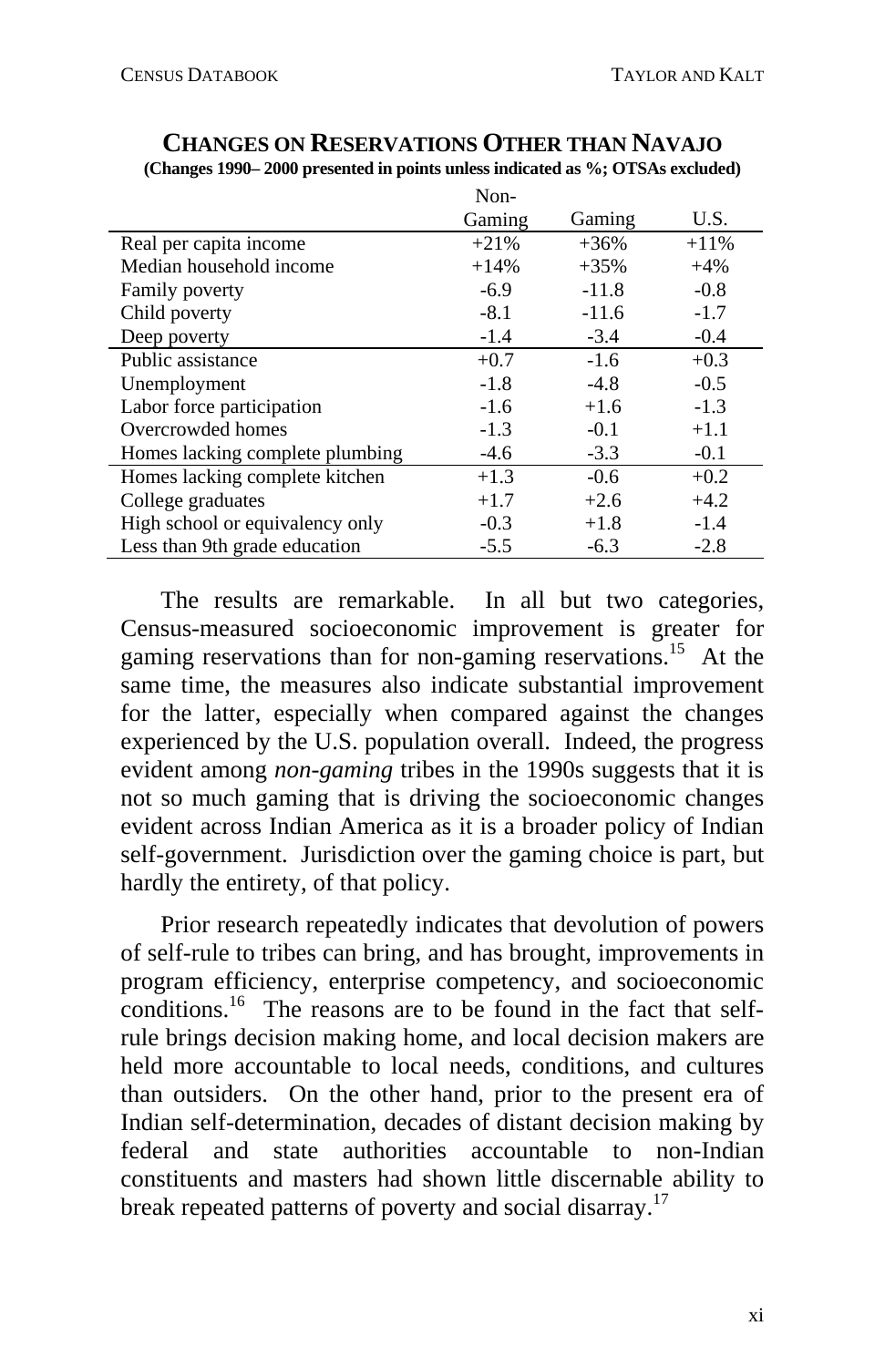### CHANGES ON RESERVATIONS OTHER THAN NAVAJO

**(Changes 1990– 2000 presented in points unless indicated as %; OTSAs excluded)**

| | Non-Gaming | Gaming | U.S. |
|---|---|---|---|
| Real per capita income | +21% | +36% | +11% |
| Median household income | +14% | +35% | +4% |
| Family poverty | -6.9 | -11.8 | -0.8 |
| Child poverty | -8.1 | -11.6 | -1.7 |
| Deep poverty | -1.4 | -3.4 | -0.4 |
| Public assistance | +0.7 | -1.6 | +0.3 |
| Unemployment | -1.8 | -4.8 | -0.5 |
| Labor force participation | -1.6 | +1.6 | -1.3 |
| Overcrowded homes | -1.3 | -0.1 | +1.1 |
| Homes lacking complete plumbing | -4.6 | -3.3 | -0.1 |
| Homes lacking complete kitchen | +1.3 | -0.6 | +0.2 |
| College graduates | +1.7 | +2.6 | +4.2 |
| High school or equivalency only | -0.3 | +1.8 | -1.4 |
| Less than 9th grade education | -5.5 | -6.3 | -2.8 |

The results are remarkable. In all but two categories, Census-measured socioeconomic improvement is greater for gaming reservations than for non-gaming reservations.[15] At the same time, the measures also indicate substantial improvement for the latter, especially when compared against the changes experienced by the U.S. population overall. Indeed, the progress evident among *non-gaming* tribes in the 1990s suggests that it is not so much gaming that is driving the socioeconomic changes evident across Indian America as it is a broader policy of Indian self-government. Jurisdiction over the gaming choice is part, but hardly the entirety, of that policy.

Prior research repeatedly indicates that devolution of powers of self-rule to tribes can bring, and has brought, improvements in program efficiency, enterprise competency, and socioeconomic conditions.[16] The reasons are to be found in the fact that self-rule brings decision making home, and local decision makers are held more accountable to local needs, conditions, and cultures than outsiders. On the other hand, prior to the present era of Indian self-determination, decades of distant decision making by federal and state authorities accountable to non-Indian constituents and masters had shown little discernable ability to break repeated patterns of poverty and social disarray.[17]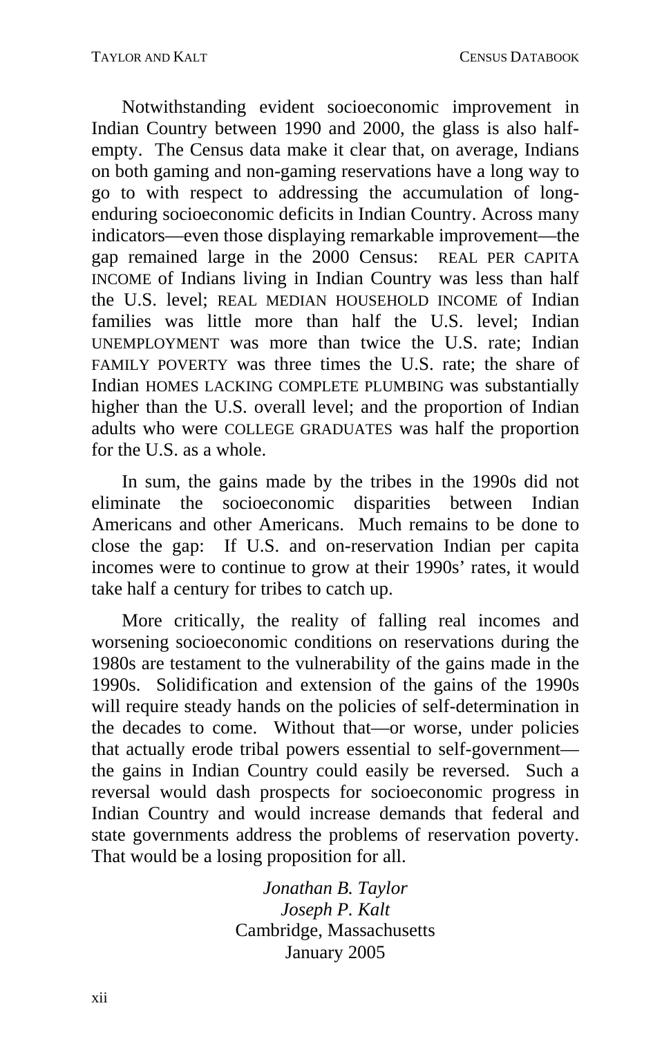Notwithstanding evident socioeconomic improvement in Indian Country between 1990 and 2000, the glass is also half-empty. The Census data make it clear that, on average, Indians on both gaming and non-gaming reservations have a long way to go to with respect to addressing the accumulation of long-enduring socioeconomic deficits in Indian Country. Across many indicators—even those displaying remarkable improvement—the gap remained large in the 2000 Census: REAL PER CAPITA INCOME of Indians living in Indian Country was less than half the U.S. level; REAL MEDIAN HOUSEHOLD INCOME of Indian families was little more than half the U.S. level; Indian UNEMPLOYMENT was more than twice the U.S. rate; Indian FAMILY POVERTY was three times the U.S. rate; the share of Indian HOMES LACKING COMPLETE PLUMBING was substantially higher than the U.S. overall level; and the proportion of Indian adults who were COLLEGE GRADUATES was half the proportion for the U.S. as a whole.

In sum, the gains made by the tribes in the 1990s did not eliminate the socioeconomic disparities between Indian Americans and other Americans. Much remains to be done to close the gap: If U.S. and on-reservation Indian per capita incomes were to continue to grow at their 1990s' rates, it would take half a century for tribes to catch up.

More critically, the reality of falling real incomes and worsening socioeconomic conditions on reservations during the 1980s are testament to the vulnerability of the gains made in the 1990s. Solidification and extension of the gains of the 1990s will require steady hands on the policies of self-determination in the decades to come. Without that—or worse, under policies that actually erode tribal powers essential to self-government—the gains in Indian Country could easily be reversed. Such a reversal would dash prospects for socioeconomic progress in Indian Country and would increase demands that federal and state governments address the problems of reservation poverty. That would be a losing proposition for all.

*Jonathan B. Taylor*
*Joseph P. Kalt*
Cambridge, Massachusetts
January 2005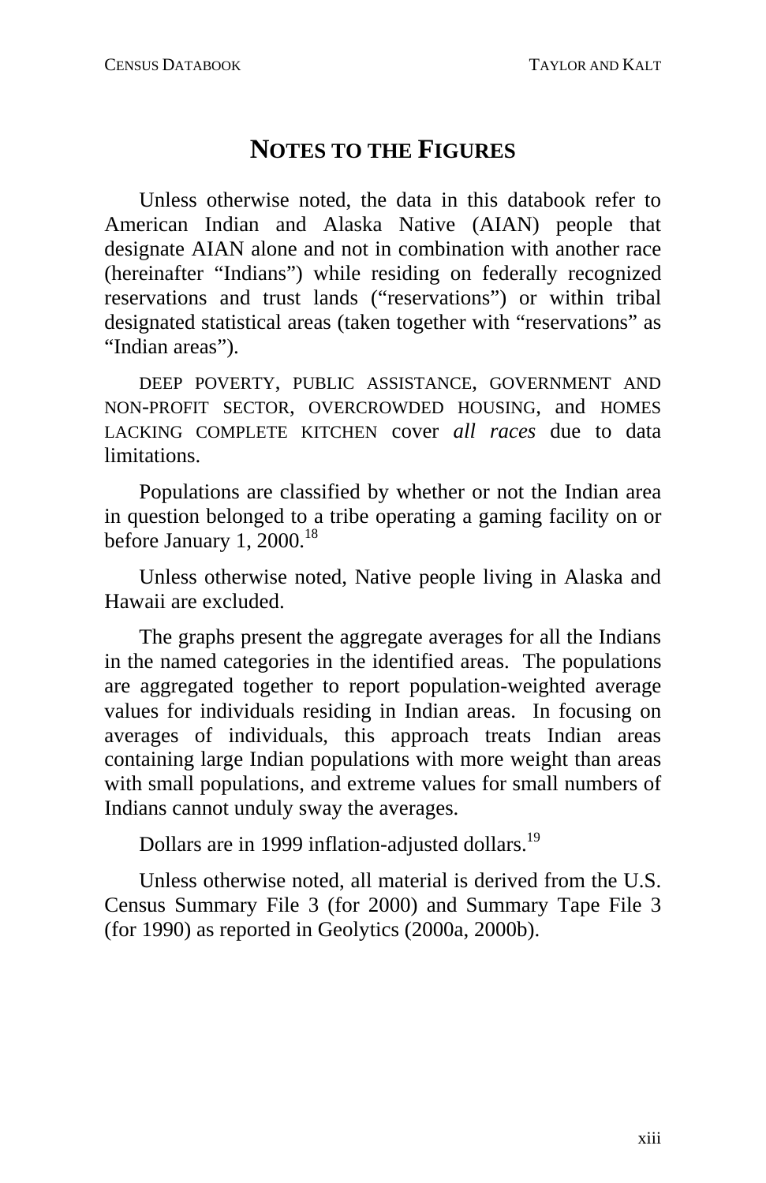## NOTES TO THE FIGURES

Unless otherwise noted, the data in this databook refer to American Indian and Alaska Native (AIAN) people that designate AIAN alone and not in combination with another race (hereinafter "Indians") while residing on federally recognized reservations and trust lands ("reservations") or within tribal designated statistical areas (taken together with "reservations" as "Indian areas").

DEEP POVERTY, PUBLIC ASSISTANCE, GOVERNMENT AND NON-PROFIT SECTOR, OVERCROWDED HOUSING, and HOMES LACKING COMPLETE KITCHEN cover *all races* due to data limitations.

Populations are classified by whether or not the Indian area in question belonged to a tribe operating a gaming facility on or before January 1, 2000.[18]

Unless otherwise noted, Native people living in Alaska and Hawaii are excluded.

The graphs present the aggregate averages for all the Indians in the named categories in the identified areas. The populations are aggregated together to report population-weighted average values for individuals residing in Indian areas. In focusing on averages of individuals, this approach treats Indian areas containing large Indian populations with more weight than areas with small populations, and extreme values for small numbers of Indians cannot unduly sway the averages.

Dollars are in 1999 inflation-adjusted dollars.[19]

Unless otherwise noted, all material is derived from the U.S. Census Summary File 3 (for 2000) and Summary Tape File 3 (for 1990) as reported in Geolytics (2000a, 2000b).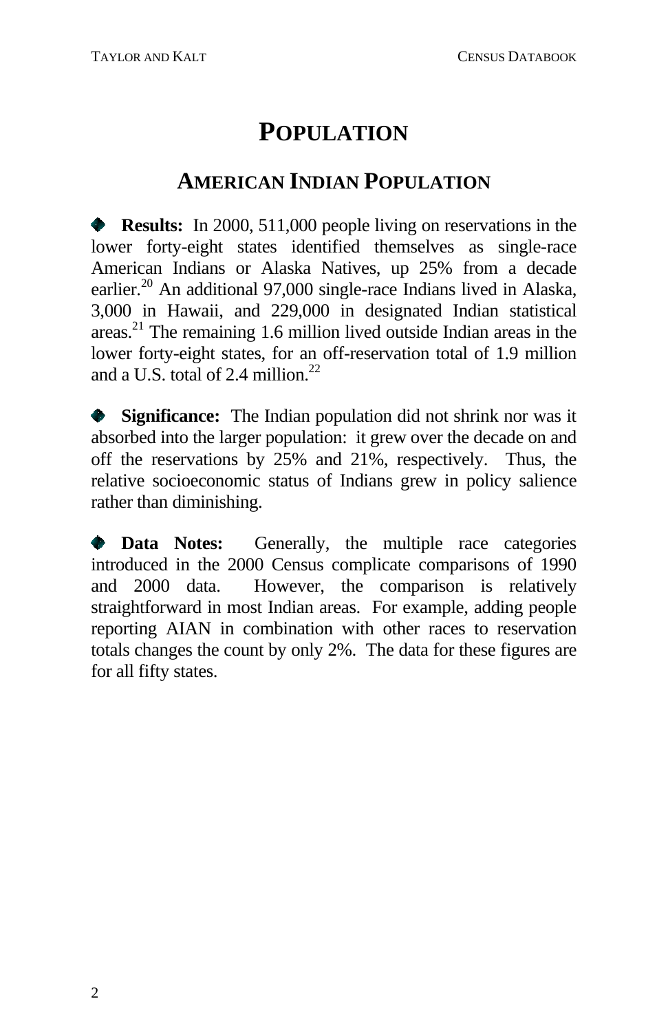# POPULATION

## AMERICAN INDIAN POPULATION

- **Results:** In 2000, 511,000 people living on reservations in the lower forty-eight states identified themselves as single-race American Indians or Alaska Natives, up 25% from a decade earlier.[20] An additional 97,000 single-race Indians lived in Alaska, 3,000 in Hawaii, and 229,000 in designated Indian statistical areas.[21] The remaining 1.6 million lived outside Indian areas in the lower forty-eight states, for an off-reservation total of 1.9 million and a U.S. total of 2.4 million.[22]

- **Significance:** The Indian population did not shrink nor was it absorbed into the larger population: it grew over the decade on and off the reservations by 25% and 21%, respectively. Thus, the relative socioeconomic status of Indians grew in policy salience rather than diminishing.

- **Data Notes:** Generally, the multiple race categories introduced in the 2000 Census complicate comparisons of 1990 and 2000 data. However, the comparison is relatively straightforward in most Indian areas. For example, adding people reporting AIAN in combination with other races to reservation totals changes the count by only 2%. The data for these figures are for all fifty states.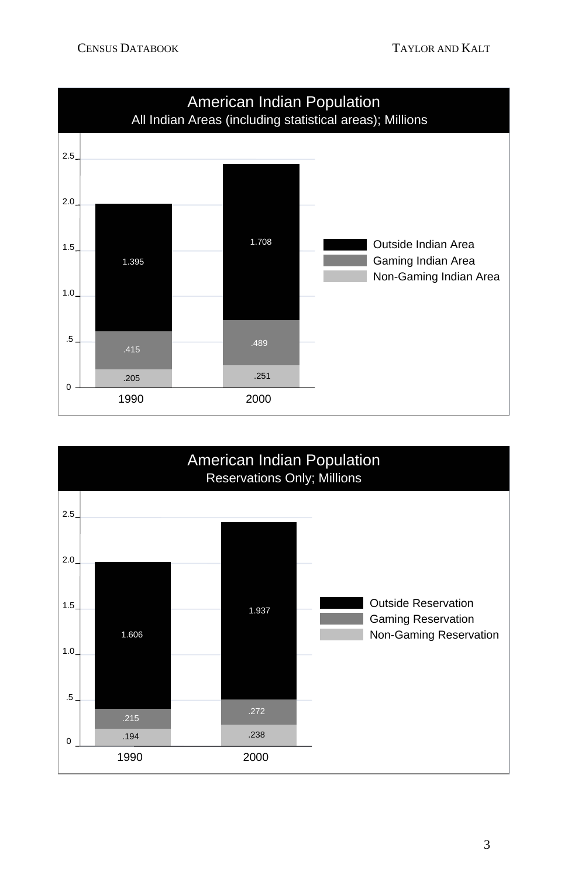## American Indian Population

All Indian Areas (including statistical areas); Millions

| | 1990 | 2000 |
|---|---|---|
| Outside Indian Area | 1.395 | 1.708 |
| Gaming Indian Area | .415 | .489 |
| Non-Gaming Indian Area | .205 | .251 |

## American Indian Population

Reservations Only; Millions

| | 1990 | 2000 |
|---|---|---|
| Outside Reservation | 1.606 | 1.937 |
| Gaming Reservation | .215 | .272 |
| Non-Gaming Reservation | .194 | .238 |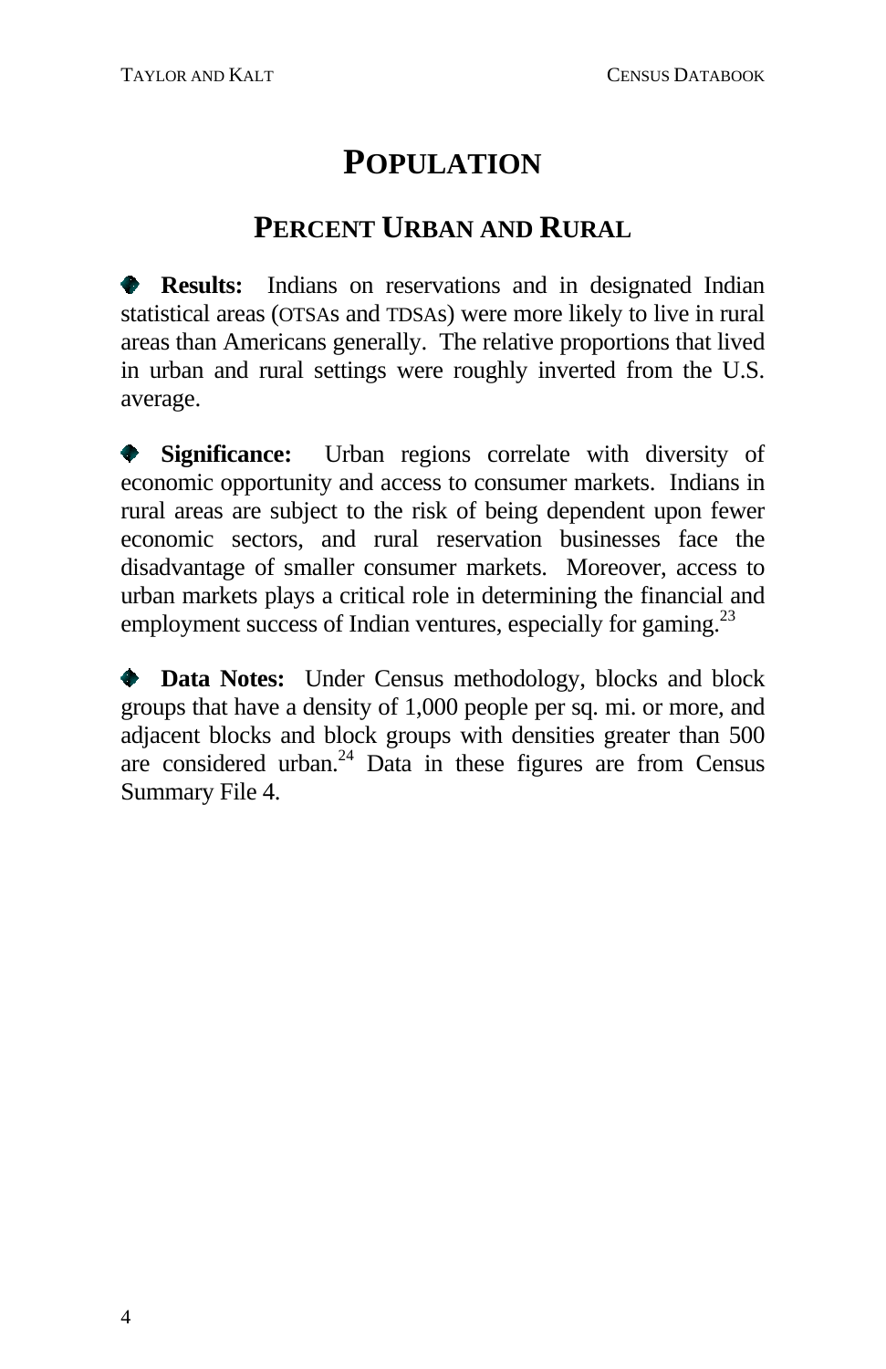# POPULATION

## PERCENT URBAN AND RURAL

- **Results:** Indians on reservations and in designated Indian statistical areas (OTSAs and TDSAs) were more likely to live in rural areas than Americans generally. The relative proportions that lived in urban and rural settings were roughly inverted from the U.S. average.

- **Significance:** Urban regions correlate with diversity of economic opportunity and access to consumer markets. Indians in rural areas are subject to the risk of being dependent upon fewer economic sectors, and rural reservation businesses face the disadvantage of smaller consumer markets. Moreover, access to urban markets plays a critical role in determining the financial and employment success of Indian ventures, especially for gaming.[23]

- **Data Notes:** Under Census methodology, blocks and block groups that have a density of 1,000 people per sq. mi. or more, and adjacent blocks and block groups with densities greater than 500 are considered urban.[24] Data in these figures are from Census Summary File 4.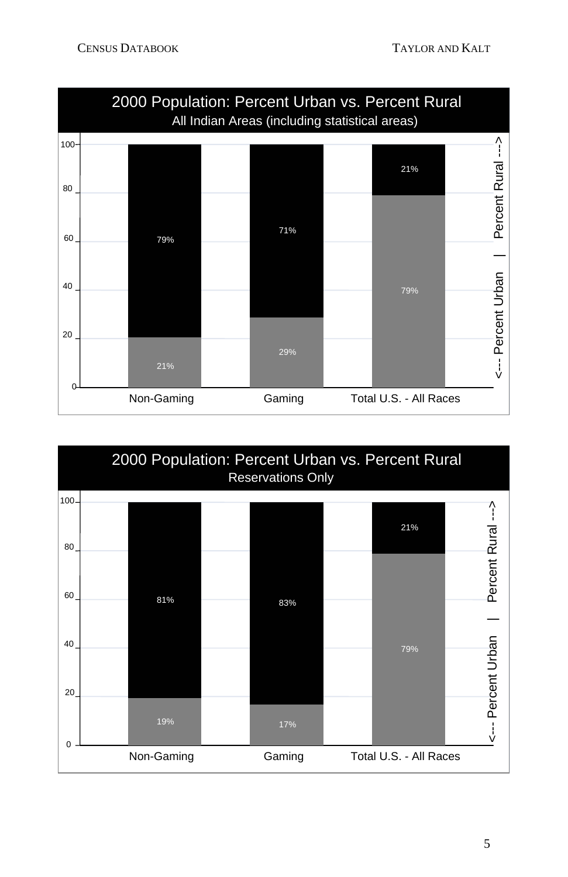## 2000 Population: Percent Urban vs. Percent Rural

All Indian Areas (including statistical areas)

| | Non-Gaming | Gaming | Total U.S. - All Races |
|---|---|---|---|
| Percent Urban | 21% | 29% | 79% |
| Percent Rural | 79% | 71% | 21% |

## 2000 Population: Percent Urban vs. Percent Rural

Reservations Only

| | Non-Gaming | Gaming | Total U.S. - All Races |
|---|---|---|---|
| Percent Urban | 19% | 17% | 79% |
| Percent Rural | 81% | 83% | 21% |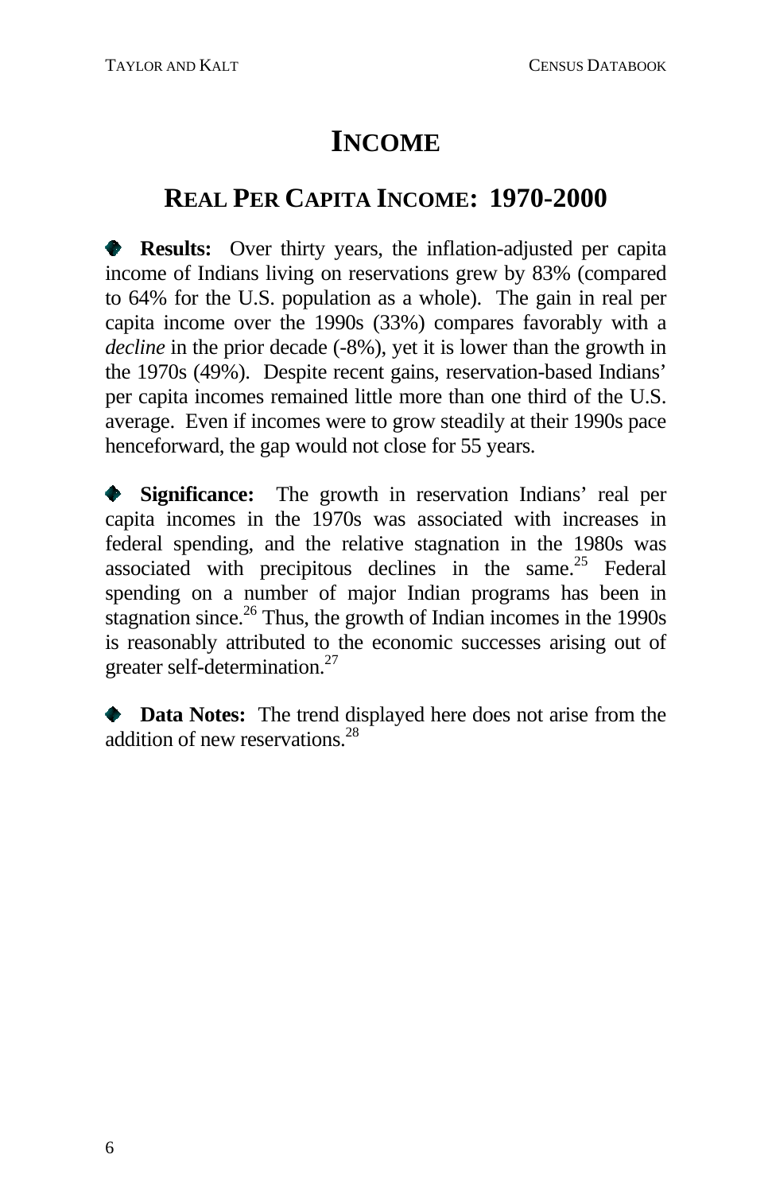# INCOME

## REAL PER CAPITA INCOME: 1970-2000

- **Results:** Over thirty years, the inflation-adjusted per capita income of Indians living on reservations grew by 83% (compared to 64% for the U.S. population as a whole). The gain in real per capita income over the 1990s (33%) compares favorably with a *decline* in the prior decade (-8%), yet it is lower than the growth in the 1970s (49%). Despite recent gains, reservation-based Indians' per capita incomes remained little more than one third of the U.S. average. Even if incomes were to grow steadily at their 1990s pace henceforward, the gap would not close for 55 years.

- **Significance:** The growth in reservation Indians' real per capita incomes in the 1970s was associated with increases in federal spending, and the relative stagnation in the 1980s was associated with precipitous declines in the same.[25] Federal spending on a number of major Indian programs has been in stagnation since.[26] Thus, the growth of Indian incomes in the 1990s is reasonably attributed to the economic successes arising out of greater self-determination.[27]

- **Data Notes:** The trend displayed here does not arise from the addition of new reservations.[28]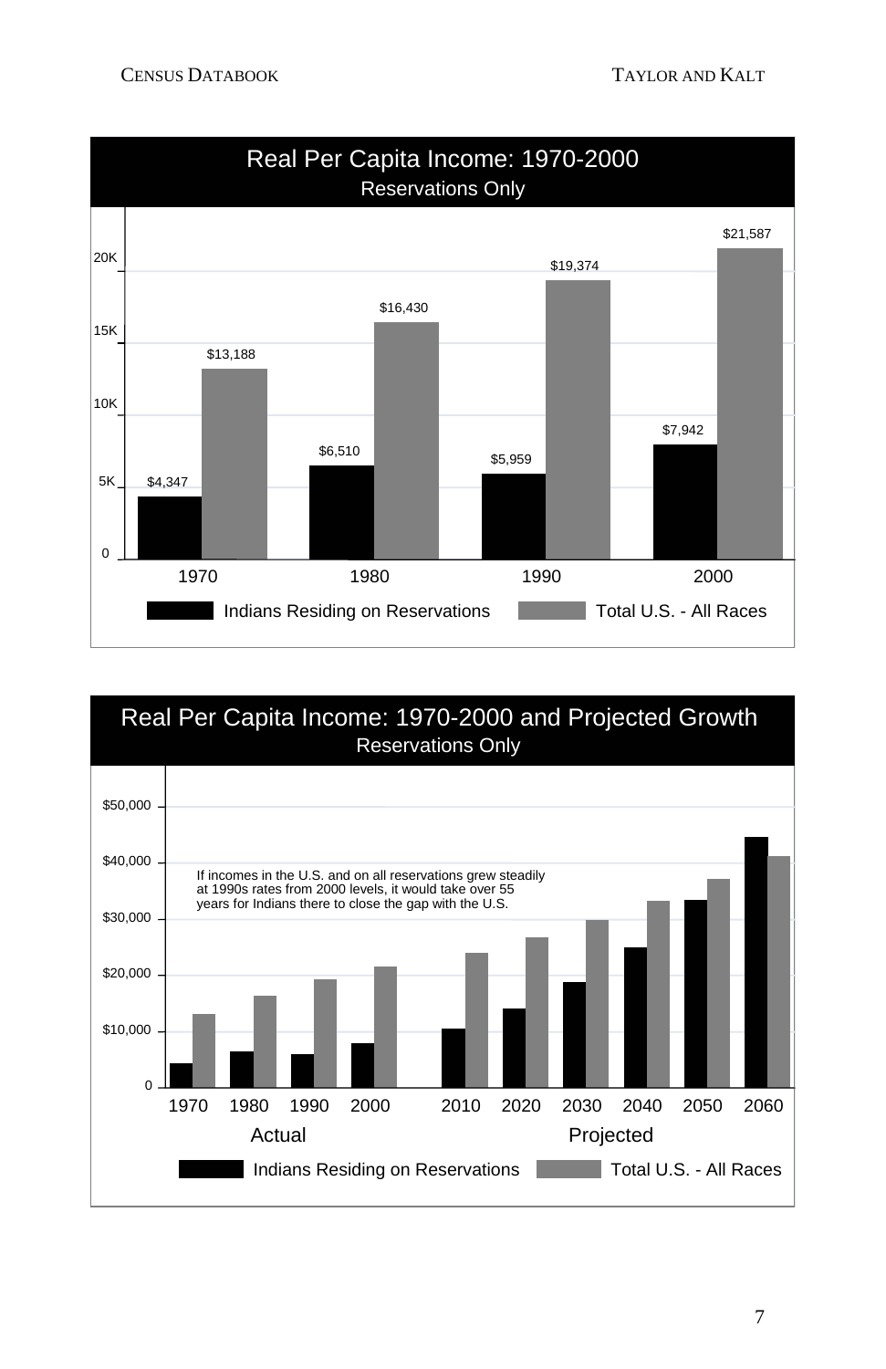**Real Per Capita Income: 1970-2000**
Reservations Only

| Year | Indians Residing on Reservations | Total U.S. - All Races |
|---|---|---|
| 1970 | $4,347 | $13,188 |
| 1980 | $6,510 | $16,430 |
| 1990 | $5,959 | $19,374 |
| 2000 | $7,942 | $21,587 |

**Real Per Capita Income: 1970-2000 and Projected Growth**
Reservations Only

If incomes in the U.S. and on all reservations grew steadily at 1990s rates from 2000 levels, it would take over 55 years for Indians there to close the gap with the U.S.

Actual: 1970, 1980, 1990, 2000
Projected: 2010, 2020, 2030, 2040, 2050, 2060

Indians Residing on Reservations | Total U.S. - All Races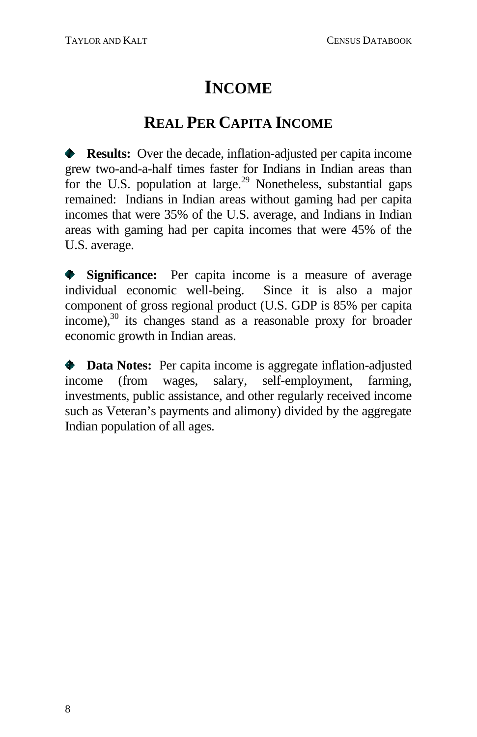# INCOME

## REAL PER CAPITA INCOME

- **Results:** Over the decade, inflation-adjusted per capita income grew two-and-a-half times faster for Indians in Indian areas than for the U.S. population at large.[29] Nonetheless, substantial gaps remained: Indians in Indian areas without gaming had per capita incomes that were 35% of the U.S. average, and Indians in Indian areas with gaming had per capita incomes that were 45% of the U.S. average.

- **Significance:** Per capita income is a measure of average individual economic well-being. Since it is also a major component of gross regional product (U.S. GDP is 85% per capita income),[30] its changes stand as a reasonable proxy for broader economic growth in Indian areas.

- **Data Notes:** Per capita income is aggregate inflation-adjusted income (from wages, salary, self-employment, farming, investments, public assistance, and other regularly received income such as Veteran's payments and alimony) divided by the aggregate Indian population of all ages.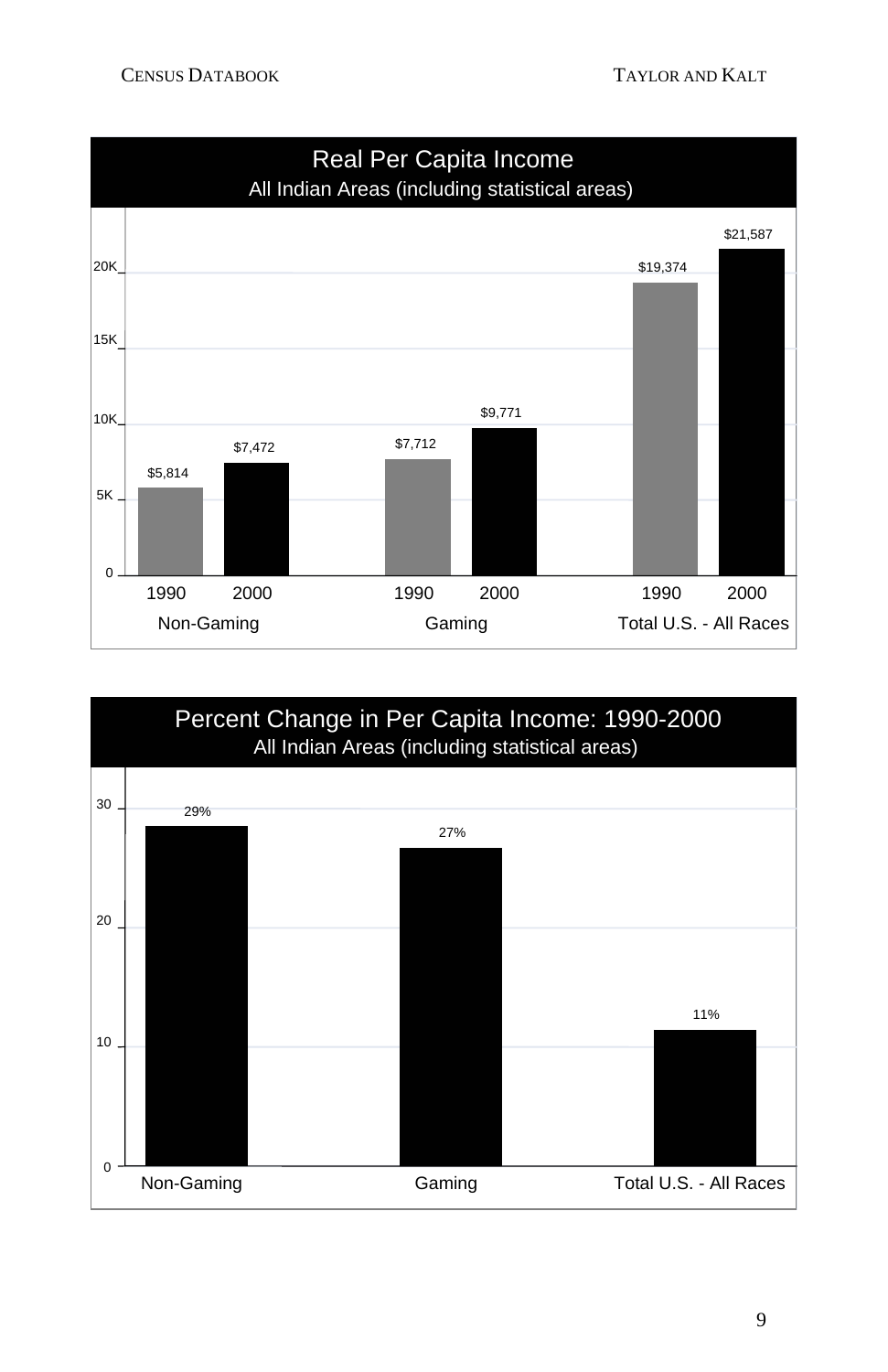## Real Per Capita Income

All Indian Areas (including statistical areas)

| | 1990 | 2000 |
|---|---|---|
| Non-Gaming | $5,814 | $7,472 |
| Gaming | $7,712 | $9,771 |
| Total U.S. - All Races | $19,374 | $21,587 |

## Percent Change in Per Capita Income: 1990-2000

All Indian Areas (including statistical areas)

| | Percent Change |
|---|---|
| Non-Gaming | 29% |
| Gaming | 27% |
| Total U.S. - All Races | 11% |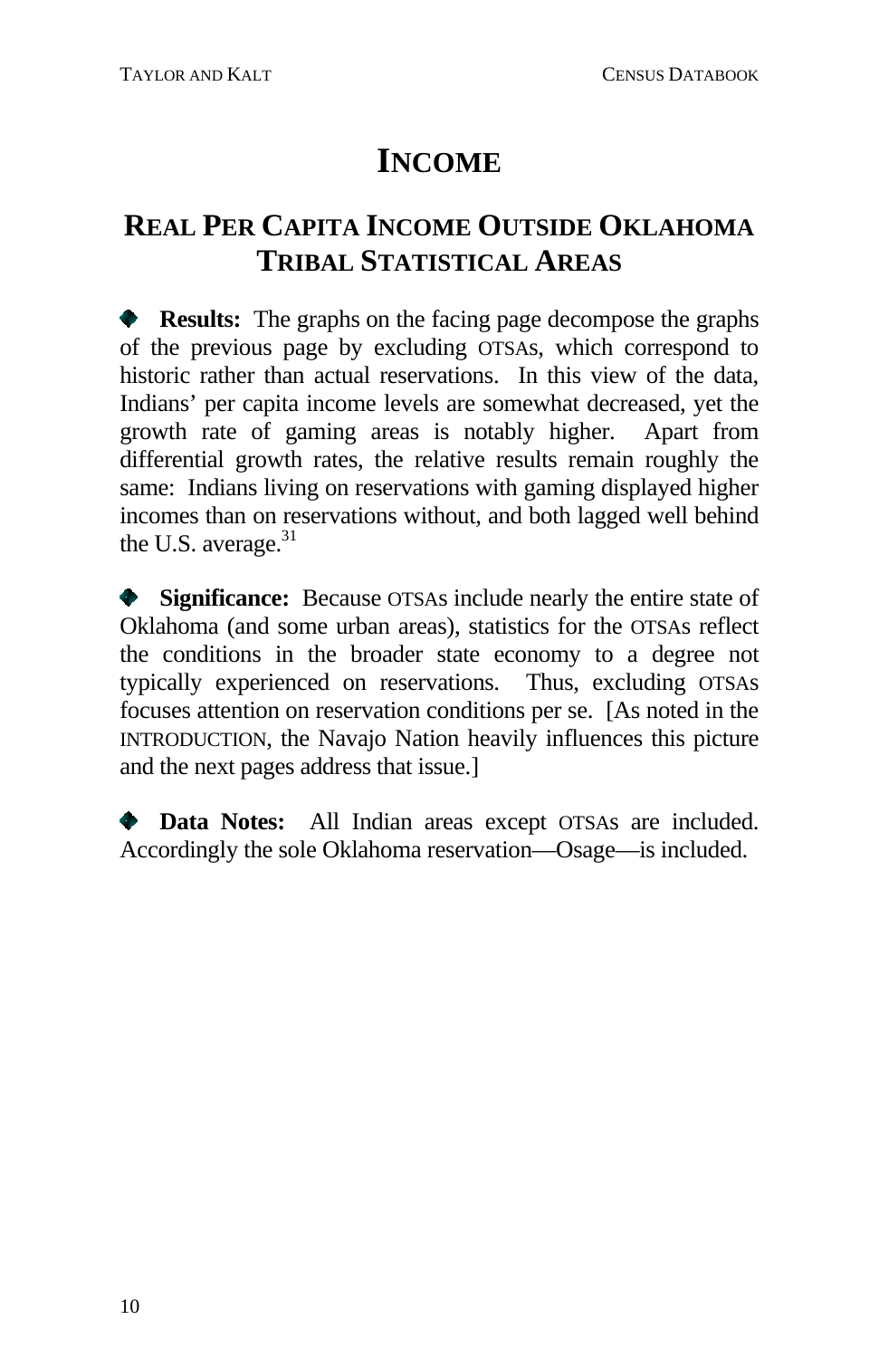# INCOME

## REAL PER CAPITA INCOME OUTSIDE OKLAHOMA TRIBAL STATISTICAL AREAS

- **Results:** The graphs on the facing page decompose the graphs of the previous page by excluding OTSAs, which correspond to historic rather than actual reservations. In this view of the data, Indians' per capita income levels are somewhat decreased, yet the growth rate of gaming areas is notably higher. Apart from differential growth rates, the relative results remain roughly the same: Indians living on reservations with gaming displayed higher incomes than on reservations without, and both lagged well behind the U.S. average.[31]

- **Significance:** Because OTSAs include nearly the entire state of Oklahoma (and some urban areas), statistics for the OTSAs reflect the conditions in the broader state economy to a degree not typically experienced on reservations. Thus, excluding OTSAs focuses attention on reservation conditions per se. [As noted in the INTRODUCTION, the Navajo Nation heavily influences this picture and the next pages address that issue.]

- **Data Notes:** All Indian areas except OTSAs are included. Accordingly the sole Oklahoma reservation—Osage—is included.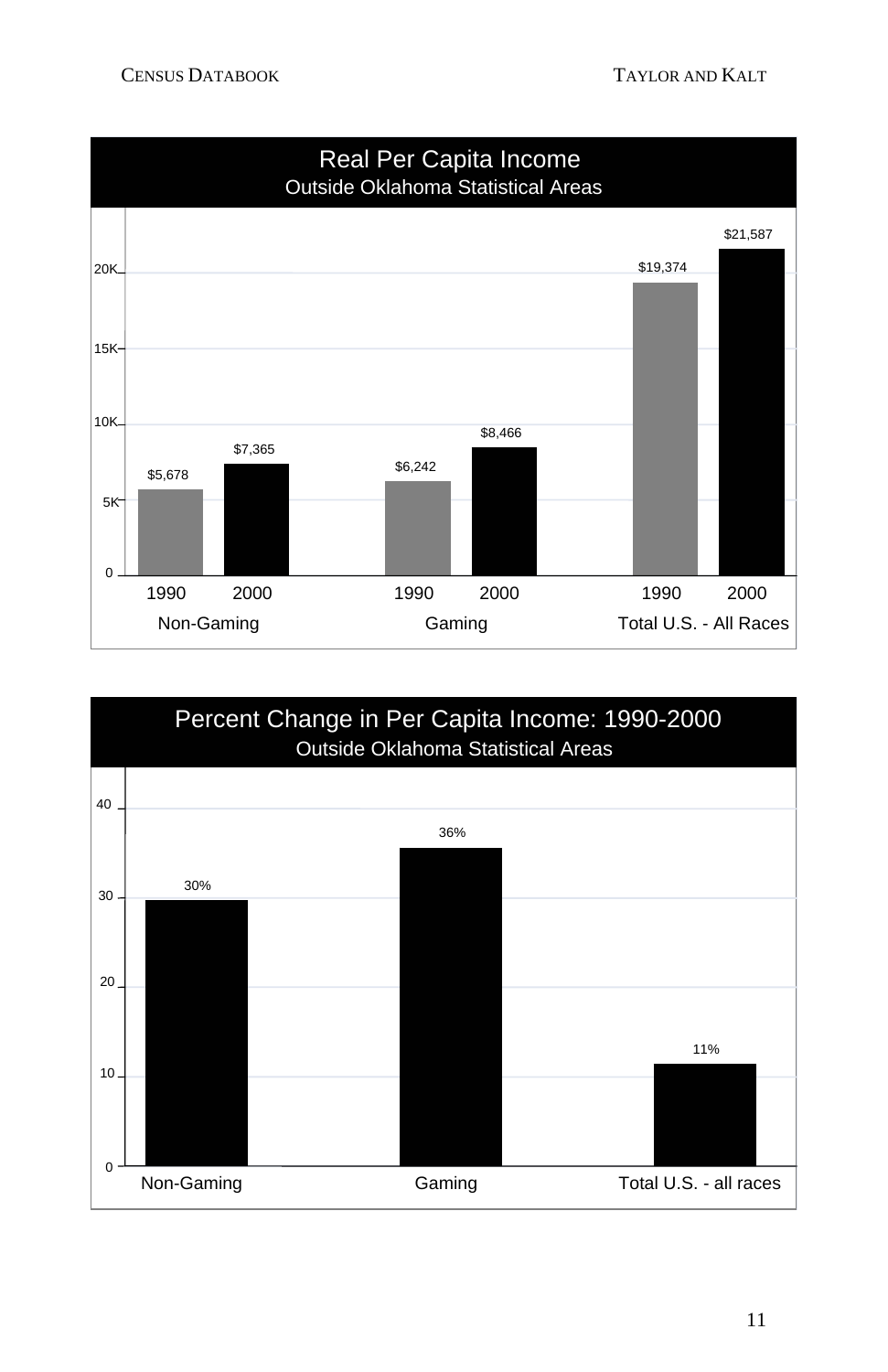## Real Per Capita Income

Outside Oklahoma Statistical Areas

| | 1990 | 2000 |
|---|---|---|
| Non-Gaming | $5,678 | $7,365 |
| Gaming | $6,242 | $8,466 |
| Total U.S. - All Races | $19,374 | $21,587 |

## Percent Change in Per Capita Income: 1990-2000

Outside Oklahoma Statistical Areas

| | Percent Change |
|---|---|
| Non-Gaming | 30% |
| Gaming | 36% |
| Total U.S. - all races | 11% |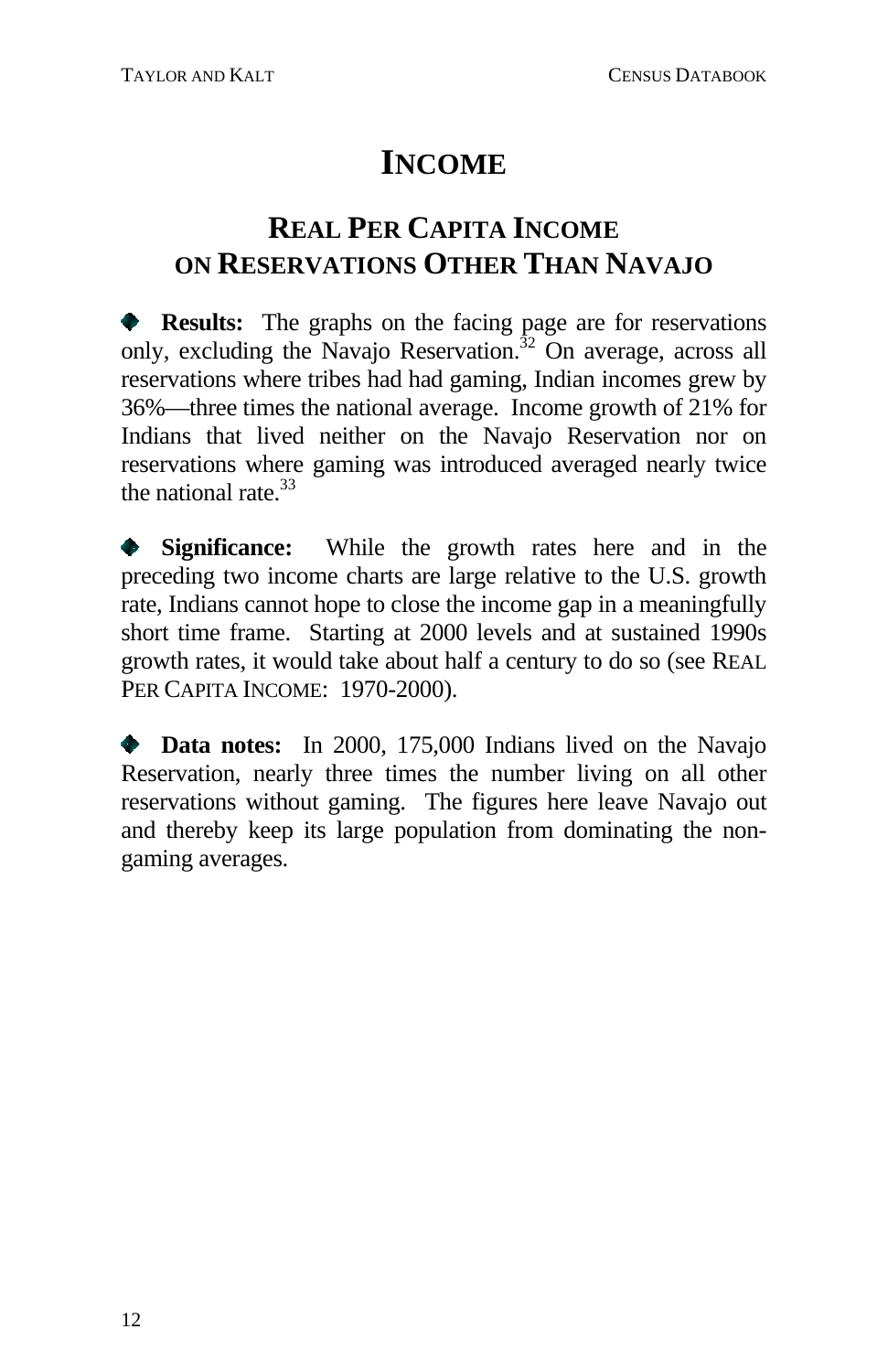# INCOME

## REAL PER CAPITA INCOME ON RESERVATIONS OTHER THAN NAVAJO

- **Results:** The graphs on the facing page are for reservations only, excluding the Navajo Reservation.[32] On average, across all reservations where tribes had had gaming, Indian incomes grew by 36%—three times the national average. Income growth of 21% for Indians that lived neither on the Navajo Reservation nor on reservations where gaming was introduced averaged nearly twice the national rate.[33]

- **Significance:** While the growth rates here and in the preceding two income charts are large relative to the U.S. growth rate, Indians cannot hope to close the income gap in a meaningfully short time frame. Starting at 2000 levels and at sustained 1990s growth rates, it would take about half a century to do so (see REAL PER CAPITA INCOME: 1970-2000).

- **Data notes:** In 2000, 175,000 Indians lived on the Navajo Reservation, nearly three times the number living on all other reservations without gaming. The figures here leave Navajo out and thereby keep its large population from dominating the non-gaming averages.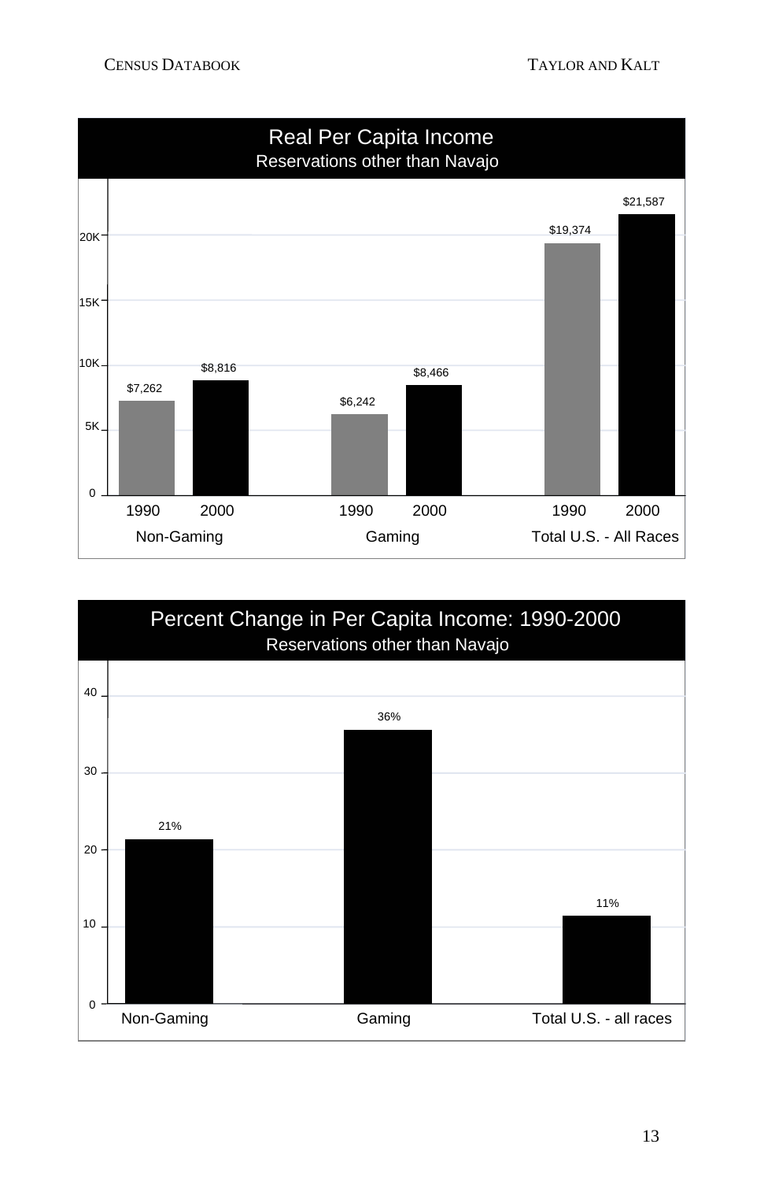## Real Per Capita Income

Reservations other than Navajo

| | 1990 | 2000 |
|---|---|---|
| Non-Gaming | $7,262 | $8,816 |
| Gaming | $6,242 | $8,466 |
| Total U.S. - All Races | $19,374 | $21,587 |

## Percent Change in Per Capita Income: 1990-2000

Reservations other than Navajo

| | Percent Change |
|---|---|
| Non-Gaming | 21% |
| Gaming | 36% |
| Total U.S. - all races | 11% |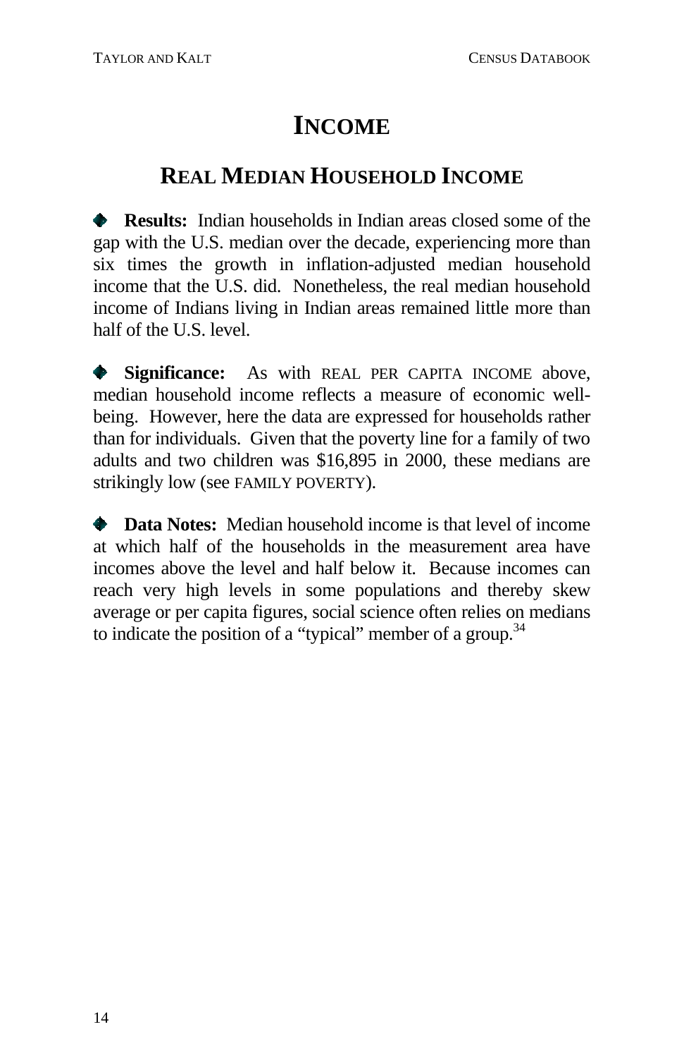# INCOME

## REAL MEDIAN HOUSEHOLD INCOME

- **Results:** Indian households in Indian areas closed some of the gap with the U.S. median over the decade, experiencing more than six times the growth in inflation-adjusted median household income that the U.S. did. Nonetheless, the real median household income of Indians living in Indian areas remained little more than half of the U.S. level.

- **Significance:** As with REAL PER CAPITA INCOME above, median household income reflects a measure of economic well-being. However, here the data are expressed for households rather than for individuals. Given that the poverty line for a family of two adults and two children was $16,895 in 2000, these medians are strikingly low (see FAMILY POVERTY).

- **Data Notes:** Median household income is that level of income at which half of the households in the measurement area have incomes above the level and half below it. Because incomes can reach very high levels in some populations and thereby skew average or per capita figures, social science often relies on medians to indicate the position of a "typical" member of a group.[34]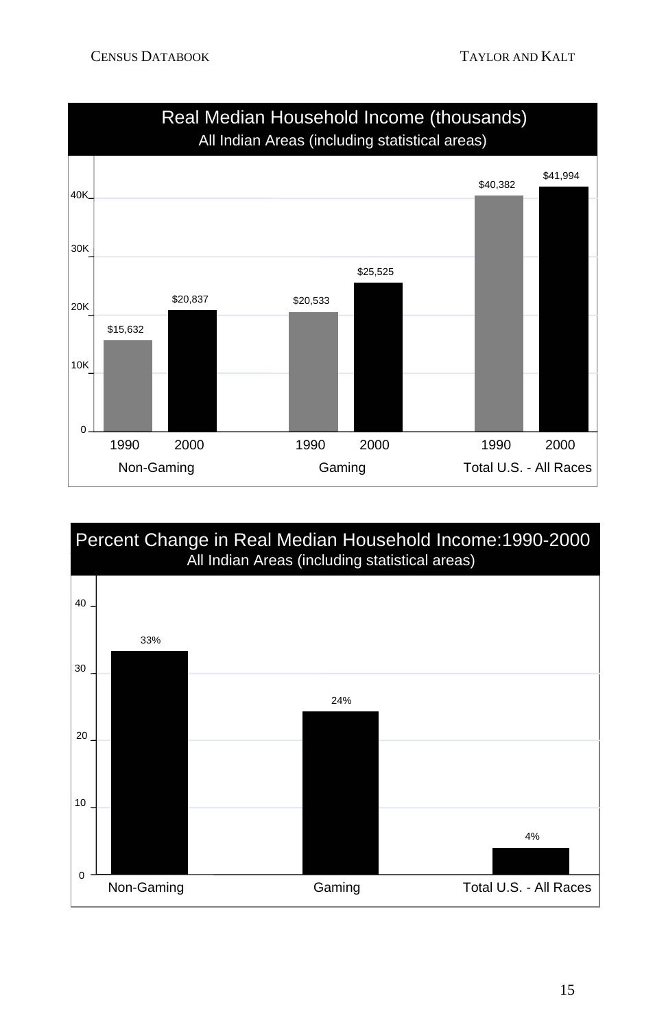## Real Median Household Income (thousands)

All Indian Areas (including statistical areas)

| | Non-Gaming | Gaming | Total U.S. - All Races |
|---|---|---|---|
| 1990 | $15,632 | $20,533 | $40,382 |
| 2000 | $20,837 | $25,525 | $41,994 |

## Percent Change in Real Median Household Income:1990-2000

All Indian Areas (including statistical areas)

| Non-Gaming | Gaming | Total U.S. - All Races |
|---|---|---|
| 33% | 24% | 4% |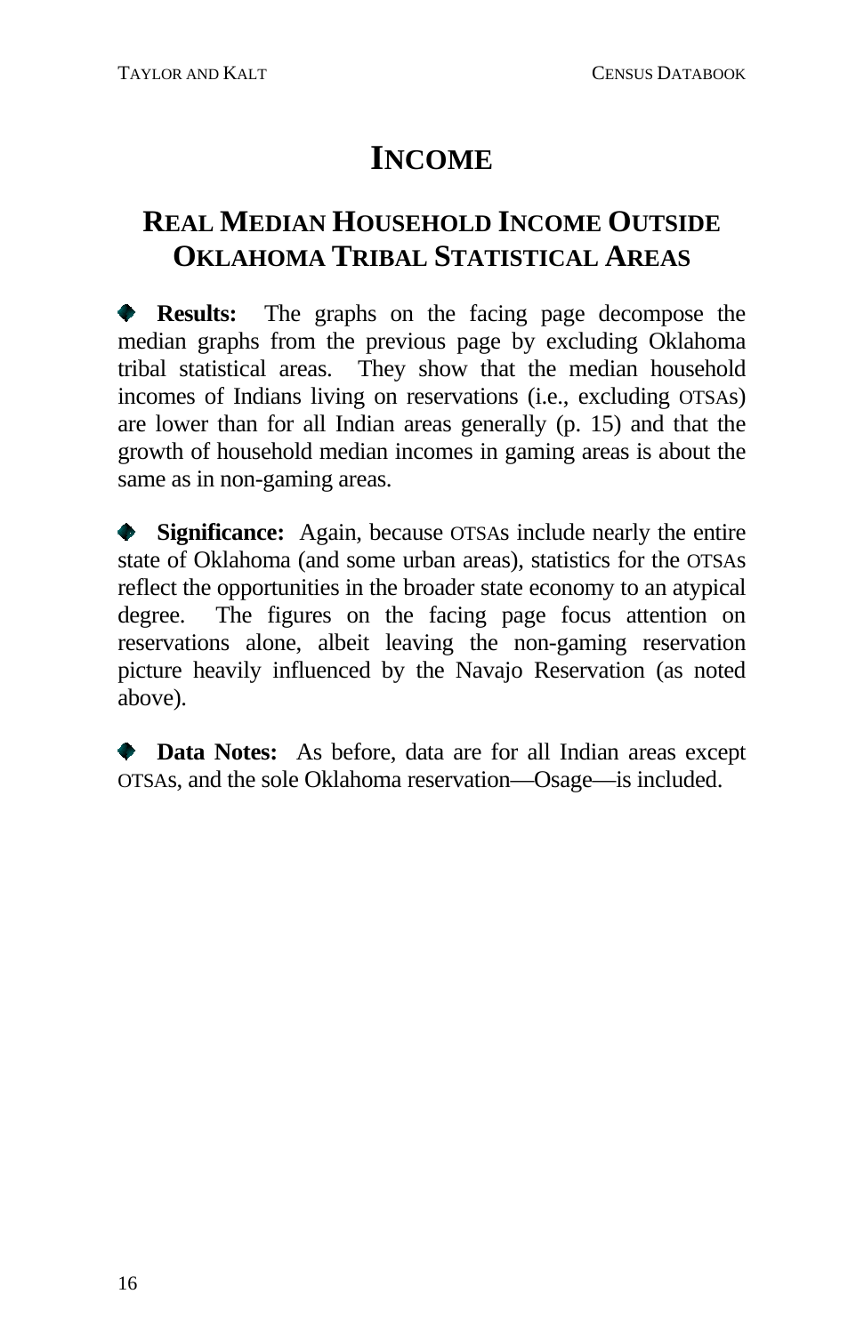# INCOME

## REAL MEDIAN HOUSEHOLD INCOME OUTSIDE OKLAHOMA TRIBAL STATISTICAL AREAS

- **Results:** The graphs on the facing page decompose the median graphs from the previous page by excluding Oklahoma tribal statistical areas. They show that the median household incomes of Indians living on reservations (i.e., excluding OTSAs) are lower than for all Indian areas generally (p. 15) and that the growth of household median incomes in gaming areas is about the same as in non-gaming areas.

- **Significance:** Again, because OTSAs include nearly the entire state of Oklahoma (and some urban areas), statistics for the OTSAs reflect the opportunities in the broader state economy to an atypical degree. The figures on the facing page focus attention on reservations alone, albeit leaving the non-gaming reservation picture heavily influenced by the Navajo Reservation (as noted above).

- **Data Notes:** As before, data are for all Indian areas except OTSAs, and the sole Oklahoma reservation—Osage—is included.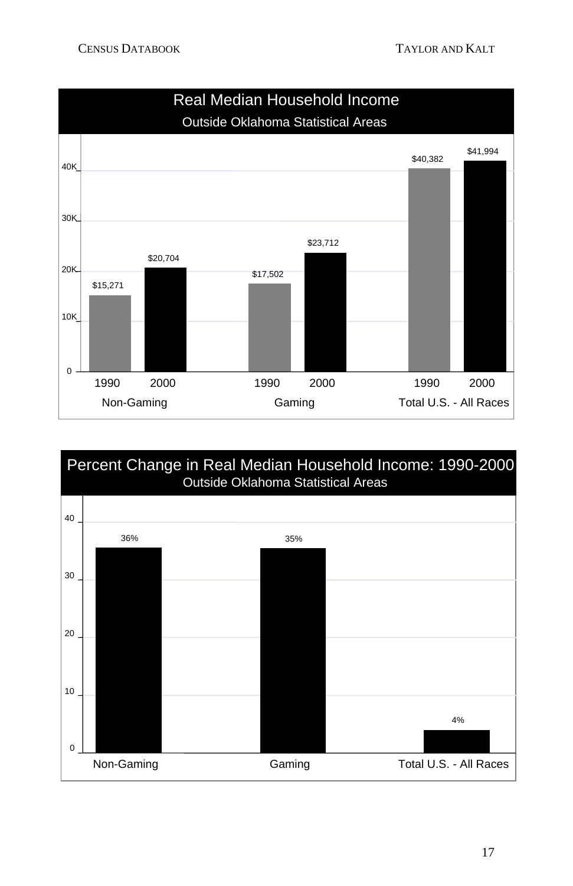## Real Median Household Income

Outside Oklahoma Statistical Areas

| | 1990 | 2000 |
|---|---|---|
| Non-Gaming | $15,271 | $20,704 |
| Gaming | $17,502 | $23,712 |
| Total U.S. - All Races | $40,382 | $41,994 |

## Percent Change in Real Median Household Income: 1990-2000

Outside Oklahoma Statistical Areas

| | Percent Change |
|---|---|
| Non-Gaming | 36% |
| Gaming | 35% |
| Total U.S. - All Races | 4% |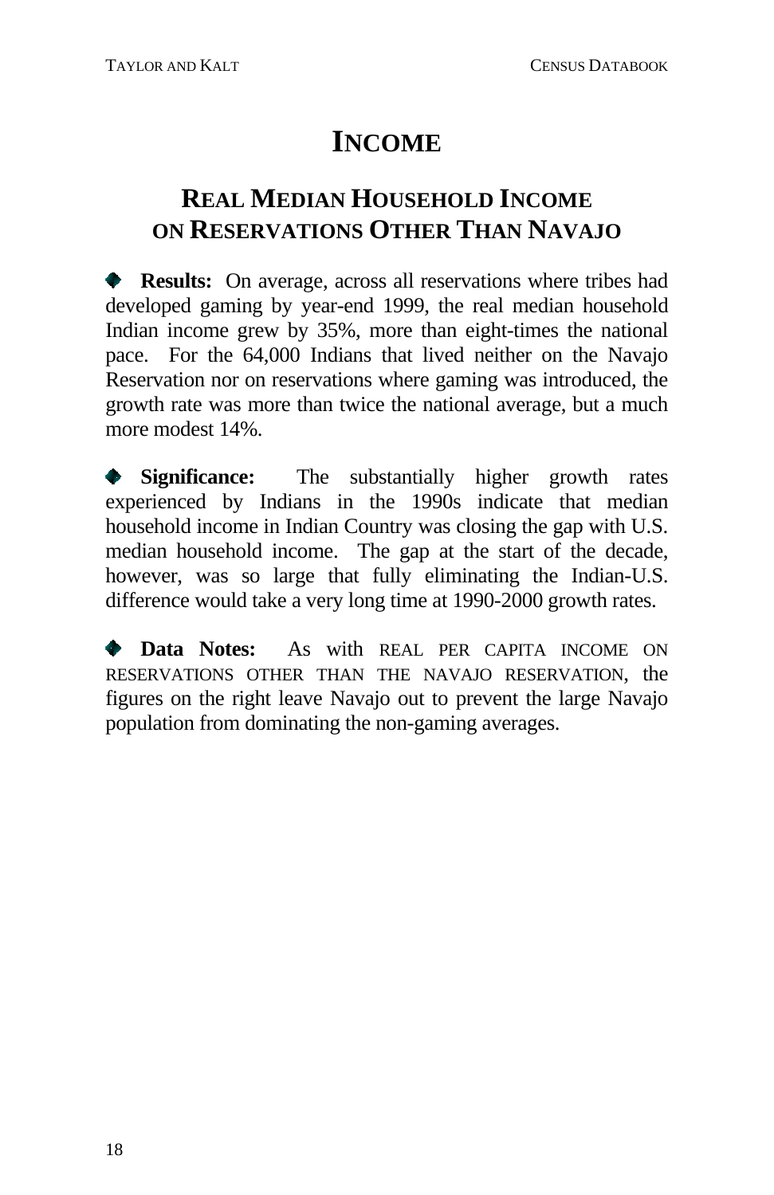# INCOME

## REAL MEDIAN HOUSEHOLD INCOME ON RESERVATIONS OTHER THAN NAVAJO

- **Results:** On average, across all reservations where tribes had developed gaming by year-end 1999, the real median household Indian income grew by 35%, more than eight-times the national pace. For the 64,000 Indians that lived neither on the Navajo Reservation nor on reservations where gaming was introduced, the growth rate was more than twice the national average, but a much more modest 14%.

- **Significance:** The substantially higher growth rates experienced by Indians in the 1990s indicate that median household income in Indian Country was closing the gap with U.S. median household income. The gap at the start of the decade, however, was so large that fully eliminating the Indian-U.S. difference would take a very long time at 1990-2000 growth rates.

- **Data Notes:** As with REAL PER CAPITA INCOME ON RESERVATIONS OTHER THAN THE NAVAJO RESERVATION, the figures on the right leave Navajo out to prevent the large Navajo population from dominating the non-gaming averages.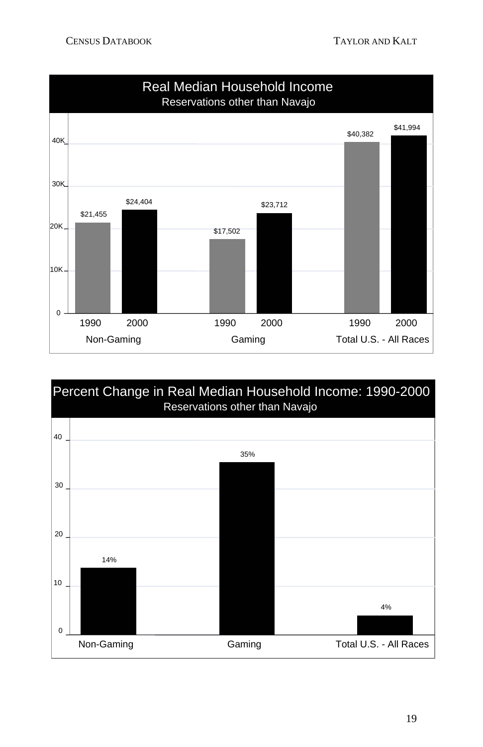## Real Median Household Income
### Reservations other than Navajo

| | 1990 | 2000 |
|---|---|---|
| Non-Gaming | $21,455 | $24,404 |
| Gaming | $17,502 | $23,712 |
| Total U.S. - All Races | $40,382 | $41,994 |

## Percent Change in Real Median Household Income: 1990-2000
### Reservations other than Navajo

| | Percent Change |
|---|---|
| Non-Gaming | 14% |
| Gaming | 35% |
| Total U.S. - All Races | 4% |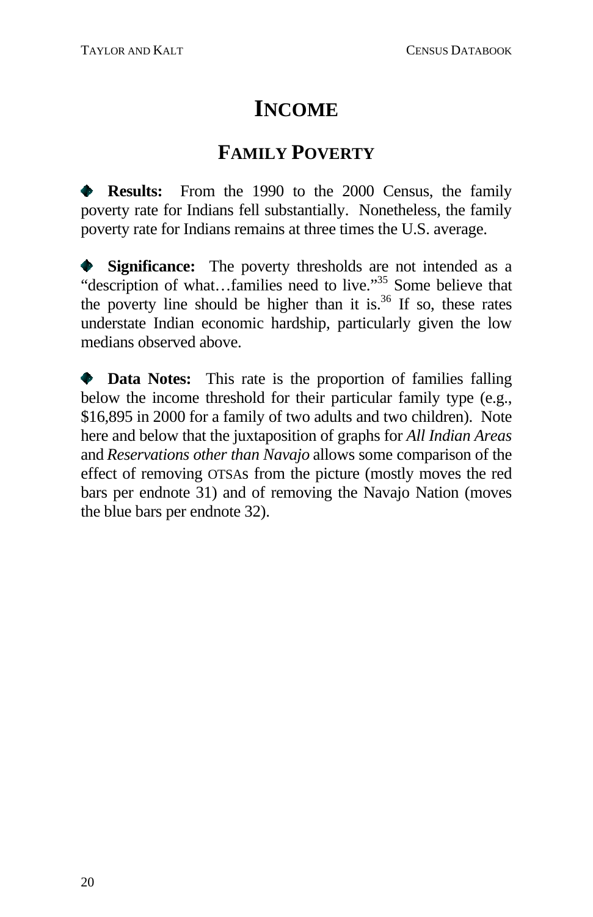# INCOME

## FAMILY POVERTY

◆ **Results:** From the 1990 to the 2000 Census, the family poverty rate for Indians fell substantially. Nonetheless, the family poverty rate for Indians remains at three times the U.S. average.

◆ **Significance:** The poverty thresholds are not intended as a "description of what…families need to live."[35] Some believe that the poverty line should be higher than it is.[36] If so, these rates understate Indian economic hardship, particularly given the low medians observed above.

◆ **Data Notes:** This rate is the proportion of families falling below the income threshold for their particular family type (e.g., $16,895 in 2000 for a family of two adults and two children). Note here and below that the juxtaposition of graphs for *All Indian Areas* and *Reservations other than Navajo* allows some comparison of the effect of removing OTSAs from the picture (mostly moves the red bars per endnote 31) and of removing the Navajo Nation (moves the blue bars per endnote 32).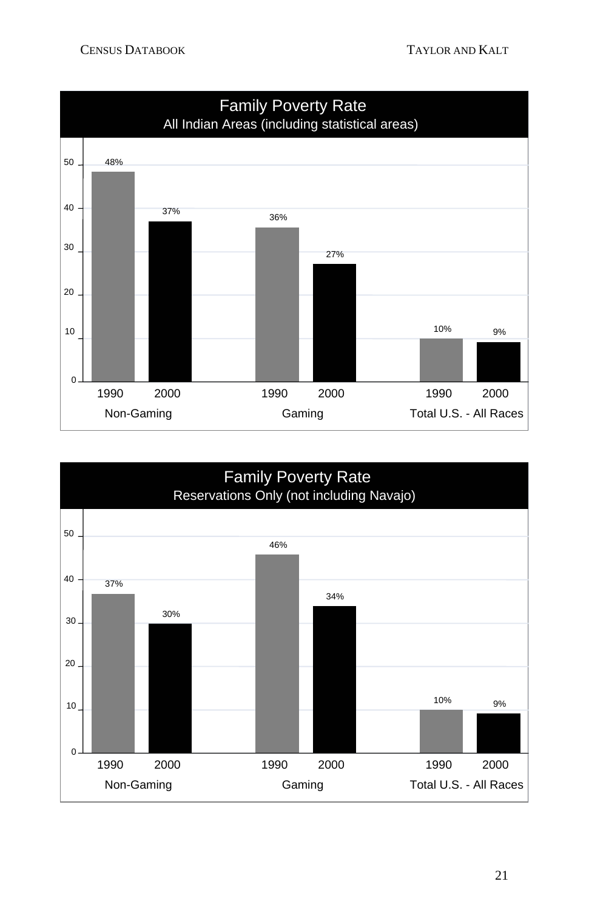## Family Poverty Rate

All Indian Areas (including statistical areas)

| | 1990 | 2000 |
|---|---|---|
| Non-Gaming | 48% | 37% |
| Gaming | 36% | 27% |
| Total U.S. - All Races | 10% | 9% |

## Family Poverty Rate

Reservations Only (not including Navajo)

| | 1990 | 2000 |
|---|---|---|
| Non-Gaming | 37% | 30% |
| Gaming | 46% | 34% |
| Total U.S. - All Races | 10% | 9% |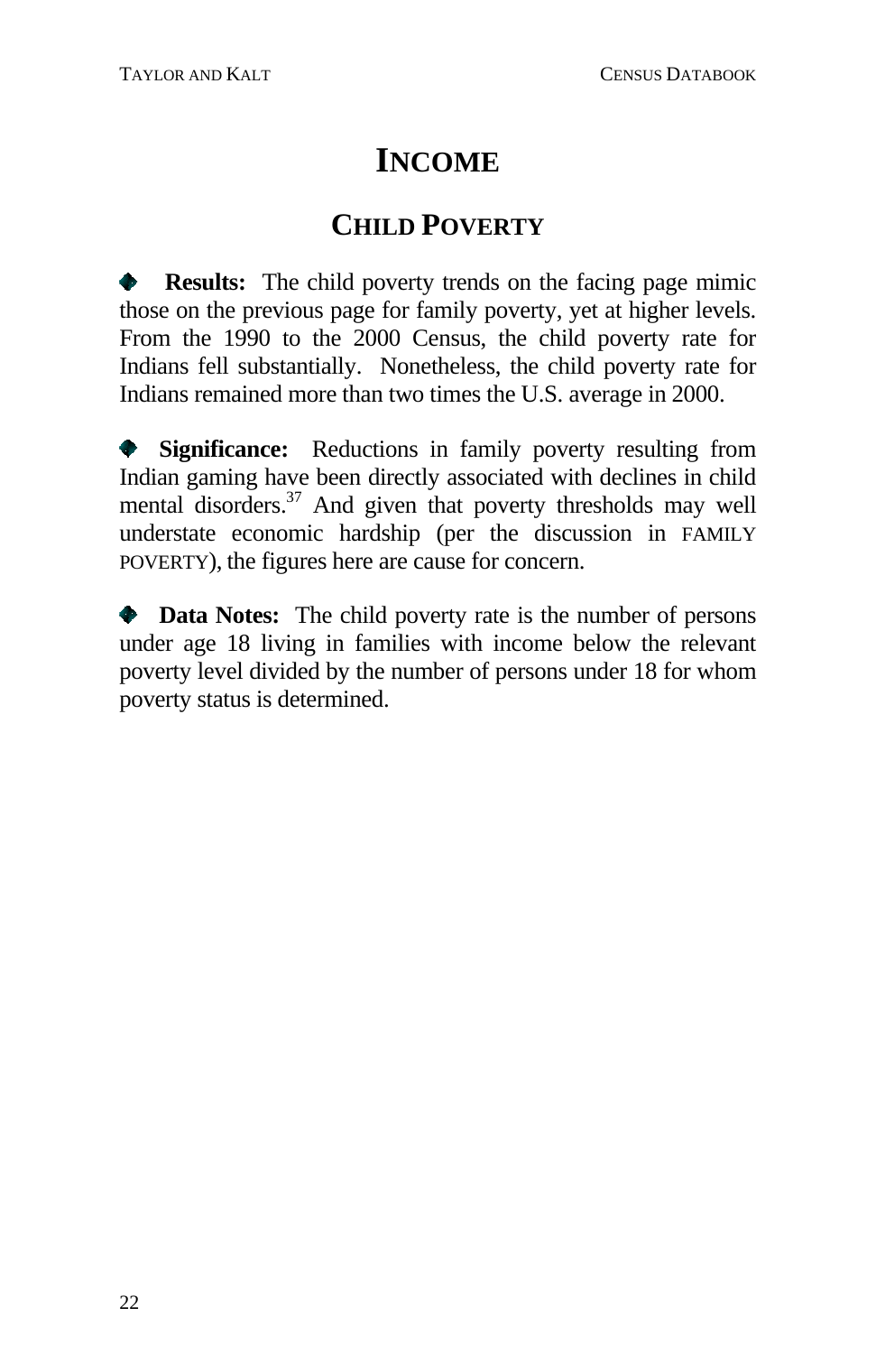# INCOME

## CHILD POVERTY

- **Results:** The child poverty trends on the facing page mimic those on the previous page for family poverty, yet at higher levels. From the 1990 to the 2000 Census, the child poverty rate for Indians fell substantially. Nonetheless, the child poverty rate for Indians remained more than two times the U.S. average in 2000.

- **Significance:** Reductions in family poverty resulting from Indian gaming have been directly associated with declines in child mental disorders.[37] And given that poverty thresholds may well understate economic hardship (per the discussion in FAMILY POVERTY), the figures here are cause for concern.

- **Data Notes:** The child poverty rate is the number of persons under age 18 living in families with income below the relevant poverty level divided by the number of persons under 18 for whom poverty status is determined.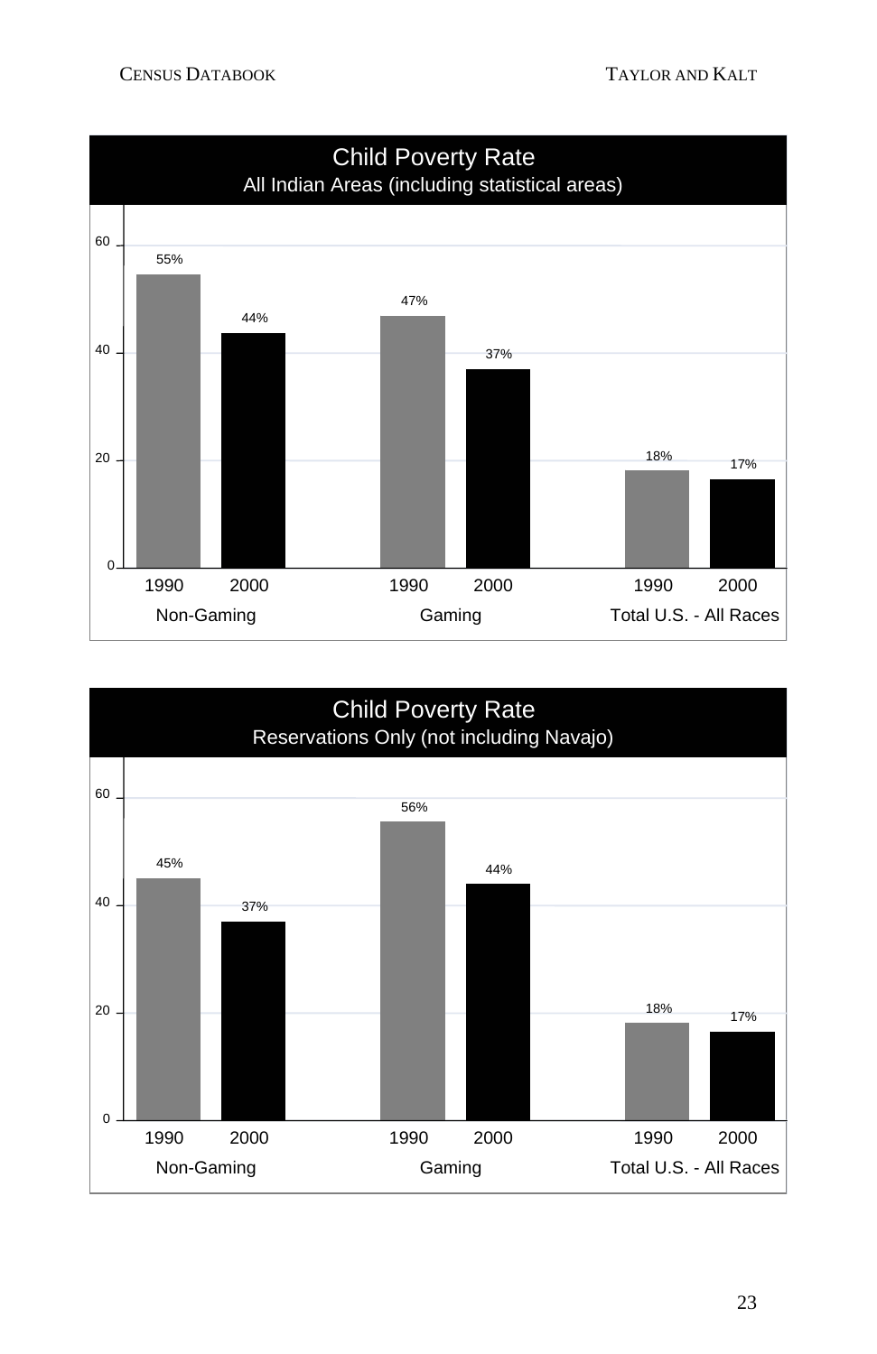**Child Poverty Rate**
All Indian Areas (including statistical areas)

| | Non-Gaming | | Gaming | | Total U.S. - All Races | |
|---|---|---|---|---|---|---|
| | 1990 | 2000 | 1990 | 2000 | 1990 | 2000 |
| Child Poverty Rate | 55% | 44% | 47% | 37% | 18% | 17% |

**Child Poverty Rate**
Reservations Only (not including Navajo)

| | Non-Gaming | | Gaming | | Total U.S. - All Races | |
|---|---|---|---|---|---|---|
| | 1990 | 2000 | 1990 | 2000 | 1990 | 2000 |
| Child Poverty Rate | 45% | 37% | 56% | 44% | 18% | 17% |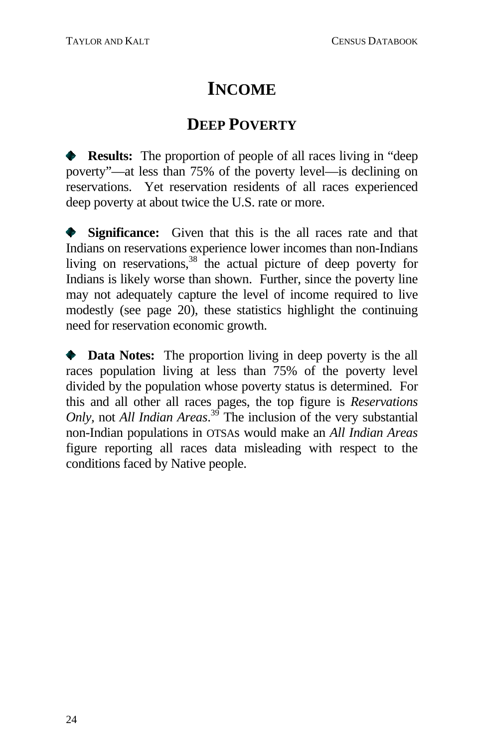# INCOME

## DEEP POVERTY

- **Results:** The proportion of people of all races living in "deep poverty"—at less than 75% of the poverty level—is declining on reservations. Yet reservation residents of all races experienced deep poverty at about twice the U.S. rate or more.

- **Significance:** Given that this is the all races rate and that Indians on reservations experience lower incomes than non-Indians living on reservations,[38] the actual picture of deep poverty for Indians is likely worse than shown. Further, since the poverty line may not adequately capture the level of income required to live modestly (see page 20), these statistics highlight the continuing need for reservation economic growth.

- **Data Notes:** The proportion living in deep poverty is the all races population living at less than 75% of the poverty level divided by the population whose poverty status is determined. For this and all other all races pages, the top figure is *Reservations Only*, not *All Indian Areas*.[39] The inclusion of the very substantial non-Indian populations in OTSAs would make an *All Indian Areas* figure reporting all races data misleading with respect to the conditions faced by Native people.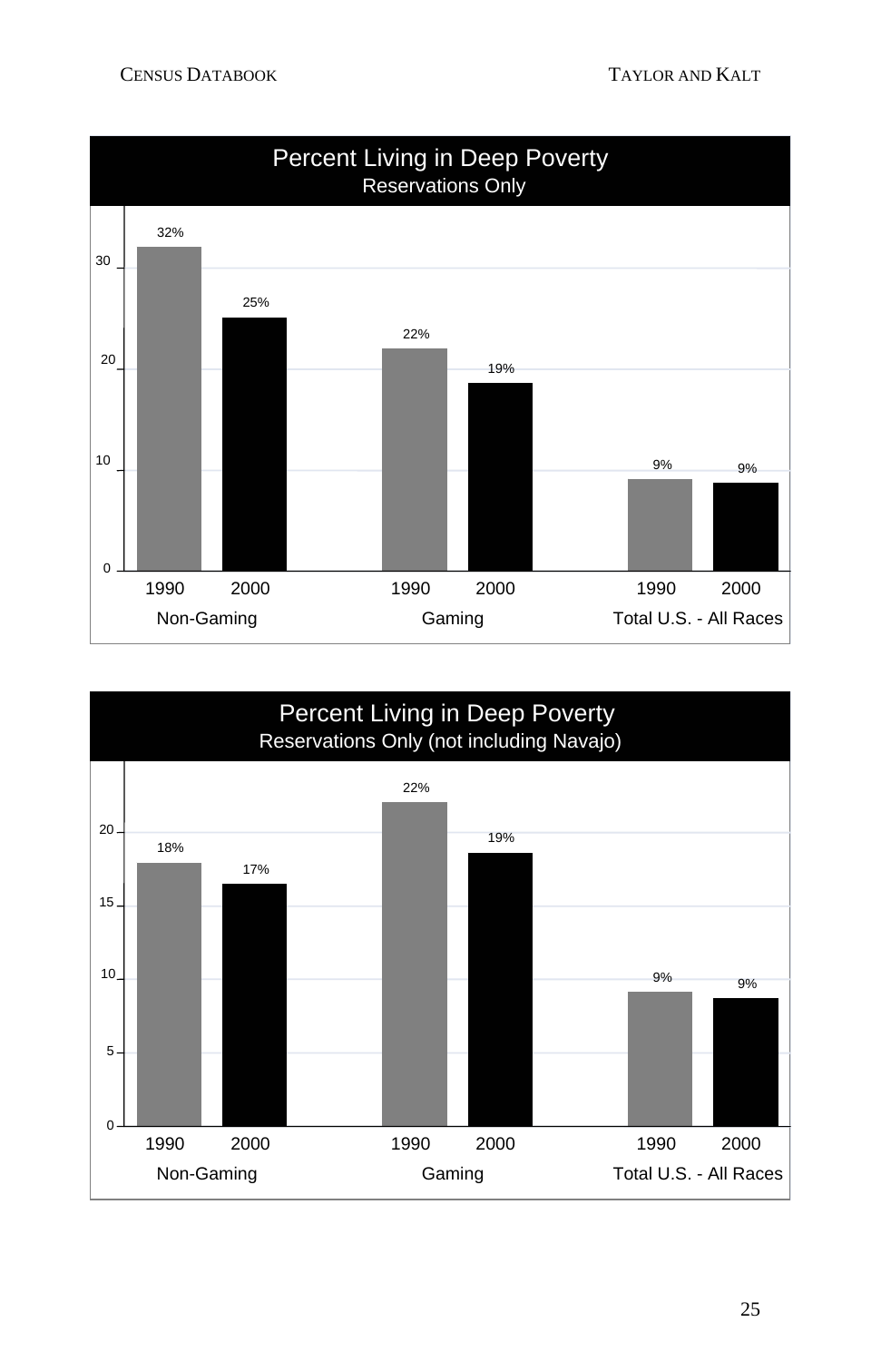## Percent Living in Deep Poverty
### Reservations Only

| | 1990 | 2000 |
|---|---|---|
| Non-Gaming | 32% | 25% |
| Gaming | 22% | 19% |
| Total U.S. - All Races | 9% | 9% |

## Percent Living in Deep Poverty
### Reservations Only (not including Navajo)

| | 1990 | 2000 |
|---|---|---|
| Non-Gaming | 18% | 17% |
| Gaming | 22% | 19% |
| Total U.S. - All Races | 9% | 9% |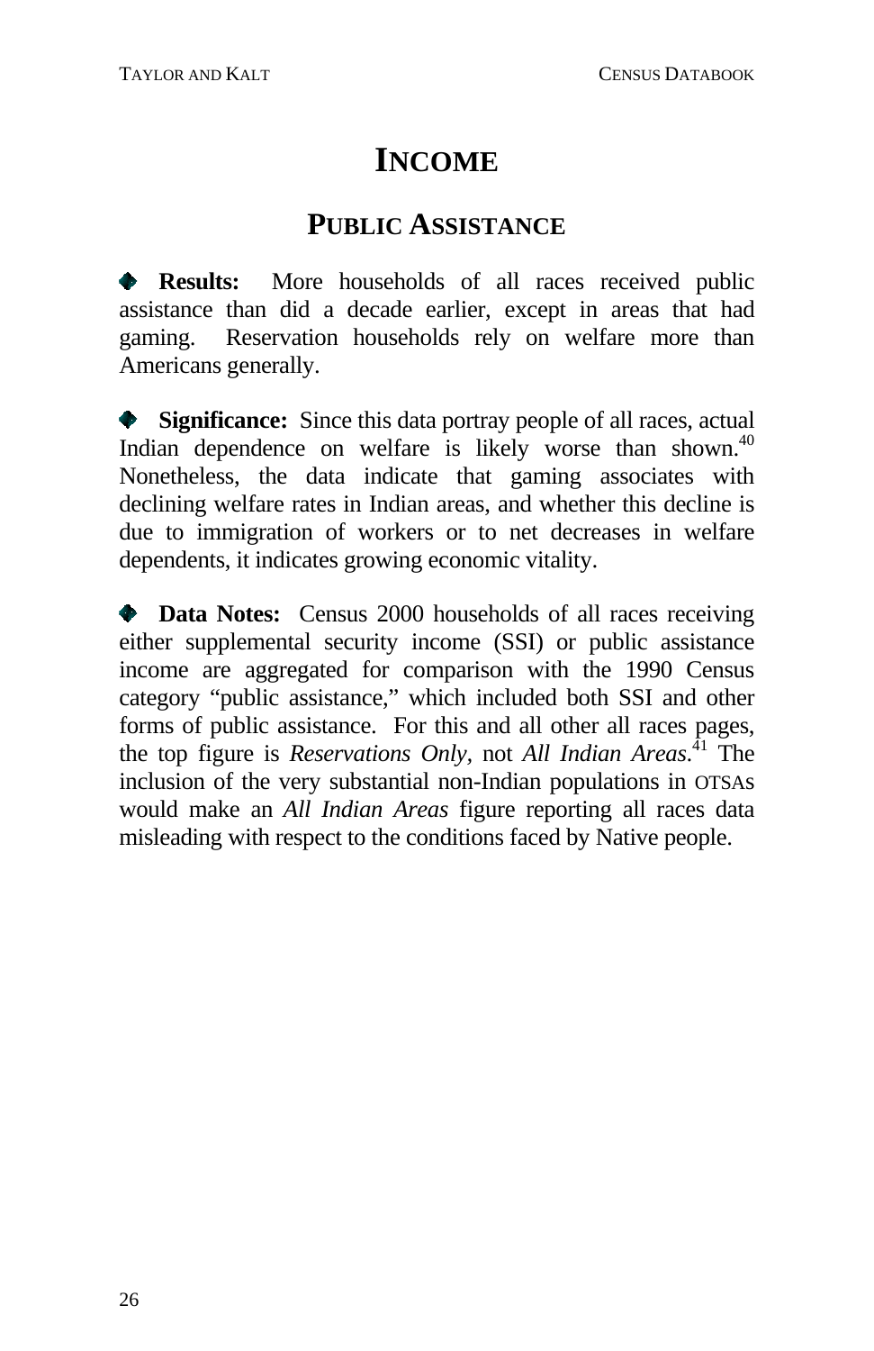# INCOME

## PUBLIC ASSISTANCE

◆ **Results:** More households of all races received public assistance than did a decade earlier, except in areas that had gaming. Reservation households rely on welfare more than Americans generally.

◆ **Significance:** Since this data portray people of all races, actual Indian dependence on welfare is likely worse than shown.[40] Nonetheless, the data indicate that gaming associates with declining welfare rates in Indian areas, and whether this decline is due to immigration of workers or to net decreases in welfare dependents, it indicates growing economic vitality.

◆ **Data Notes:** Census 2000 households of all races receiving either supplemental security income (SSI) or public assistance income are aggregated for comparison with the 1990 Census category "public assistance," which included both SSI and other forms of public assistance. For this and all other all races pages, the top figure is *Reservations Only,* not *All Indian Areas*.[41] The inclusion of the very substantial non-Indian populations in OTSAs would make an *All Indian Areas* figure reporting all races data misleading with respect to the conditions faced by Native people.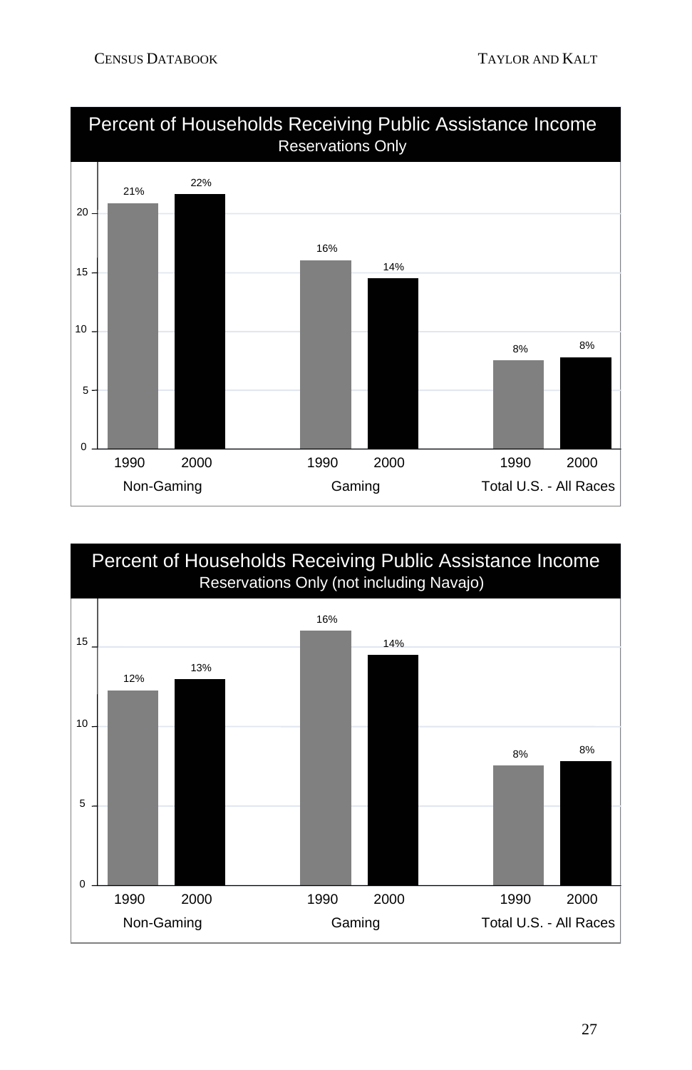## Percent of Households Receiving Public Assistance Income

Reservations Only

| | 1990 | 2000 |
|---|---|---|
| Non-Gaming | 21% | 22% |
| Gaming | 16% | 14% |
| Total U.S. - All Races | 8% | 8% |

## Percent of Households Receiving Public Assistance Income

Reservations Only (not including Navajo)

| | 1990 | 2000 |
|---|---|---|
| Non-Gaming | 12% | 13% |
| Gaming | 16% | 14% |
| Total U.S. - All Races | 8% | 8% |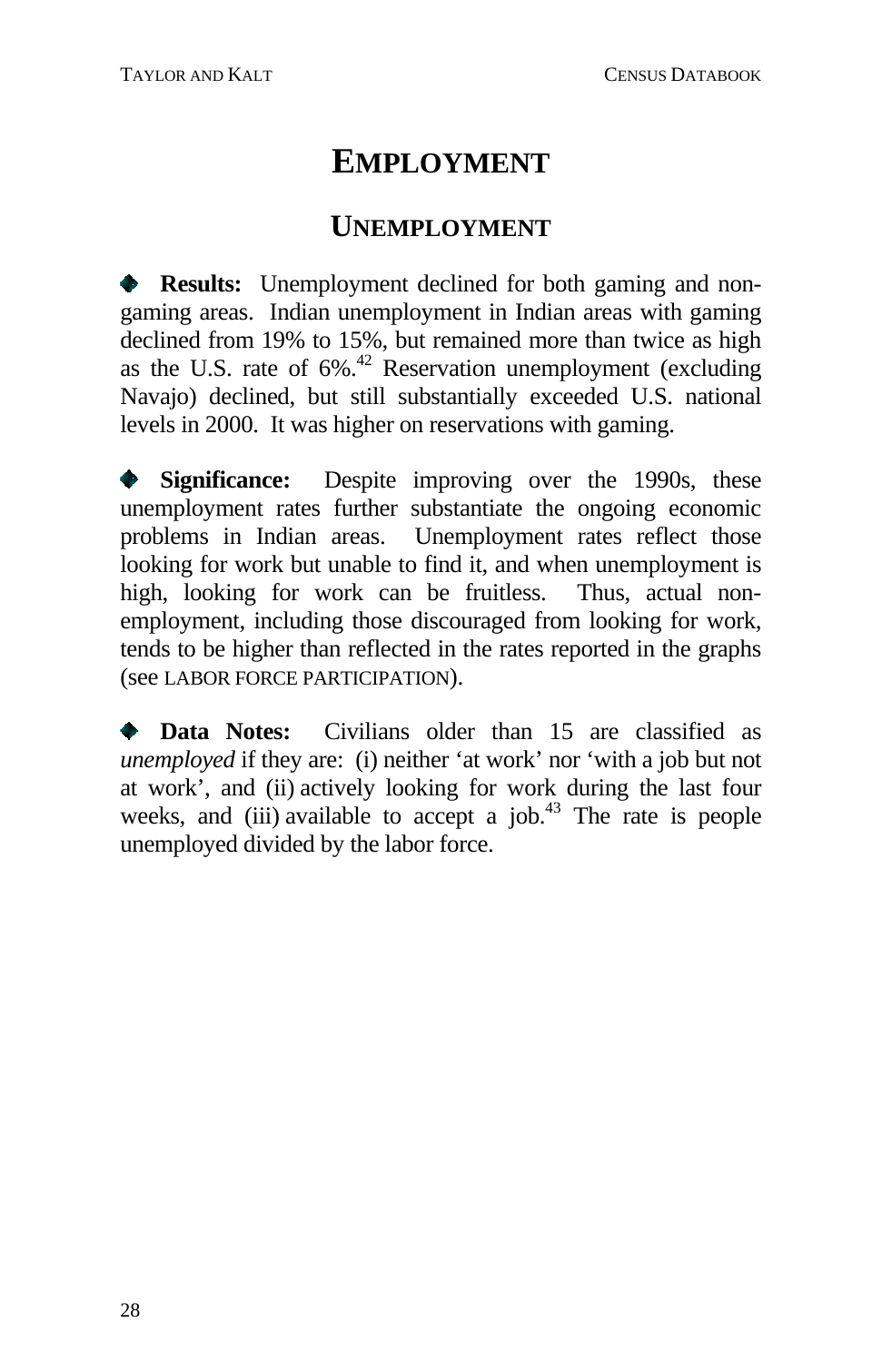# EMPLOYMENT

## UNEMPLOYMENT

◆ **Results:** Unemployment declined for both gaming and non-gaming areas. Indian unemployment in Indian areas with gaming declined from 19% to 15%, but remained more than twice as high as the U.S. rate of 6%.[42] Reservation unemployment (excluding Navajo) declined, but still substantially exceeded U.S. national levels in 2000. It was higher on reservations with gaming.

◆ **Significance:** Despite improving over the 1990s, these unemployment rates further substantiate the ongoing economic problems in Indian areas. Unemployment rates reflect those looking for work but unable to find it, and when unemployment is high, looking for work can be fruitless. Thus, actual non-employment, including those discouraged from looking for work, tends to be higher than reflected in the rates reported in the graphs (see LABOR FORCE PARTICIPATION).

◆ **Data Notes:** Civilians older than 15 are classified as *unemployed* if they are: (i) neither 'at work' nor 'with a job but not at work', and (ii) actively looking for work during the last four weeks, and (iii) available to accept a job.[43] The rate is people unemployed divided by the labor force.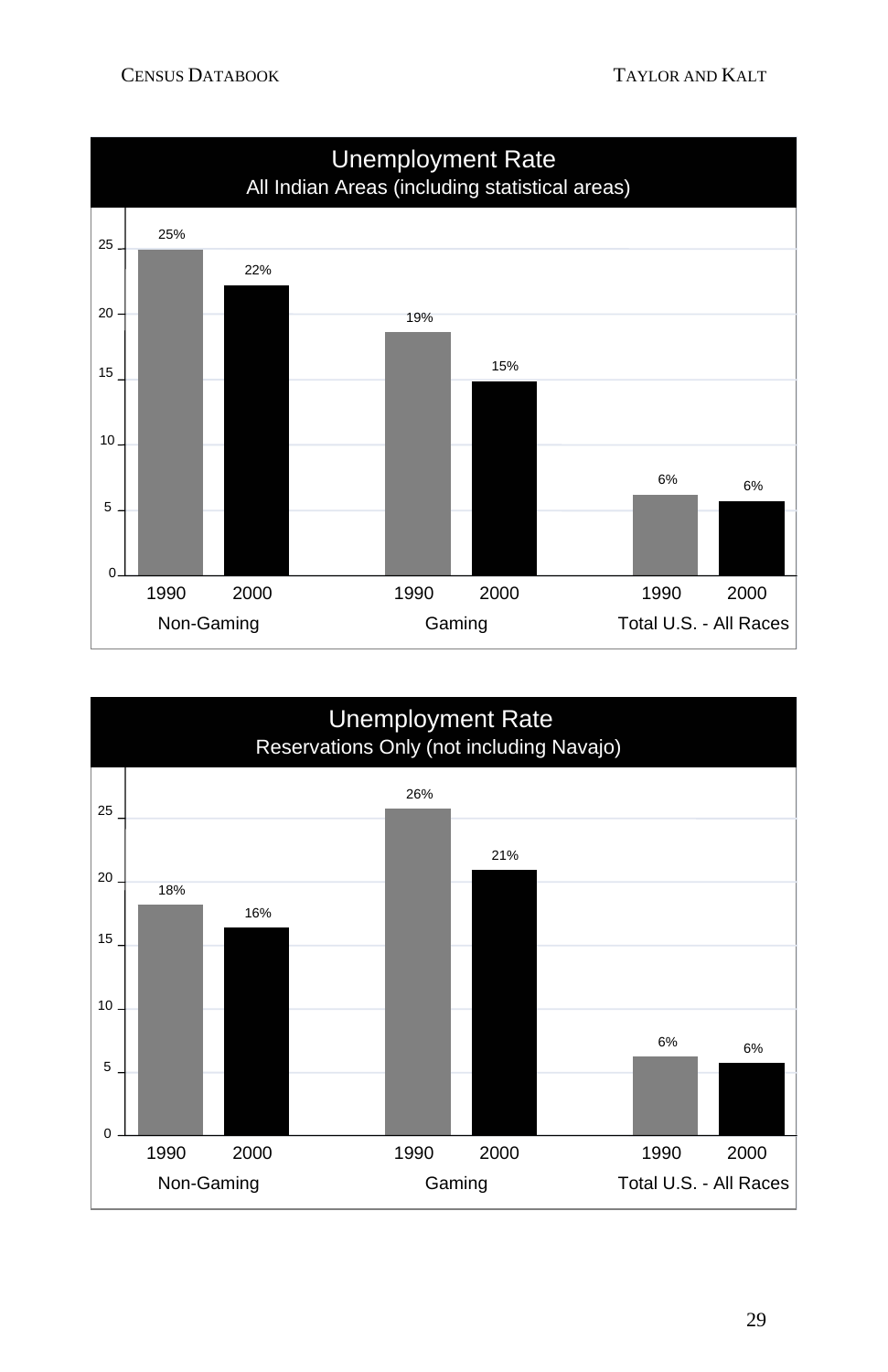## Unemployment Rate

All Indian Areas (including statistical areas)

| | 1990 | 2000 |
|---|---|---|
| Non-Gaming | 25% | 22% |
| Gaming | 19% | 15% |
| Total U.S. - All Races | 6% | 6% |

## Unemployment Rate

Reservations Only (not including Navajo)

| | 1990 | 2000 |
|---|---|---|
| Non-Gaming | 18% | 16% |
| Gaming | 26% | 21% |
| Total U.S. - All Races | 6% | 6% |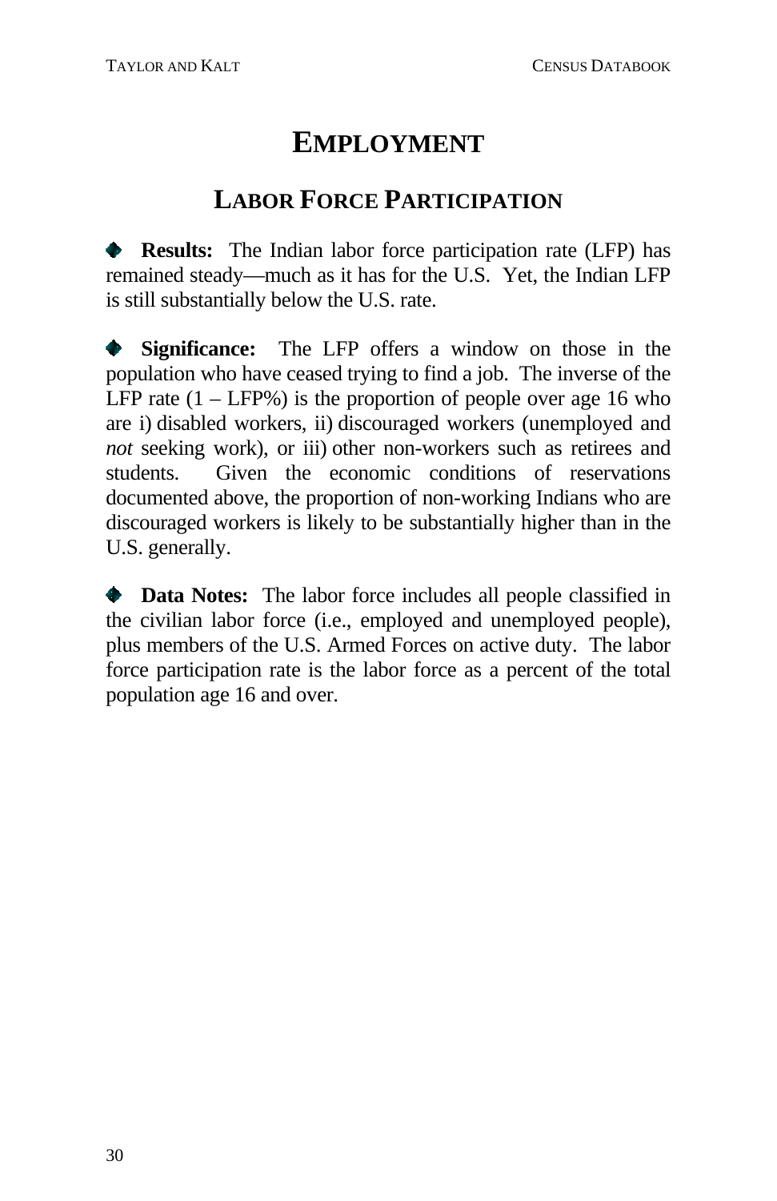# EMPLOYMENT

## LABOR FORCE PARTICIPATION

- **Results:** The Indian labor force participation rate (LFP) has remained steady—much as it has for the U.S. Yet, the Indian LFP is still substantially below the U.S. rate.

- **Significance:** The LFP offers a window on those in the population who have ceased trying to find a job. The inverse of the LFP rate (1 – LFP%) is the proportion of people over age 16 who are i) disabled workers, ii) discouraged workers (unemployed and *not* seeking work), or iii) other non-workers such as retirees and students. Given the economic conditions of reservations documented above, the proportion of non-working Indians who are discouraged workers is likely to be substantially higher than in the U.S. generally.

- **Data Notes:** The labor force includes all people classified in the civilian labor force (i.e., employed and unemployed people), plus members of the U.S. Armed Forces on active duty. The labor force participation rate is the labor force as a percent of the total population age 16 and over.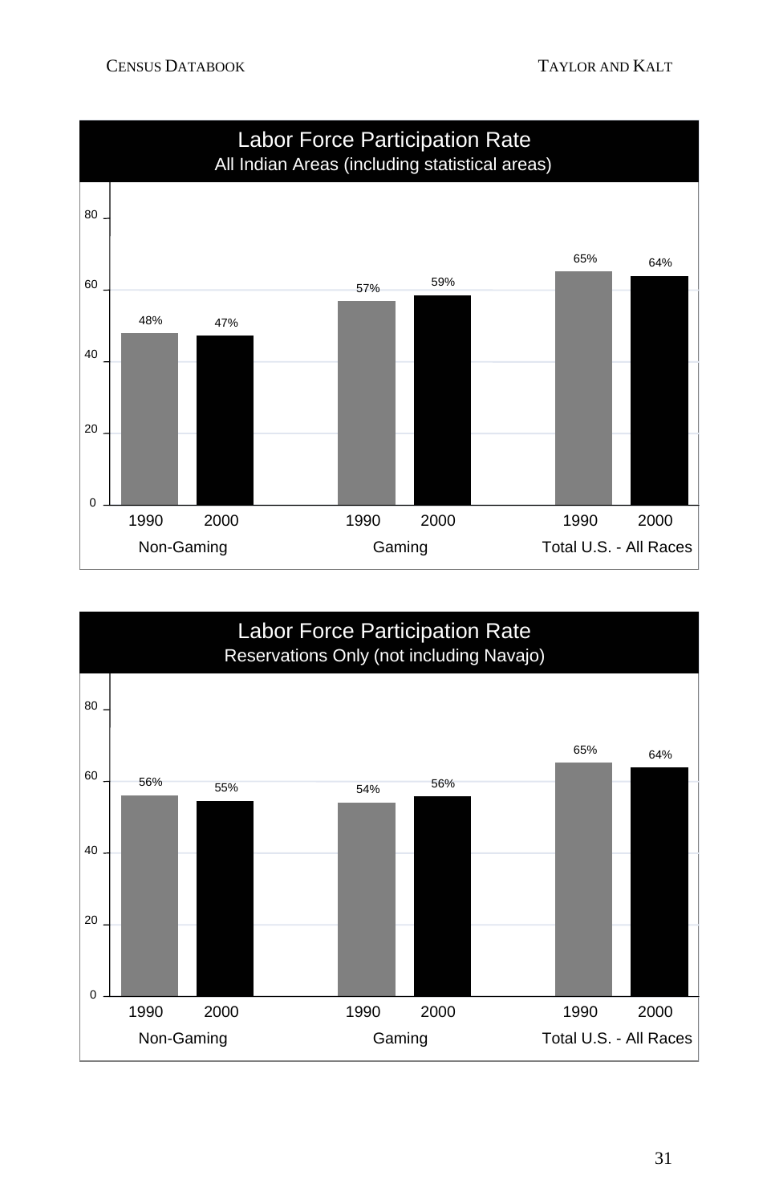## Labor Force Participation Rate
All Indian Areas (including statistical areas)

| | 1990 | 2000 |
|---|---|---|
| Non-Gaming | 48% | 47% |
| Gaming | 57% | 59% |
| Total U.S. - All Races | 65% | 64% |

## Labor Force Participation Rate
Reservations Only (not including Navajo)

| | 1990 | 2000 |
|---|---|---|
| Non-Gaming | 56% | 55% |
| Gaming | 54% | 56% |
| Total U.S. - All Races | 65% | 64% |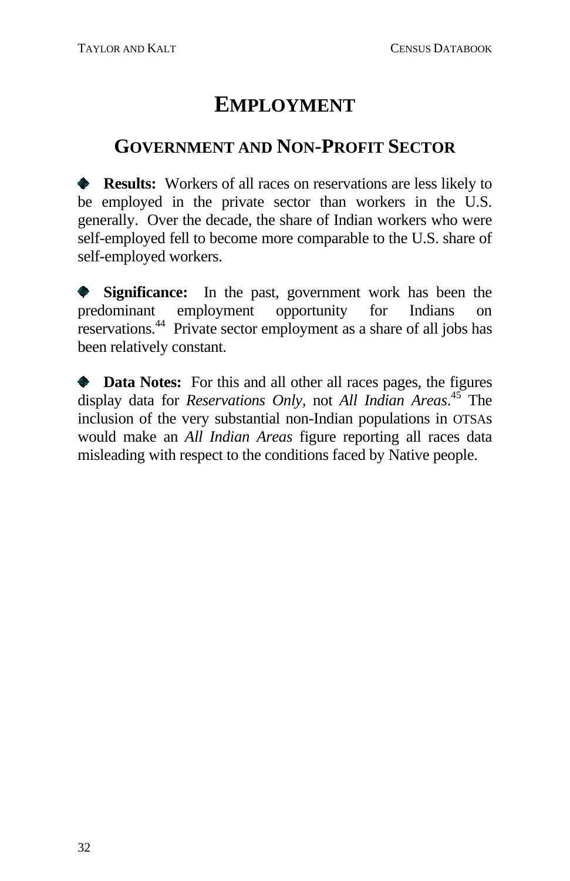# EMPLOYMENT

## GOVERNMENT AND NON-PROFIT SECTOR

- **Results:** Workers of all races on reservations are less likely to be employed in the private sector than workers in the U.S. generally. Over the decade, the share of Indian workers who were self-employed fell to become more comparable to the U.S. share of self-employed workers.

- **Significance:** In the past, government work has been the predominant employment opportunity for Indians on reservations.[44] Private sector employment as a share of all jobs has been relatively constant.

- **Data Notes:** For this and all other all races pages, the figures display data for *Reservations Only*, not *All Indian Areas*.[45] The inclusion of the very substantial non-Indian populations in OTSAs would make an *All Indian Areas* figure reporting all races data misleading with respect to the conditions faced by Native people.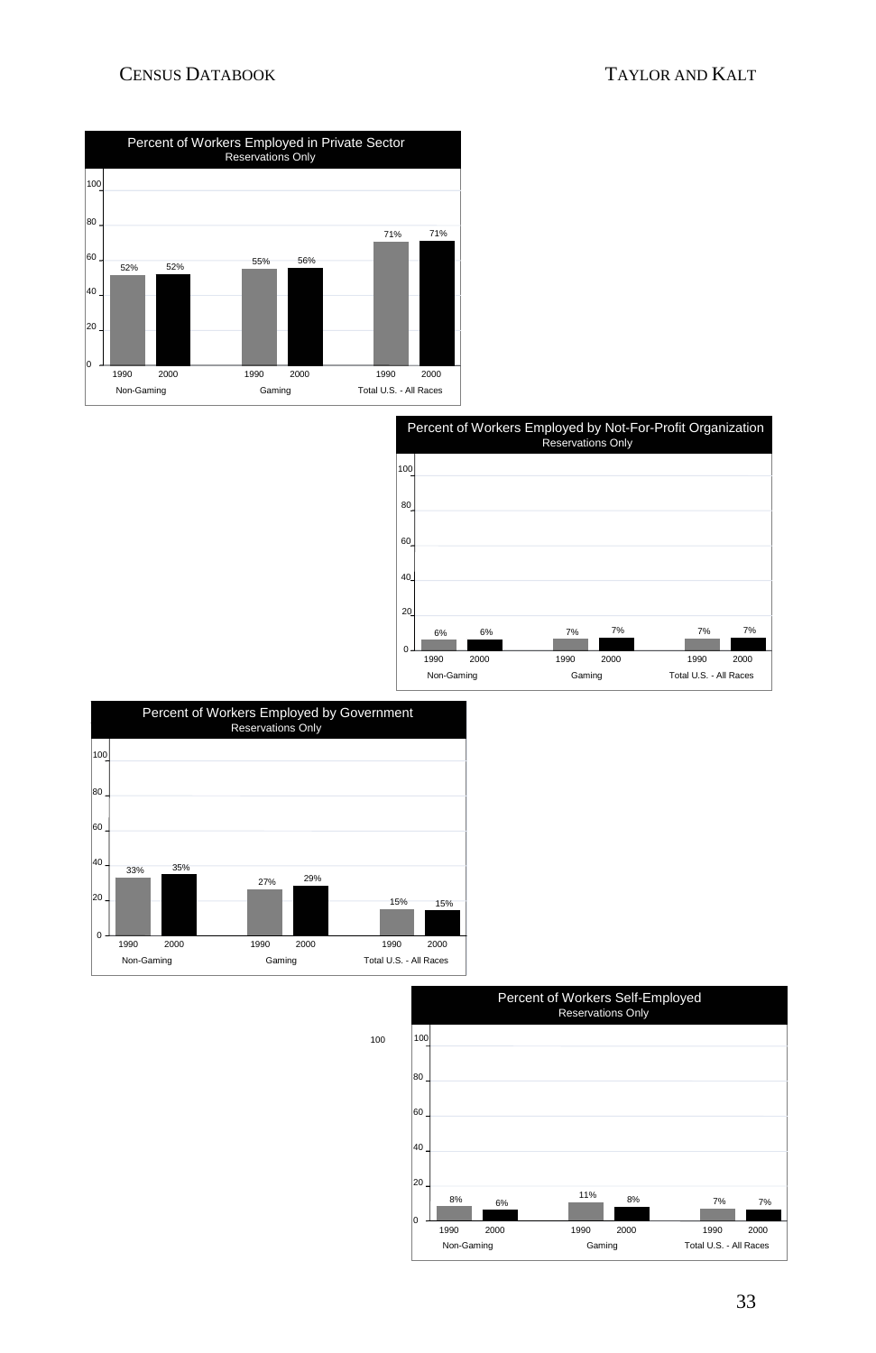**Percent of Workers Employed in Private Sector**
Reservations Only

| | 1990 | 2000 |
|---|---|---|
| Non-Gaming | 52% | 52% |
| Gaming | 55% | 56% |
| Total U.S. - All Races | 71% | 71% |

**Percent of Workers Employed by Not-For-Profit Organization**
Reservations Only

| | 1990 | 2000 |
|---|---|---|
| Non-Gaming | 6% | 6% |
| Gaming | 7% | 7% |
| Total U.S. - All Races | 7% | 7% |

**Percent of Workers Employed by Government**
Reservations Only

| | 1990 | 2000 |
|---|---|---|
| Non-Gaming | 33% | 35% |
| Gaming | 27% | 29% |
| Total U.S. - All Races | 15% | 15% |

**Percent of Workers Self-Employed**
Reservations Only

| | 1990 | 2000 |
|---|---|---|
| Non-Gaming | 8% | 6% |
| Gaming | 11% | 8% |
| Total U.S. - All Races | 7% | 7% |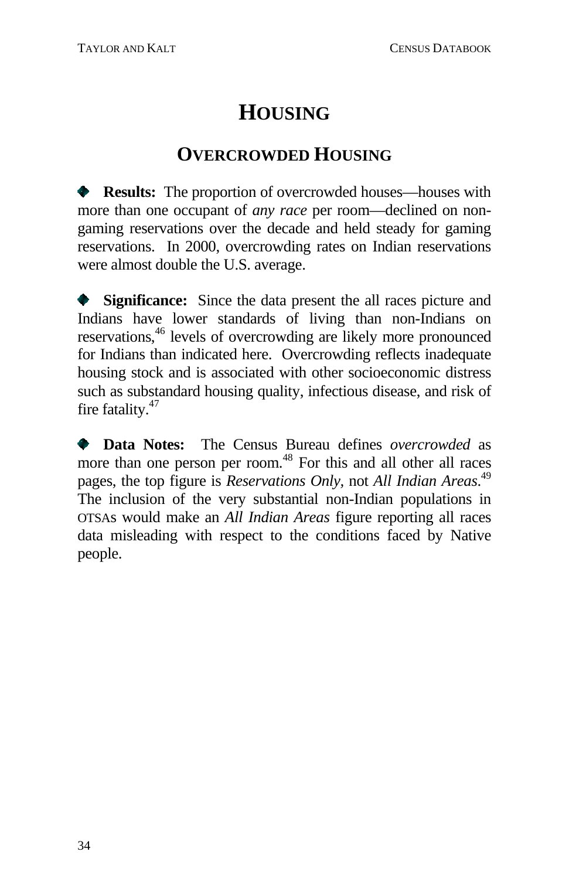# HOUSING

## OVERCROWDED HOUSING

◆ **Results:** The proportion of overcrowded houses—houses with more than one occupant of *any race* per room—declined on non-gaming reservations over the decade and held steady for gaming reservations. In 2000, overcrowding rates on Indian reservations were almost double the U.S. average.

◆ **Significance:** Since the data present the all races picture and Indians have lower standards of living than non-Indians on reservations,[46] levels of overcrowding are likely more pronounced for Indians than indicated here. Overcrowding reflects inadequate housing stock and is associated with other socioeconomic distress such as substandard housing quality, infectious disease, and risk of fire fatality.[47]

◆ **Data Notes:** The Census Bureau defines *overcrowded* as more than one person per room.[48] For this and all other all races pages, the top figure is *Reservations Only*, not *All Indian Areas*.[49] The inclusion of the very substantial non-Indian populations in OTSAs would make an *All Indian Areas* figure reporting all races data misleading with respect to the conditions faced by Native people.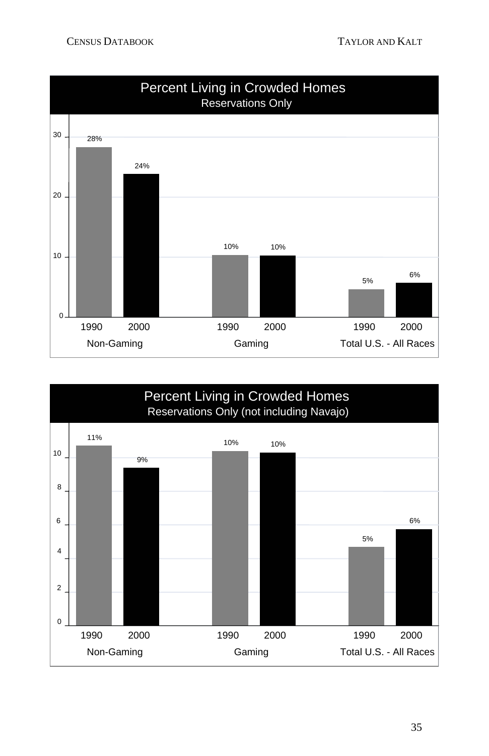## Percent Living in Crowded Homes
### Reservations Only

| | Non-Gaming | | Gaming | | Total U.S. - All Races | |
|---|---|---|---|---|---|---|
| | 1990 | 2000 | 1990 | 2000 | 1990 | 2000 |
| Percent | 28% | 24% | 10% | 10% | 5% | 6% |

## Percent Living in Crowded Homes
### Reservations Only (not including Navajo)

| | Non-Gaming | | Gaming | | Total U.S. - All Races | |
|---|---|---|---|---|---|---|
| | 1990 | 2000 | 1990 | 2000 | 1990 | 2000 |
| Percent | 11% | 9% | 10% | 10% | 5% | 6% |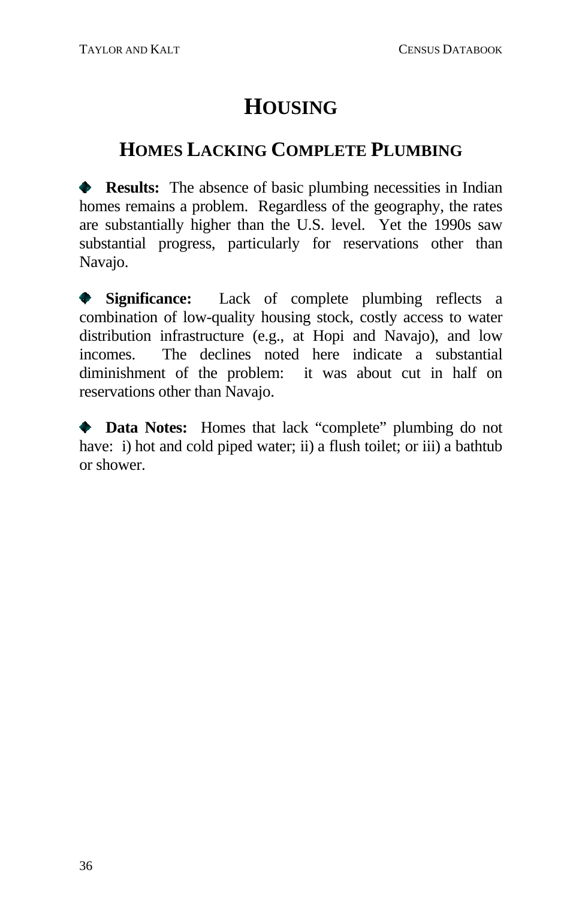# HOUSING

## HOMES LACKING COMPLETE PLUMBING

- **Results:** The absence of basic plumbing necessities in Indian homes remains a problem. Regardless of the geography, the rates are substantially higher than the U.S. level. Yet the 1990s saw substantial progress, particularly for reservations other than Navajo.

- **Significance:** Lack of complete plumbing reflects a combination of low-quality housing stock, costly access to water distribution infrastructure (e.g., at Hopi and Navajo), and low incomes. The declines noted here indicate a substantial diminishment of the problem: it was about cut in half on reservations other than Navajo.

- **Data Notes:** Homes that lack "complete" plumbing do not have: i) hot and cold piped water; ii) a flush toilet; or iii) a bathtub or shower.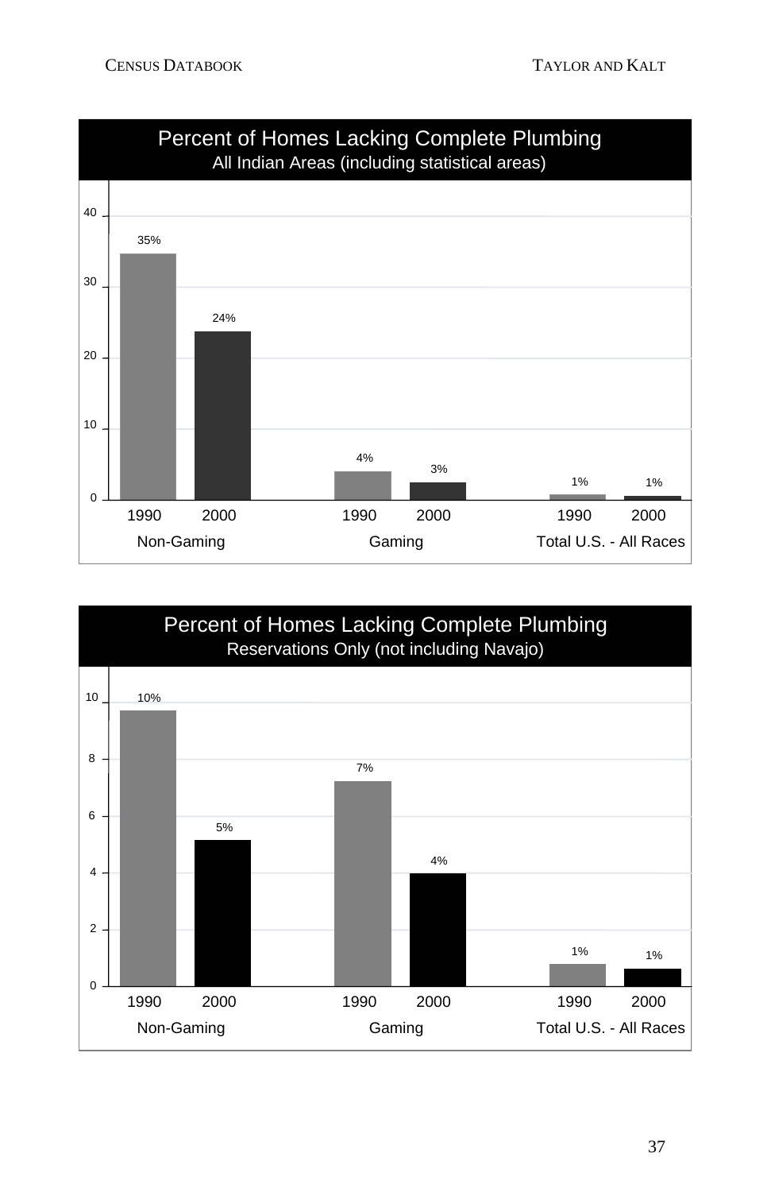## Percent of Homes Lacking Complete Plumbing
### All Indian Areas (including statistical areas)

| | 1990 | 2000 |
|---|---|---|
| Non-Gaming | 35% | 24% |
| Gaming | 4% | 3% |
| Total U.S. - All Races | 1% | 1% |

## Percent of Homes Lacking Complete Plumbing
### Reservations Only (not including Navajo)

| | 1990 | 2000 |
|---|---|---|
| Non-Gaming | 10% | 5% |
| Gaming | 7% | 4% |
| Total U.S. - All Races | 1% | 1% |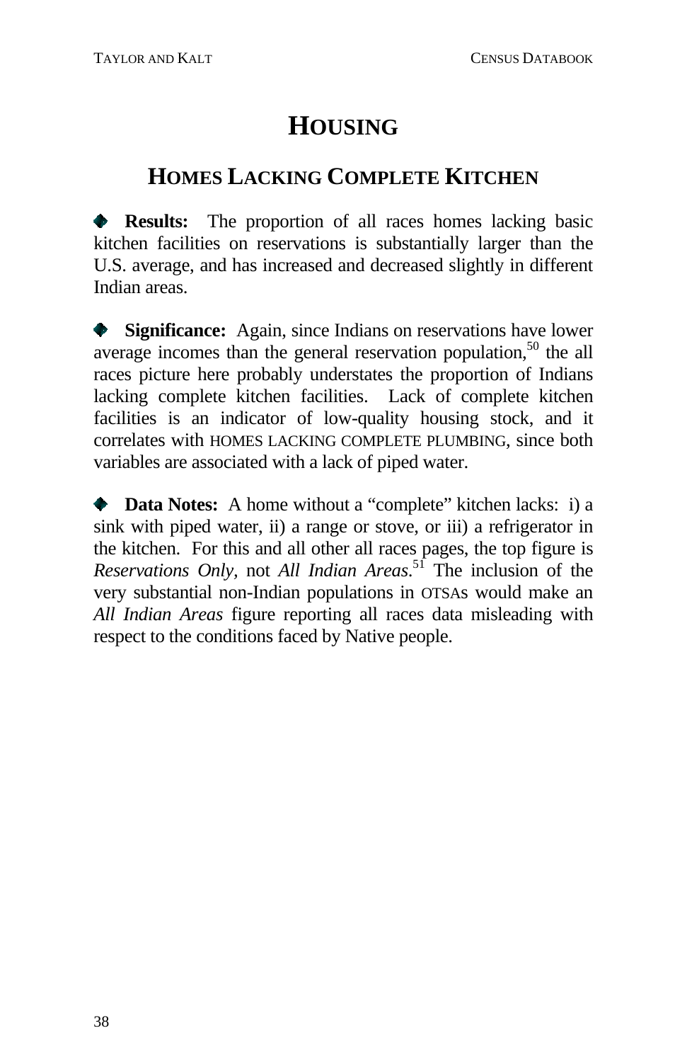# HOUSING

## HOMES LACKING COMPLETE KITCHEN

- **Results:** The proportion of all races homes lacking basic kitchen facilities on reservations is substantially larger than the U.S. average, and has increased and decreased slightly in different Indian areas.

- **Significance:** Again, since Indians on reservations have lower average incomes than the general reservation population,[50] the all races picture here probably understates the proportion of Indians lacking complete kitchen facilities. Lack of complete kitchen facilities is an indicator of low-quality housing stock, and it correlates with HOMES LACKING COMPLETE PLUMBING, since both variables are associated with a lack of piped water.

- **Data Notes:** A home without a "complete" kitchen lacks: i) a sink with piped water, ii) a range or stove, or iii) a refrigerator in the kitchen. For this and all other all races pages, the top figure is *Reservations Only*, not *All Indian Areas*.[51] The inclusion of the very substantial non-Indian populations in OTSAs would make an *All Indian Areas* figure reporting all races data misleading with respect to the conditions faced by Native people.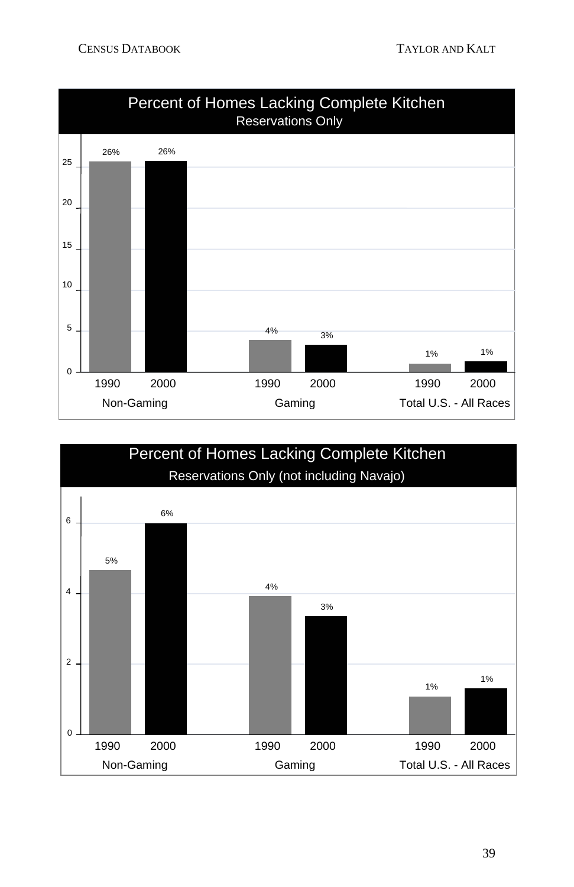## Percent of Homes Lacking Complete Kitchen
### Reservations Only

| | Non-Gaming 1990 | Non-Gaming 2000 | Gaming 1990 | Gaming 2000 | Total U.S. - All Races 1990 | Total U.S. - All Races 2000 |
|---|---|---|---|---|---|---|
| Percent | 26% | 26% | 4% | 3% | 1% | 1% |

## Percent of Homes Lacking Complete Kitchen
### Reservations Only (not including Navajo)

| | Non-Gaming 1990 | Non-Gaming 2000 | Gaming 1990 | Gaming 2000 | Total U.S. - All Races 1990 | Total U.S. - All Races 2000 |
|---|---|---|---|---|---|---|
| Percent | 5% | 6% | 4% | 3% | 1% | 1% |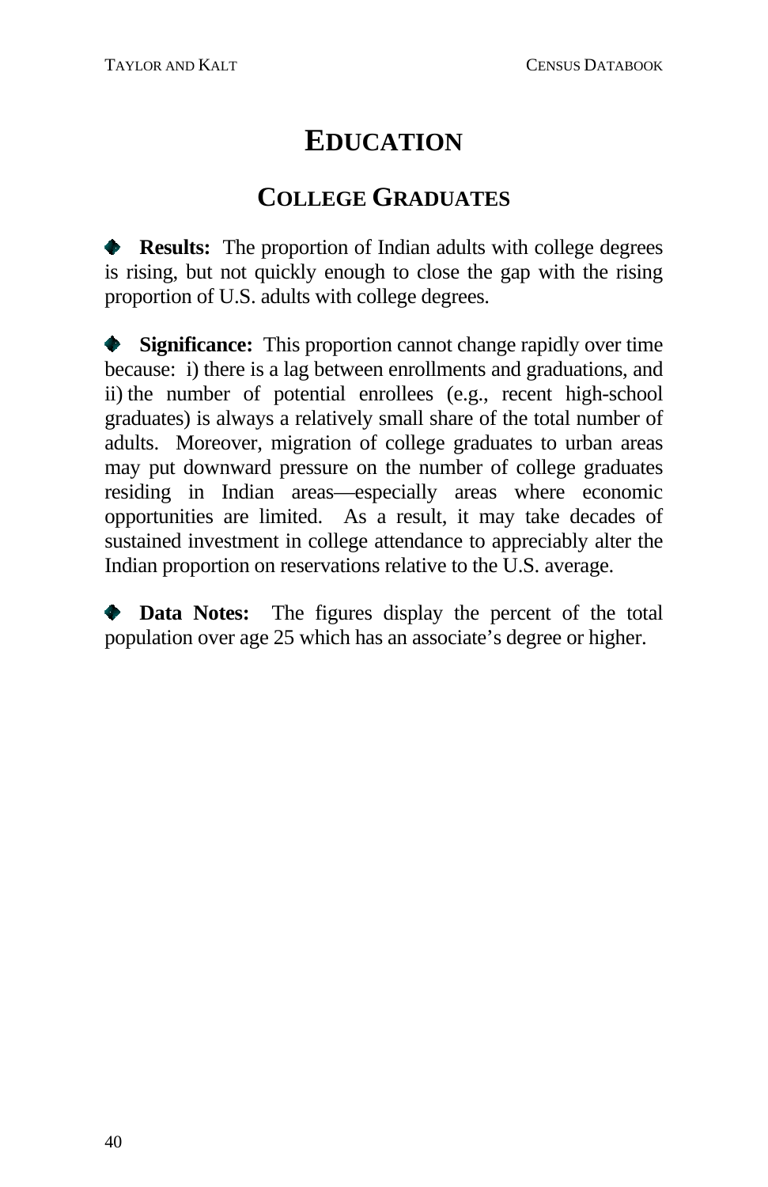# EDUCATION

## COLLEGE GRADUATES

- **Results:** The proportion of Indian adults with college degrees is rising, but not quickly enough to close the gap with the rising proportion of U.S. adults with college degrees.

- **Significance:** This proportion cannot change rapidly over time because: i) there is a lag between enrollments and graduations, and ii) the number of potential enrollees (e.g., recent high-school graduates) is always a relatively small share of the total number of adults. Moreover, migration of college graduates to urban areas may put downward pressure on the number of college graduates residing in Indian areas—especially areas where economic opportunities are limited. As a result, it may take decades of sustained investment in college attendance to appreciably alter the Indian proportion on reservations relative to the U.S. average.

- **Data Notes:** The figures display the percent of the total population over age 25 which has an associate's degree or higher.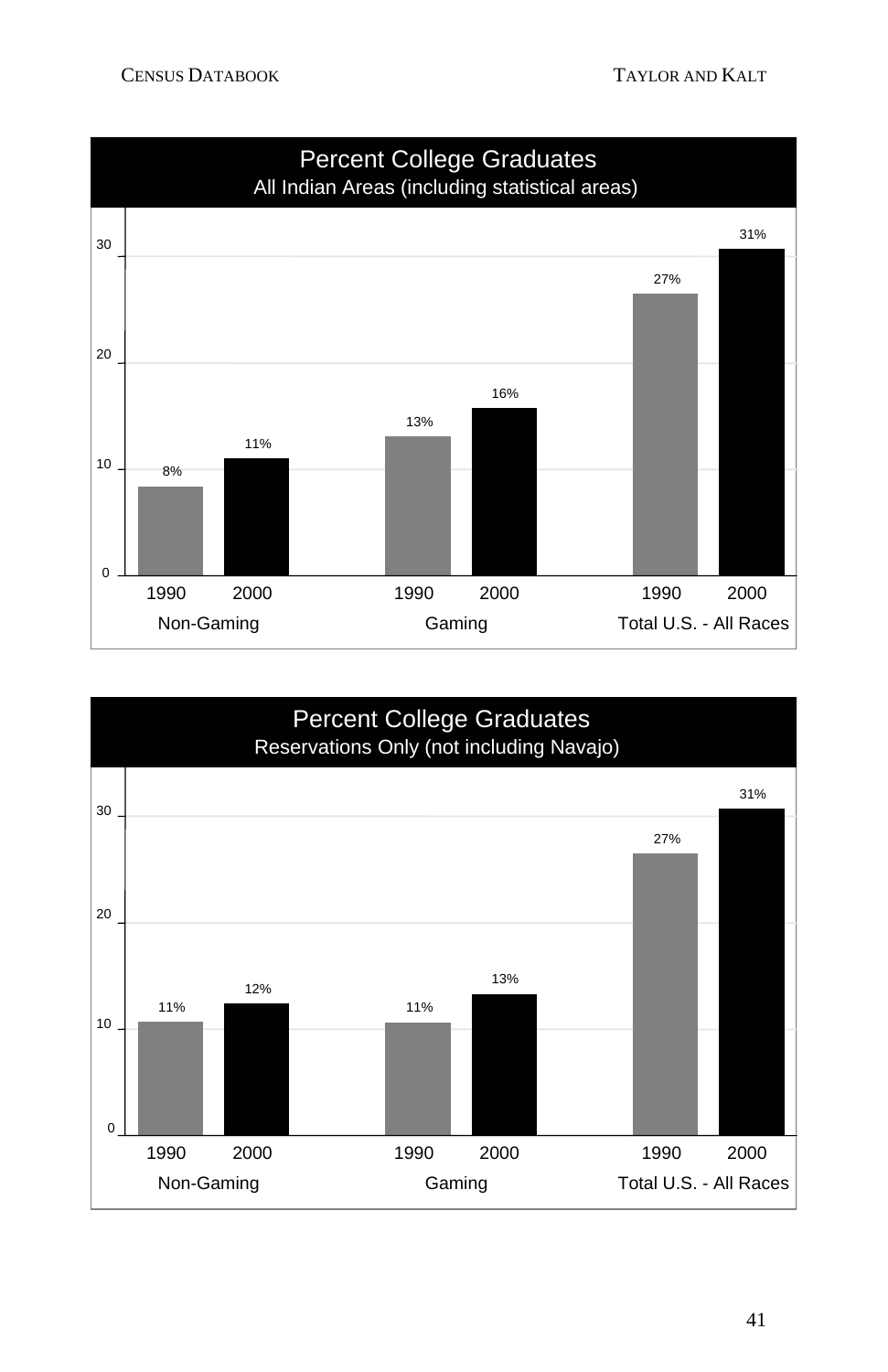**Percent College Graduates**
All Indian Areas (including statistical areas)

| | Non-Gaming | Gaming | Total U.S. - All Races |
|---|---|---|---|
| 1990 | 8% | 13% | 27% |
| 2000 | 11% | 16% | 31% |

**Percent College Graduates**
Reservations Only (not including Navajo)

| | Non-Gaming | Gaming | Total U.S. - All Races |
|---|---|---|---|
| 1990 | 11% | 11% | 27% |
| 2000 | 12% | 13% | 31% |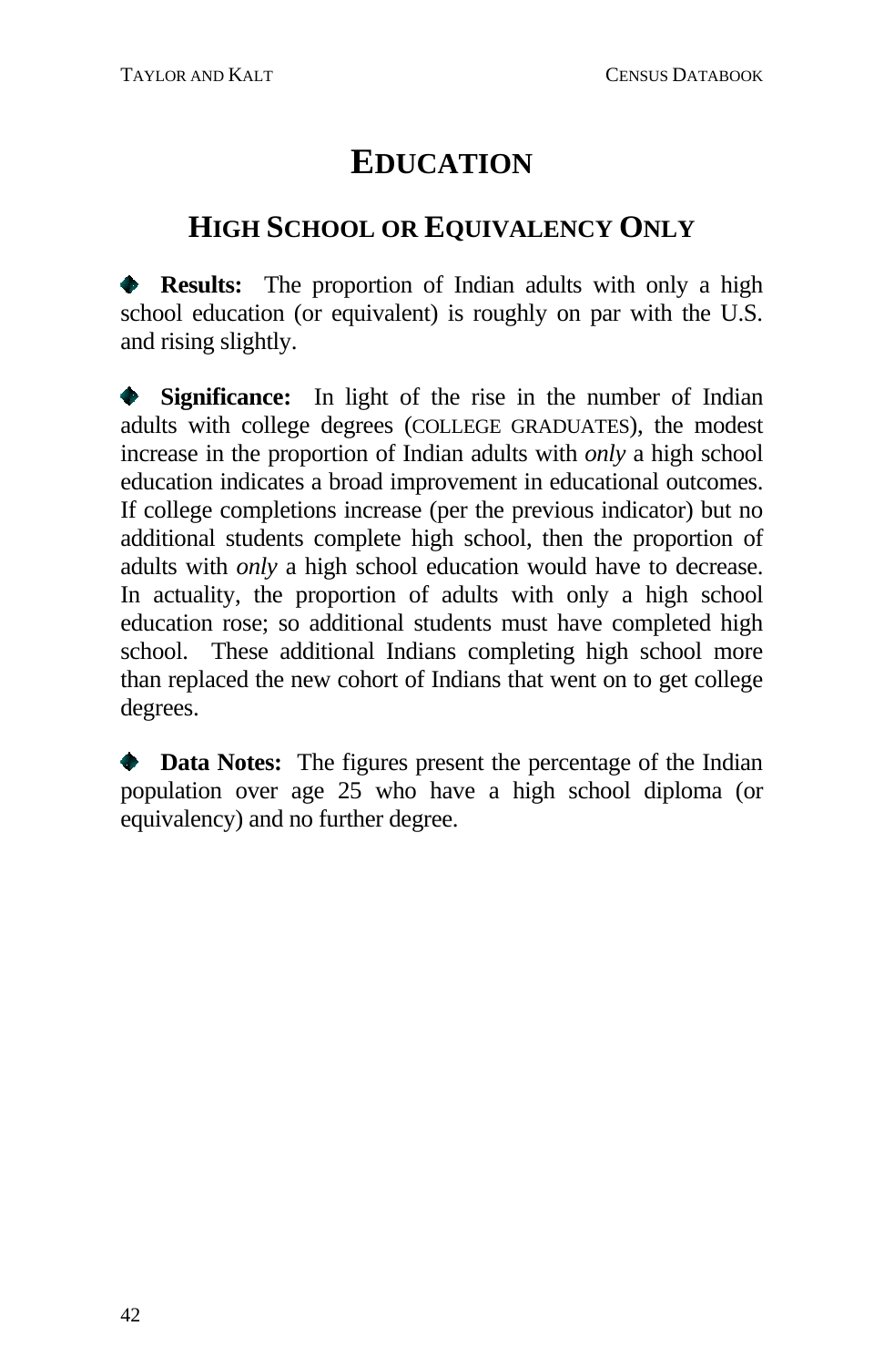# EDUCATION

## HIGH SCHOOL OR EQUIVALENCY ONLY

- **Results:** The proportion of Indian adults with only a high school education (or equivalent) is roughly on par with the U.S. and rising slightly.

- **Significance:** In light of the rise in the number of Indian adults with college degrees (COLLEGE GRADUATES), the modest increase in the proportion of Indian adults with *only* a high school education indicates a broad improvement in educational outcomes. If college completions increase (per the previous indicator) but no additional students complete high school, then the proportion of adults with *only* a high school education would have to decrease. In actuality, the proportion of adults with only a high school education rose; so additional students must have completed high school. These additional Indians completing high school more than replaced the new cohort of Indians that went on to get college degrees.

- **Data Notes:** The figures present the percentage of the Indian population over age 25 who have a high school diploma (or equivalency) and no further degree.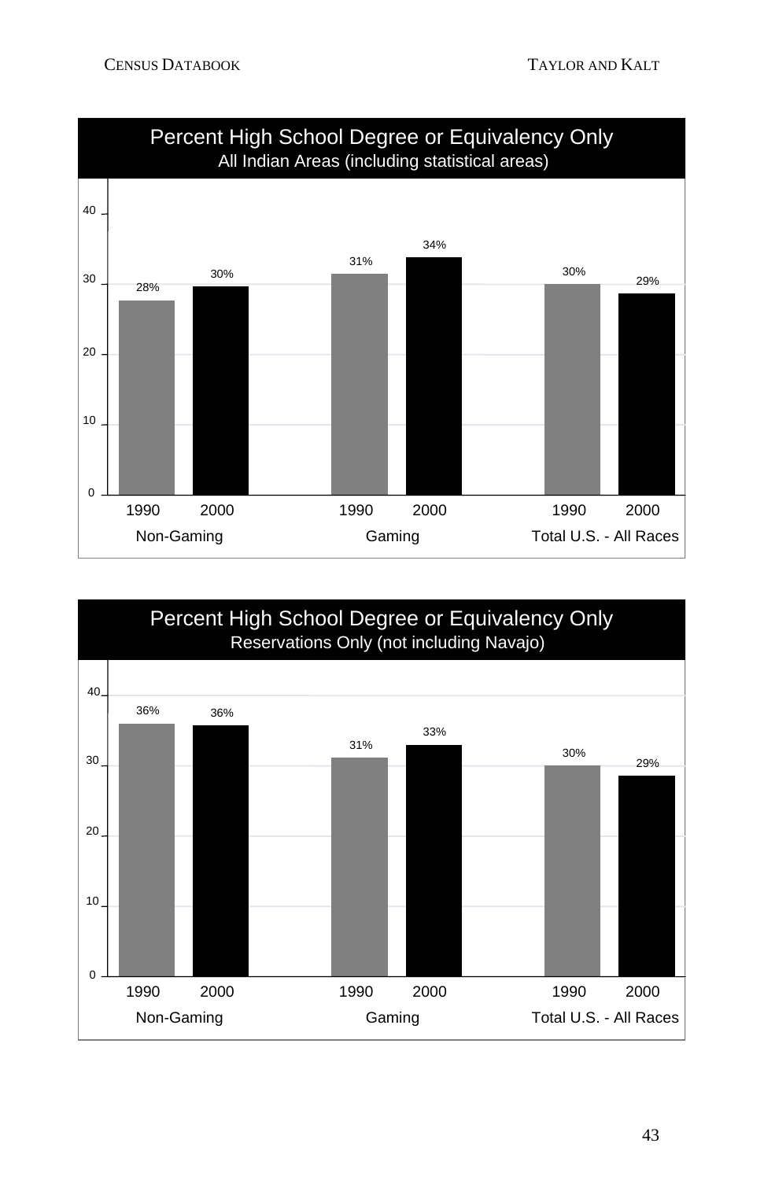## Percent High School Degree or Equivalency Only

All Indian Areas (including statistical areas)

| | Non-Gaming | | Gaming | | Total U.S. - All Races | |
|---|---|---|---|---|---|---|
| | 1990 | 2000 | 1990 | 2000 | 1990 | 2000 |
| Percent | 28% | 30% | 31% | 34% | 30% | 29% |

## Percent High School Degree or Equivalency Only

Reservations Only (not including Navajo)

| | Non-Gaming | | Gaming | | Total U.S. - All Races | |
|---|---|---|---|---|---|---|
| | 1990 | 2000 | 1990 | 2000 | 1990 | 2000 |
| Percent | 36% | 36% | 31% | 33% | 30% | 29% |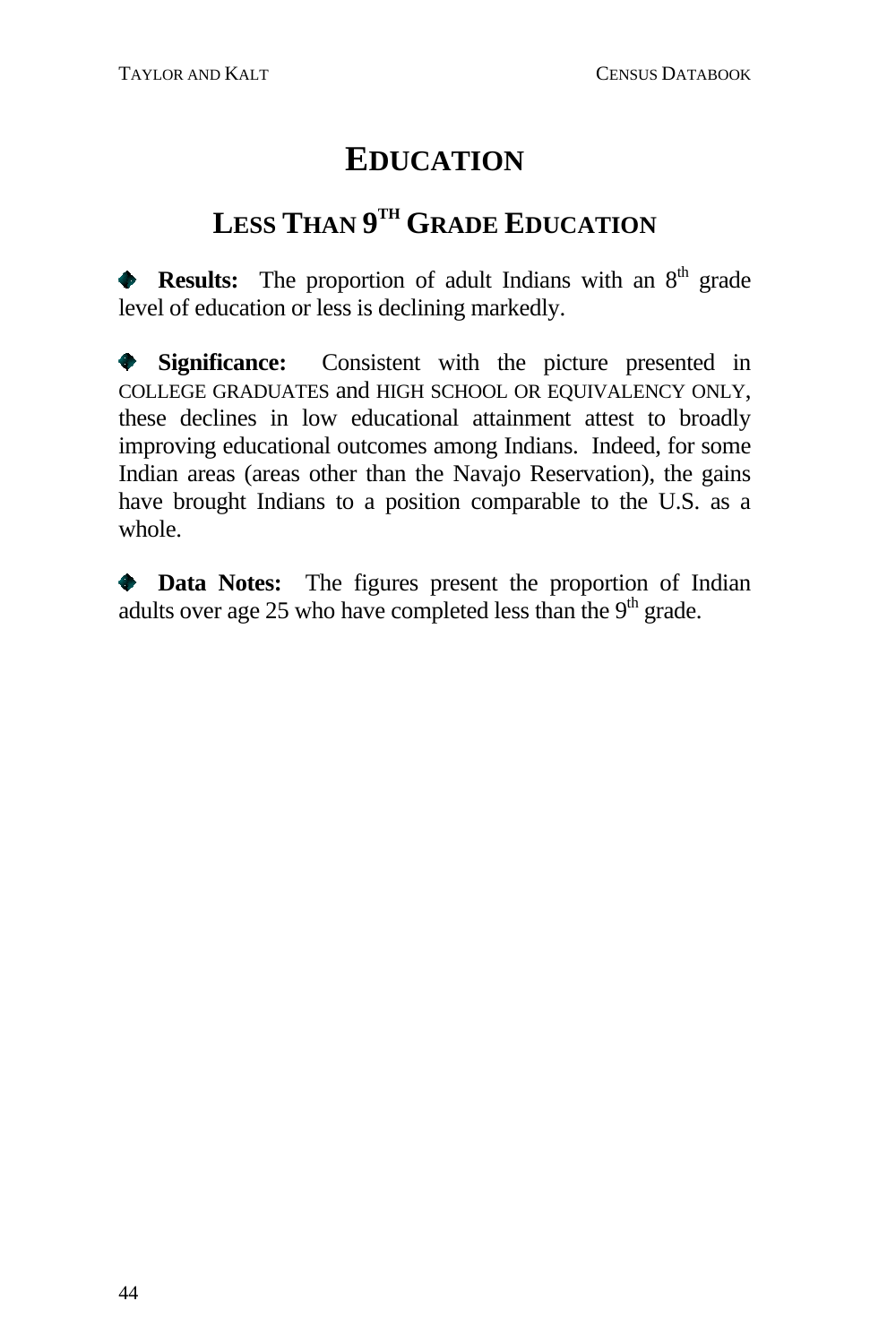# EDUCATION

## LESS THAN 9TH GRADE EDUCATION

- **Results:** The proportion of adult Indians with an 8th grade level of education or less is declining markedly.

- **Significance:** Consistent with the picture presented in COLLEGE GRADUATES and HIGH SCHOOL OR EQUIVALENCY ONLY, these declines in low educational attainment attest to broadly improving educational outcomes among Indians. Indeed, for some Indian areas (areas other than the Navajo Reservation), the gains have brought Indians to a position comparable to the U.S. as a whole.

- **Data Notes:** The figures present the proportion of Indian adults over age 25 who have completed less than the 9th grade.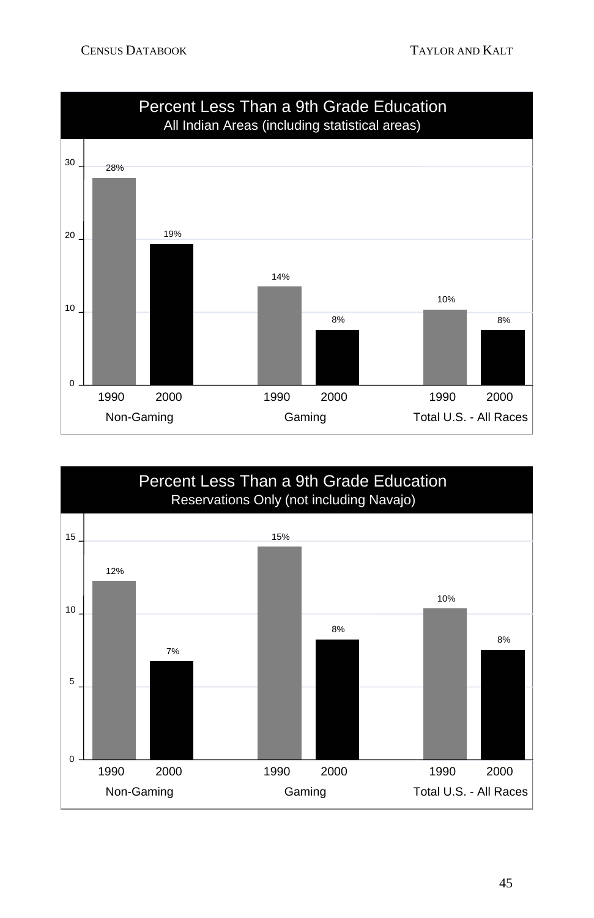## Percent Less Than a 9th Grade Education

All Indian Areas (including statistical areas)

| | 1990 | 2000 |
|---|---|---|
| Non-Gaming | 28% | 19% |
| Gaming | 14% | 8% |
| Total U.S. - All Races | 10% | 8% |

## Percent Less Than a 9th Grade Education

Reservations Only (not including Navajo)

| | 1990 | 2000 |
|---|---|---|
| Non-Gaming | 12% | 7% |
| Gaming | 15% | 8% |
| Total U.S. - All Races | 10% | 8% |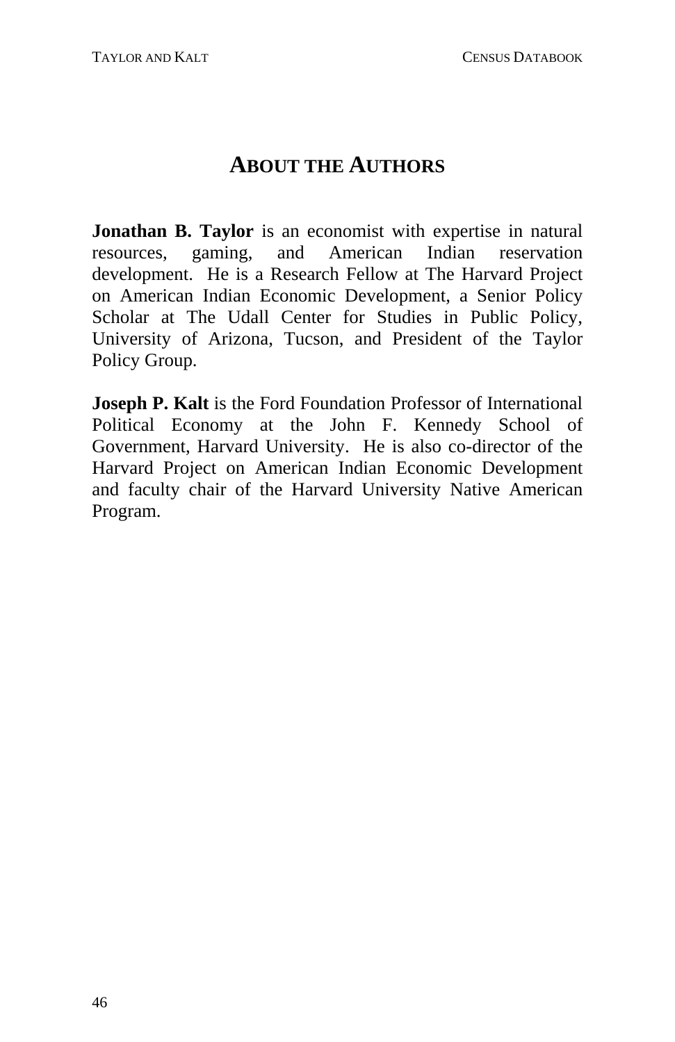## About the Authors

**Jonathan B. Taylor** is an economist with expertise in natural resources, gaming, and American Indian reservation development. He is a Research Fellow at The Harvard Project on American Indian Economic Development, a Senior Policy Scholar at The Udall Center for Studies in Public Policy, University of Arizona, Tucson, and President of the Taylor Policy Group.

**Joseph P. Kalt** is the Ford Foundation Professor of International Political Economy at the John F. Kennedy School of Government, Harvard University. He is also co-director of the Harvard Project on American Indian Economic Development and faculty chair of the Harvard University Native American Program.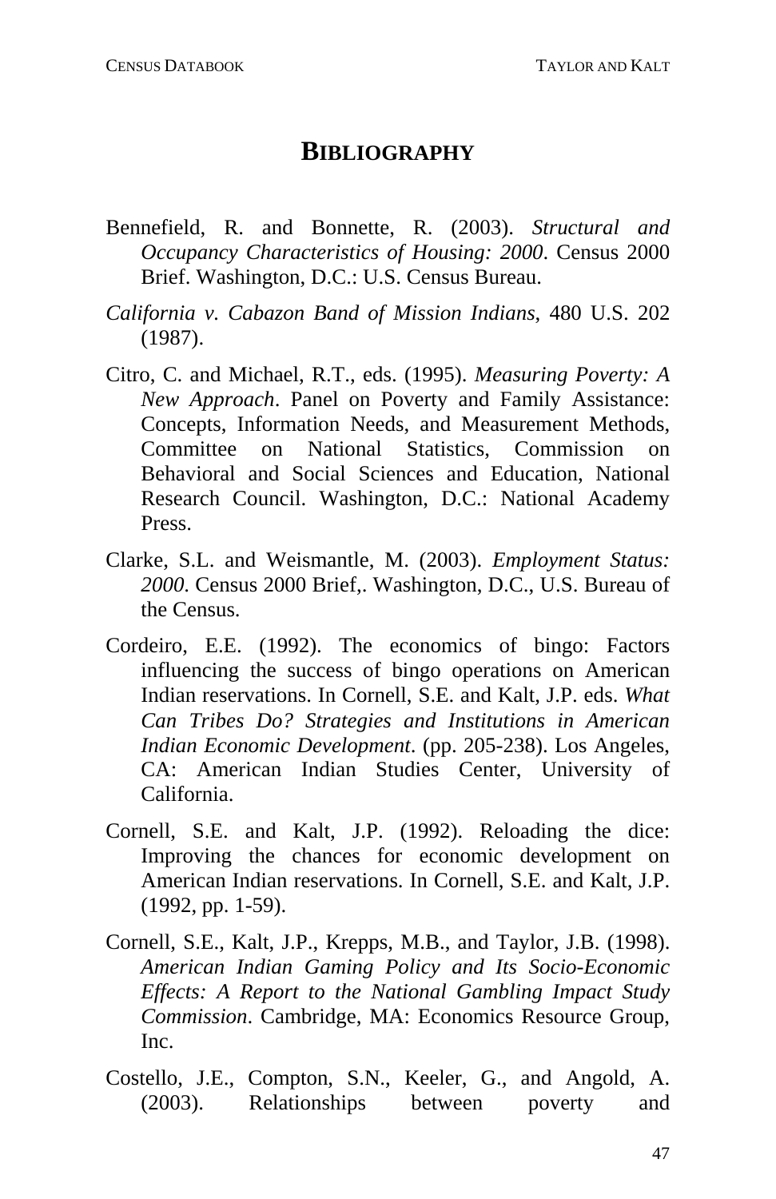# Bibliography

Bennefield, R. and Bonnette, R. (2003). *Structural and Occupancy Characteristics of Housing: 2000*. Census 2000 Brief. Washington, D.C.: U.S. Census Bureau.

*California v. Cabazon Band of Mission Indians*, 480 U.S. 202 (1987).

Citro, C. and Michael, R.T., eds. (1995). *Measuring Poverty: A New Approach*. Panel on Poverty and Family Assistance: Concepts, Information Needs, and Measurement Methods, Committee on National Statistics, Commission on Behavioral and Social Sciences and Education, National Research Council. Washington, D.C.: National Academy Press.

Clarke, S.L. and Weismantle, M. (2003). *Employment Status: 2000*. Census 2000 Brief,. Washington, D.C., U.S. Bureau of the Census.

Cordeiro, E.E. (1992). The economics of bingo: Factors influencing the success of bingo operations on American Indian reservations. In Cornell, S.E. and Kalt, J.P. eds. *What Can Tribes Do? Strategies and Institutions in American Indian Economic Development*. (pp. 205-238). Los Angeles, CA: American Indian Studies Center, University of California.

Cornell, S.E. and Kalt, J.P. (1992). Reloading the dice: Improving the chances for economic development on American Indian reservations. In Cornell, S.E. and Kalt, J.P. (1992, pp. 1-59).

Cornell, S.E., Kalt, J.P., Krepps, M.B., and Taylor, J.B. (1998). *American Indian Gaming Policy and Its Socio-Economic Effects: A Report to the National Gambling Impact Study Commission*. Cambridge, MA: Economics Resource Group, Inc.

Costello, J.E., Compton, S.N., Keeler, G., and Angold, A. (2003). Relationships between poverty and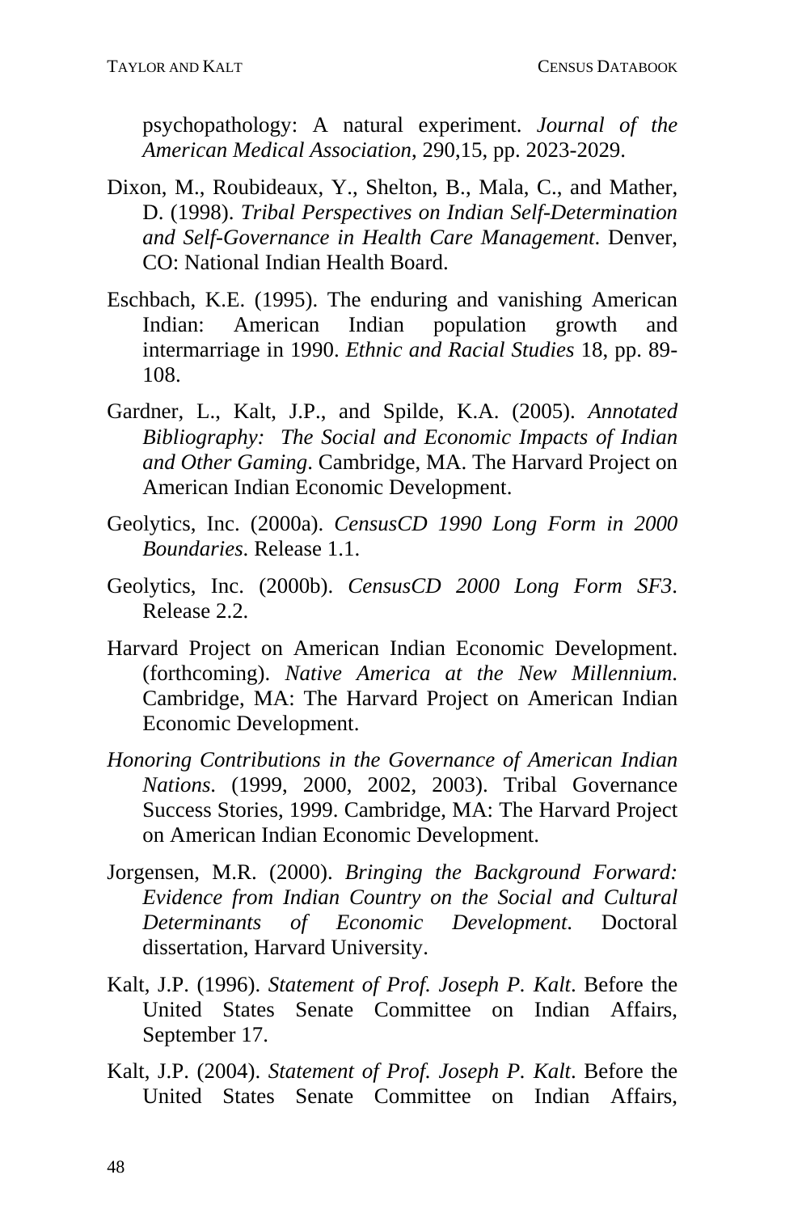psychopathology: A natural experiment. *Journal of the American Medical Association*, 290,15, pp. 2023-2029.

Dixon, M., Roubideaux, Y., Shelton, B., Mala, C., and Mather, D. (1998). *Tribal Perspectives on Indian Self-Determination and Self-Governance in Health Care Management*. Denver, CO: National Indian Health Board.

Eschbach, K.E. (1995). The enduring and vanishing American Indian: American Indian population growth and intermarriage in 1990. *Ethnic and Racial Studies* 18, pp. 89-108.

Gardner, L., Kalt, J.P., and Spilde, K.A. (2005). *Annotated Bibliography: The Social and Economic Impacts of Indian and Other Gaming*. Cambridge, MA. The Harvard Project on American Indian Economic Development.

Geolytics, Inc. (2000a). *CensusCD 1990 Long Form in 2000 Boundaries*. Release 1.1.

Geolytics, Inc. (2000b). *CensusCD 2000 Long Form SF3*. Release 2.2.

Harvard Project on American Indian Economic Development. (forthcoming). *Native America at the New Millennium*. Cambridge, MA: The Harvard Project on American Indian Economic Development.

*Honoring Contributions in the Governance of American Indian Nations*. (1999, 2000, 2002, 2003). Tribal Governance Success Stories, 1999. Cambridge, MA: The Harvard Project on American Indian Economic Development.

Jorgensen, M.R. (2000). *Bringing the Background Forward: Evidence from Indian Country on the Social and Cultural Determinants of Economic Development*. Doctoral dissertation, Harvard University.

Kalt, J.P. (1996). *Statement of Prof. Joseph P. Kalt*. Before the United States Senate Committee on Indian Affairs, September 17.

Kalt, J.P. (2004). *Statement of Prof. Joseph P. Kalt*. Before the United States Senate Committee on Indian Affairs,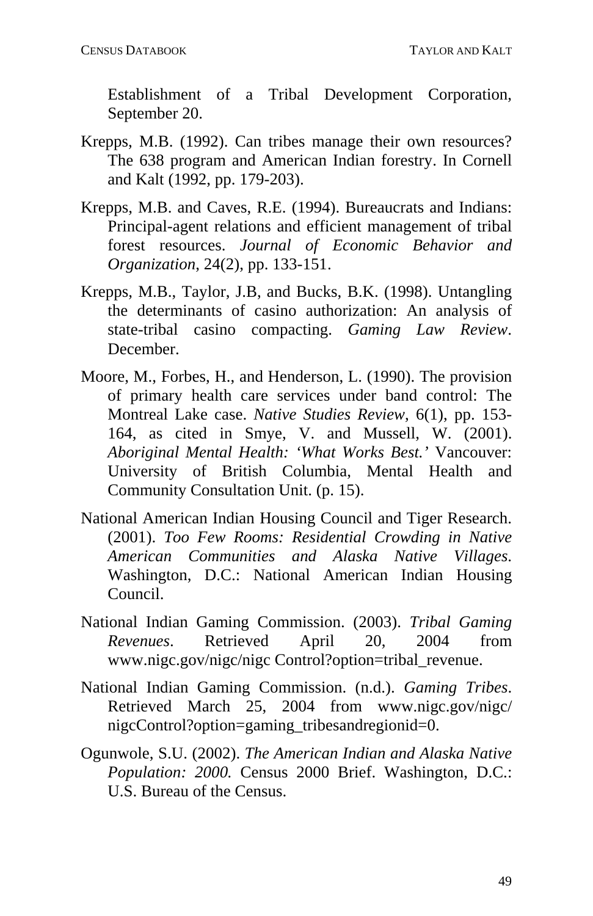Establishment of a Tribal Development Corporation, September 20.

Krepps, M.B. (1992). Can tribes manage their own resources? The 638 program and American Indian forestry. In Cornell and Kalt (1992, pp. 179-203).

Krepps, M.B. and Caves, R.E. (1994). Bureaucrats and Indians: Principal-agent relations and efficient management of tribal forest resources. *Journal of Economic Behavior and Organization*, 24(2), pp. 133-151.

Krepps, M.B., Taylor, J.B, and Bucks, B.K. (1998). Untangling the determinants of casino authorization: An analysis of state-tribal casino compacting. *Gaming Law Review*. December.

Moore, M., Forbes, H., and Henderson, L. (1990). The provision of primary health care services under band control: The Montreal Lake case. *Native Studies Review*, 6(1), pp. 153-164, as cited in Smye, V. and Mussell, W. (2001). *Aboriginal Mental Health: 'What Works Best.'* Vancouver: University of British Columbia, Mental Health and Community Consultation Unit. (p. 15).

National American Indian Housing Council and Tiger Research. (2001). *Too Few Rooms: Residential Crowding in Native American Communities and Alaska Native Villages*. Washington, D.C.: National American Indian Housing Council.

National Indian Gaming Commission. (2003). *Tribal Gaming Revenues*. Retrieved April 20, 2004 from www.nigc.gov/nigc/nigc Control?option=tribal_revenue.

National Indian Gaming Commission. (n.d.). *Gaming Tribes*. Retrieved March 25, 2004 from www.nigc.gov/nigc/nigcControl?option=gaming_tribesandregionid=0.

Ogunwole, S.U. (2002). *The American Indian and Alaska Native Population: 2000.* Census 2000 Brief. Washington, D.C.: U.S. Bureau of the Census.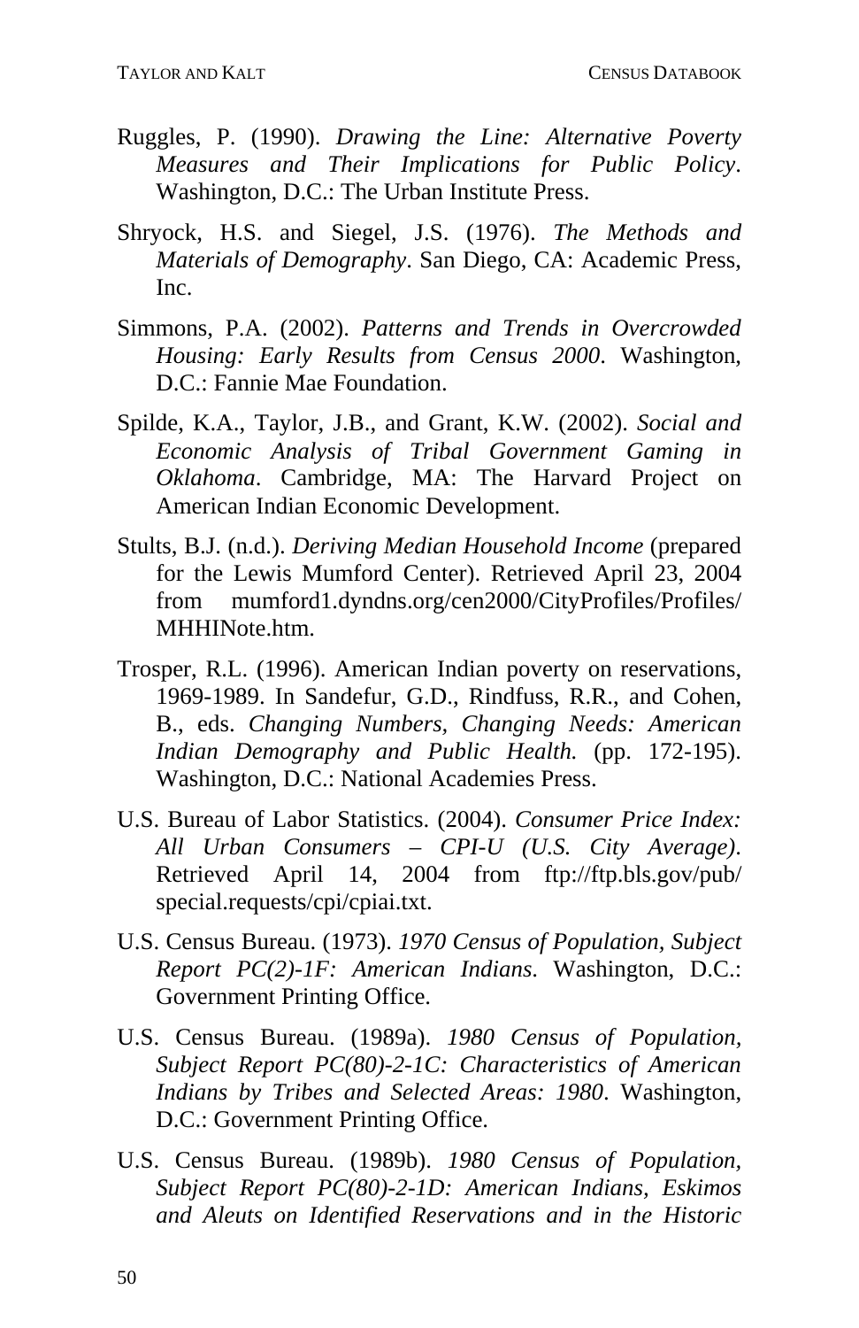Ruggles, P. (1990). *Drawing the Line: Alternative Poverty Measures and Their Implications for Public Policy*. Washington, D.C.: The Urban Institute Press.

Shryock, H.S. and Siegel, J.S. (1976). *The Methods and Materials of Demography*. San Diego, CA: Academic Press, Inc.

Simmons, P.A. (2002). *Patterns and Trends in Overcrowded Housing: Early Results from Census 2000*. Washington, D.C.: Fannie Mae Foundation.

Spilde, K.A., Taylor, J.B., and Grant, K.W. (2002). *Social and Economic Analysis of Tribal Government Gaming in Oklahoma*. Cambridge, MA: The Harvard Project on American Indian Economic Development.

Stults, B.J. (n.d.). *Deriving Median Household Income* (prepared for the Lewis Mumford Center). Retrieved April 23, 2004 from mumford1.dyndns.org/cen2000/CityProfiles/Profiles/MHHINote.htm.

Trosper, R.L. (1996). American Indian poverty on reservations, 1969-1989. In Sandefur, G.D., Rindfuss, R.R., and Cohen, B., eds. *Changing Numbers, Changing Needs: American Indian Demography and Public Health.* (pp. 172-195). Washington, D.C.: National Academies Press.

U.S. Bureau of Labor Statistics. (2004). *Consumer Price Index: All Urban Consumers – CPI-U (U.S. City Average)*. Retrieved April 14, 2004 from ftp://ftp.bls.gov/pub/special.requests/cpi/cpiai.txt.

U.S. Census Bureau. (1973). *1970 Census of Population, Subject Report PC(2)-1F: American Indians*. Washington, D.C.: Government Printing Office.

U.S. Census Bureau. (1989a). *1980 Census of Population, Subject Report PC(80)-2-1C: Characteristics of American Indians by Tribes and Selected Areas: 1980*. Washington, D.C.: Government Printing Office.

U.S. Census Bureau. (1989b). *1980 Census of Population, Subject Report PC(80)-2-1D: American Indians, Eskimos and Aleuts on Identified Reservations and in the Historic*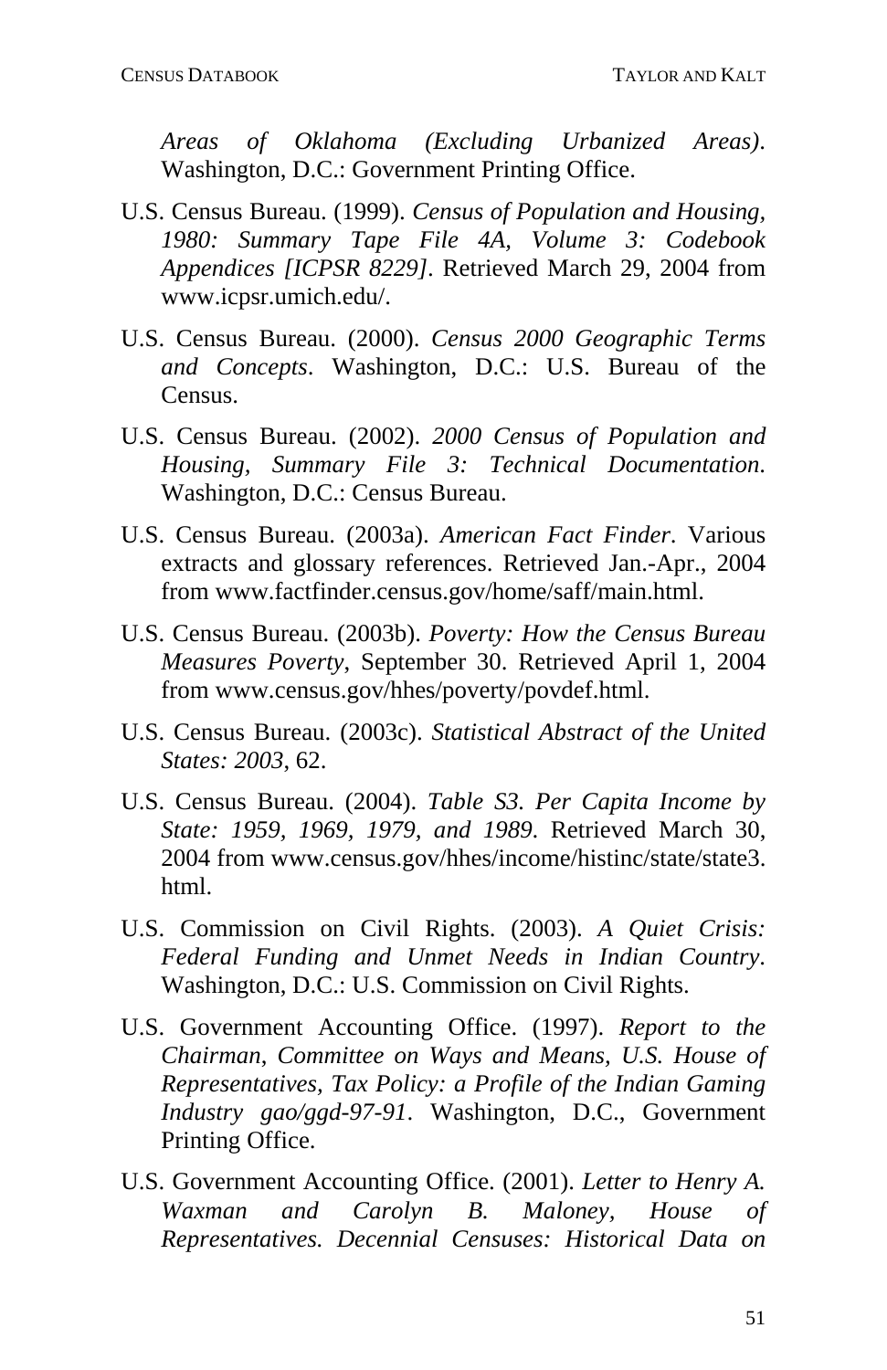*Areas of Oklahoma (Excluding Urbanized Areas)*. Washington, D.C.: Government Printing Office.

U.S. Census Bureau. (1999). *Census of Population and Housing, 1980: Summary Tape File 4A, Volume 3: Codebook Appendices [ICPSR 8229]*. Retrieved March 29, 2004 from www.icpsr.umich.edu/.

U.S. Census Bureau. (2000). *Census 2000 Geographic Terms and Concepts*. Washington, D.C.: U.S. Bureau of the Census.

U.S. Census Bureau. (2002). *2000 Census of Population and Housing, Summary File 3: Technical Documentation*. Washington, D.C.: Census Bureau.

U.S. Census Bureau. (2003a). *American Fact Finder*. Various extracts and glossary references. Retrieved Jan.-Apr., 2004 from www.factfinder.census.gov/home/saff/main.html.

U.S. Census Bureau. (2003b). *Poverty: How the Census Bureau Measures Poverty*, September 30. Retrieved April 1, 2004 from www.census.gov/hhes/poverty/povdef.html.

U.S. Census Bureau. (2003c). *Statistical Abstract of the United States: 2003,* 62.

U.S. Census Bureau. (2004). *Table S3. Per Capita Income by State: 1959, 1969, 1979, and 1989*. Retrieved March 30, 2004 from www.census.gov/hhes/income/histinc/state/state3.html.

U.S. Commission on Civil Rights. (2003). *A Quiet Crisis: Federal Funding and Unmet Needs in Indian Country*. Washington, D.C.: U.S. Commission on Civil Rights.

U.S. Government Accounting Office. (1997). *Report to the Chairman, Committee on Ways and Means, U.S. House of Representatives, Tax Policy: a Profile of the Indian Gaming Industry gao/ggd-97-91*. Washington, D.C., Government Printing Office.

U.S. Government Accounting Office. (2001). *Letter to Henry A. Waxman and Carolyn B. Maloney, House of Representatives. Decennial Censuses: Historical Data on*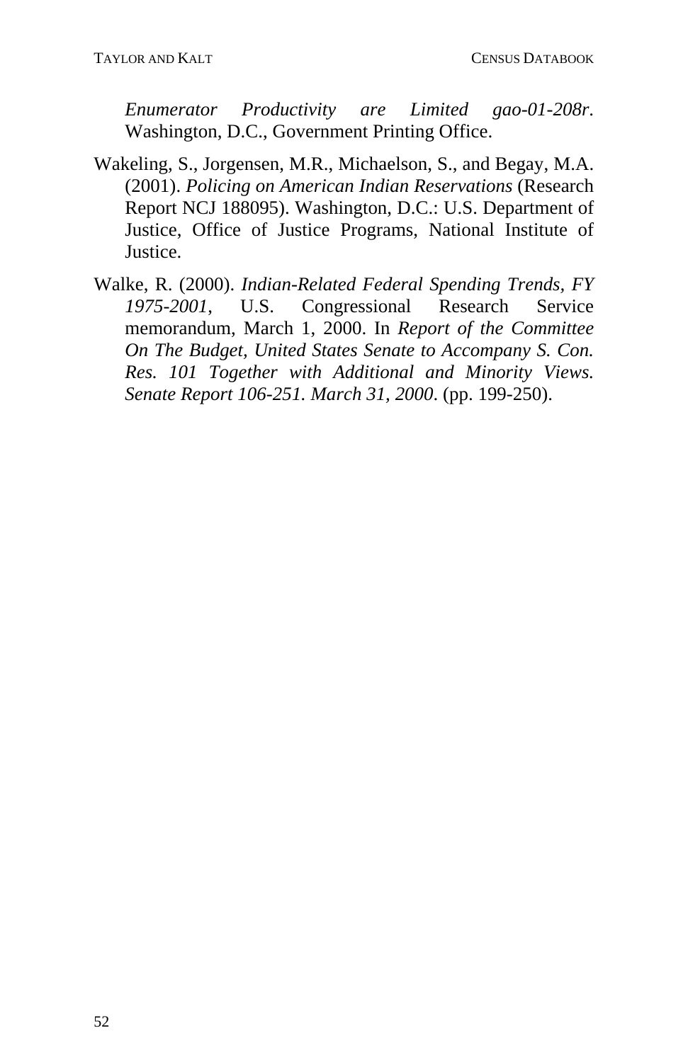*Enumerator Productivity are Limited gao-01-208r*. Washington, D.C., Government Printing Office.

Wakeling, S., Jorgensen, M.R., Michaelson, S., and Begay, M.A. (2001). *Policing on American Indian Reservations* (Research Report NCJ 188095). Washington, D.C.: U.S. Department of Justice, Office of Justice Programs, National Institute of Justice.

Walke, R. (2000). *Indian-Related Federal Spending Trends, FY 1975-2001*, U.S. Congressional Research Service memorandum, March 1, 2000. In *Report of the Committee On The Budget, United States Senate to Accompany S. Con. Res. 101 Together with Additional and Minority Views. Senate Report 106-251. March 31, 2000*. (pp. 199-250).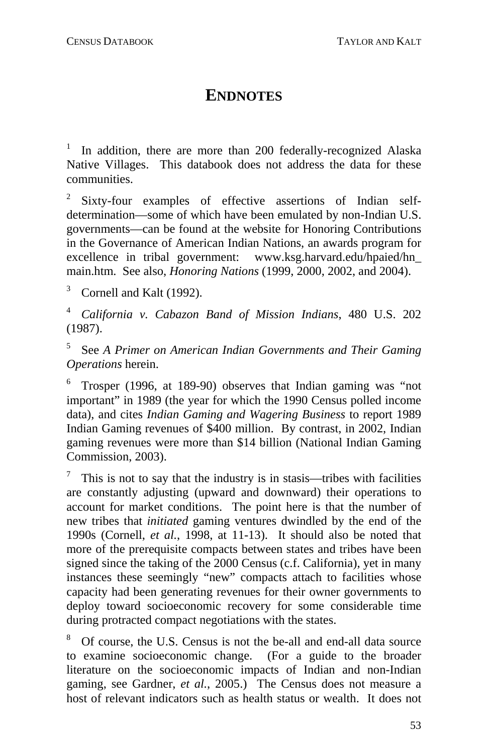# ENDNOTES

[1] In addition, there are more than 200 federally-recognized Alaska Native Villages. This databook does not address the data for these communities.

[2] Sixty-four examples of effective assertions of Indian self-determination—some of which have been emulated by non-Indian U.S. governments—can be found at the website for Honoring Contributions in the Governance of American Indian Nations, an awards program for excellence in tribal government: www.ksg.harvard.edu/hpaied/hn_main.htm. See also, *Honoring Nations* (1999, 2000, 2002, and 2004).

[3] Cornell and Kalt (1992).

[4] *California v. Cabazon Band of Mission Indians*, 480 U.S. 202 (1987).

[5] See *A Primer on American Indian Governments and Their Gaming Operations* herein.

[6] Trosper (1996, at 189-90) observes that Indian gaming was "not important" in 1989 (the year for which the 1990 Census polled income data), and cites *Indian Gaming and Wagering Business* to report 1989 Indian Gaming revenues of $400 million. By contrast, in 2002, Indian gaming revenues were more than $14 billion (National Indian Gaming Commission, 2003).

[7] This is not to say that the industry is in stasis—tribes with facilities are constantly adjusting (upward and downward) their operations to account for market conditions. The point here is that the number of new tribes that *initiated* gaming ventures dwindled by the end of the 1990s (Cornell, *et al.*, 1998, at 11-13). It should also be noted that more of the prerequisite compacts between states and tribes have been signed since the taking of the 2000 Census (c.f. California), yet in many instances these seemingly "new" compacts attach to facilities whose capacity had been generating revenues for their owner governments to deploy toward socioeconomic recovery for some considerable time during protracted compact negotiations with the states.

[8] Of course, the U.S. Census is not the be-all and end-all data source to examine socioeconomic change. (For a guide to the broader literature on the socioeconomic impacts of Indian and non-Indian gaming, see Gardner, *et al.*, 2005.) The Census does not measure a host of relevant indicators such as health status or wealth. It does not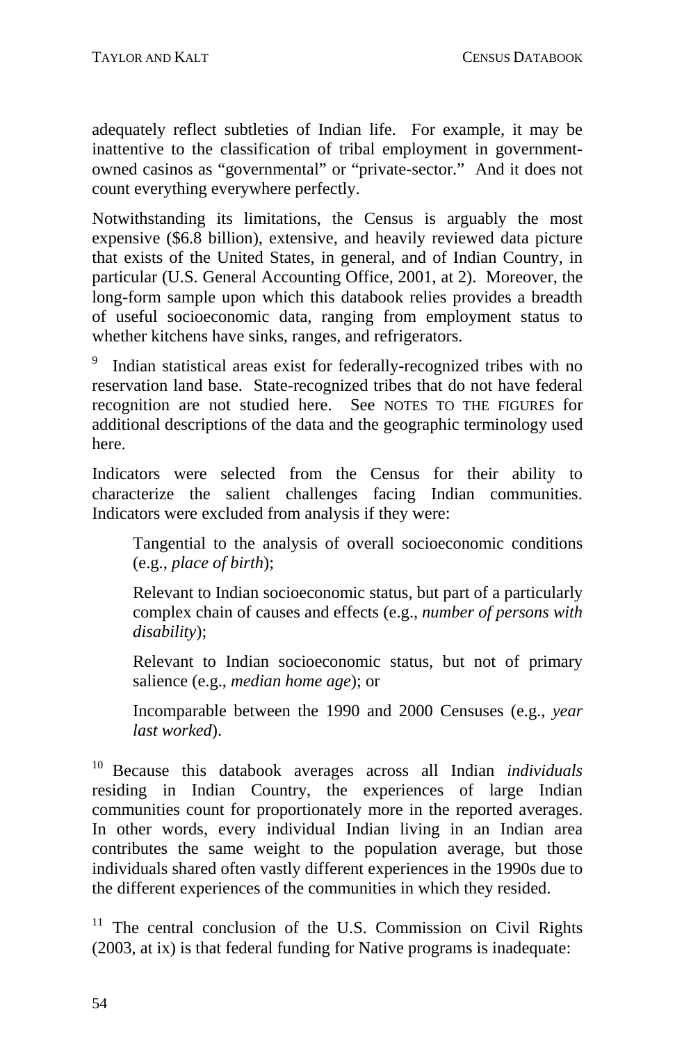adequately reflect subtleties of Indian life. For example, it may be inattentive to the classification of tribal employment in government-owned casinos as "governmental" or "private-sector." And it does not count everything everywhere perfectly.

Notwithstanding its limitations, the Census is arguably the most expensive ($6.8 billion), extensive, and heavily reviewed data picture that exists of the United States, in general, and of Indian Country, in particular (U.S. General Accounting Office, 2001, at 2). Moreover, the long-form sample upon which this databook relies provides a breadth of useful socioeconomic data, ranging from employment status to whether kitchens have sinks, ranges, and refrigerators.

[9] Indian statistical areas exist for federally-recognized tribes with no reservation land base. State-recognized tribes that do not have federal recognition are not studied here. See NOTES TO THE FIGURES for additional descriptions of the data and the geographic terminology used here.

Indicators were selected from the Census for their ability to characterize the salient challenges facing Indian communities. Indicators were excluded from analysis if they were:

> Tangential to the analysis of overall socioeconomic conditions (e.g., *place of birth*);
>
> Relevant to Indian socioeconomic status, but part of a particularly complex chain of causes and effects (e.g., *number of persons with disability*);
>
> Relevant to Indian socioeconomic status, but not of primary salience (e.g., *median home age*); or
>
> Incomparable between the 1990 and 2000 Censuses (e.g., *year last worked*).

[10] Because this databook averages across all Indian *individuals* residing in Indian Country, the experiences of large Indian communities count for proportionately more in the reported averages. In other words, every individual Indian living in an Indian area contributes the same weight to the population average, but those individuals shared often vastly different experiences in the 1990s due to the different experiences of the communities in which they resided.

[11] The central conclusion of the U.S. Commission on Civil Rights (2003, at ix) is that federal funding for Native programs is inadequate: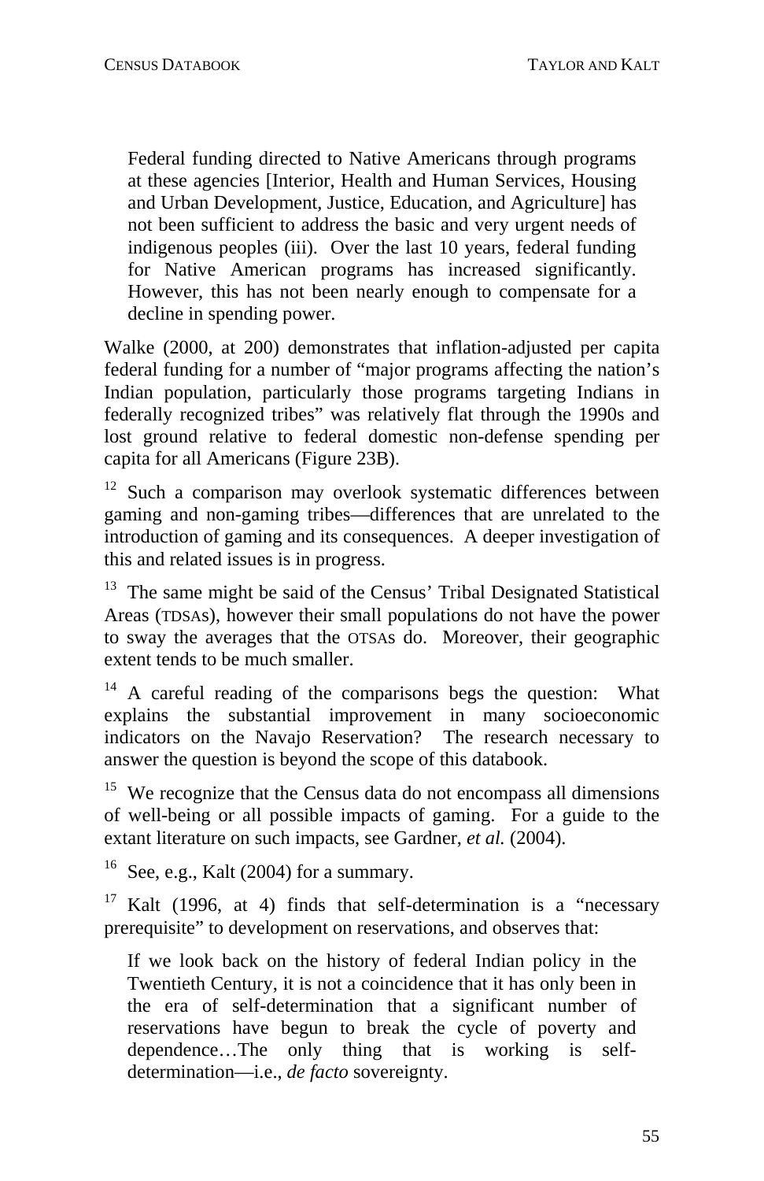> Federal funding directed to Native Americans through programs at these agencies [Interior, Health and Human Services, Housing and Urban Development, Justice, Education, and Agriculture] has not been sufficient to address the basic and very urgent needs of indigenous peoples (iii). Over the last 10 years, federal funding for Native American programs has increased significantly. However, this has not been nearly enough to compensate for a decline in spending power.

Walke (2000, at 200) demonstrates that inflation-adjusted per capita federal funding for a number of "major programs affecting the nation's Indian population, particularly those programs targeting Indians in federally recognized tribes" was relatively flat through the 1990s and lost ground relative to federal domestic non-defense spending per capita for all Americans (Figure 23B).

[12] Such a comparison may overlook systematic differences between gaming and non-gaming tribes—differences that are unrelated to the introduction of gaming and its consequences. A deeper investigation of this and related issues is in progress.

[13] The same might be said of the Census' Tribal Designated Statistical Areas (TDSAs), however their small populations do not have the power to sway the averages that the OTSAs do. Moreover, their geographic extent tends to be much smaller.

[14] A careful reading of the comparisons begs the question: What explains the substantial improvement in many socioeconomic indicators on the Navajo Reservation? The research necessary to answer the question is beyond the scope of this databook.

[15] We recognize that the Census data do not encompass all dimensions of well-being or all possible impacts of gaming. For a guide to the extant literature on such impacts, see Gardner, *et al.* (2004).

[16] See, e.g., Kalt (2004) for a summary.

[17] Kalt (1996, at 4) finds that self-determination is a "necessary prerequisite" to development on reservations, and observes that:

> If we look back on the history of federal Indian policy in the Twentieth Century, it is not a coincidence that it has only been in the era of self-determination that a significant number of reservations have begun to break the cycle of poverty and dependence…The only thing that is working is self-determination—i.e., *de facto* sovereignty.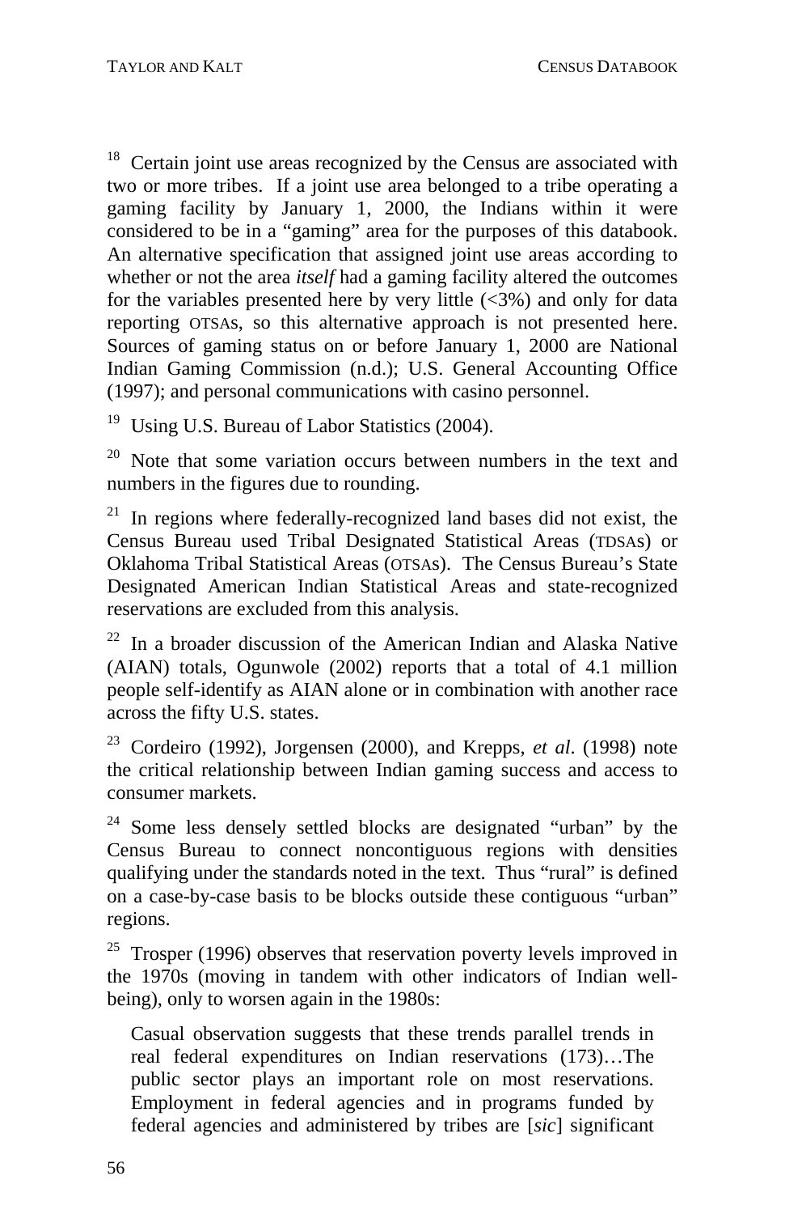[18] Certain joint use areas recognized by the Census are associated with two or more tribes. If a joint use area belonged to a tribe operating a gaming facility by January 1, 2000, the Indians within it were considered to be in a "gaming" area for the purposes of this databook. An alternative specification that assigned joint use areas according to whether or not the area *itself* had a gaming facility altered the outcomes for the variables presented here by very little (<3%) and only for data reporting OTSAs, so this alternative approach is not presented here. Sources of gaming status on or before January 1, 2000 are National Indian Gaming Commission (n.d.); U.S. General Accounting Office (1997); and personal communications with casino personnel.

[19] Using U.S. Bureau of Labor Statistics (2004).

[20] Note that some variation occurs between numbers in the text and numbers in the figures due to rounding.

[21] In regions where federally-recognized land bases did not exist, the Census Bureau used Tribal Designated Statistical Areas (TDSAs) or Oklahoma Tribal Statistical Areas (OTSAs). The Census Bureau's State Designated American Indian Statistical Areas and state-recognized reservations are excluded from this analysis.

[22] In a broader discussion of the American Indian and Alaska Native (AIAN) totals, Ogunwole (2002) reports that a total of 4.1 million people self-identify as AIAN alone or in combination with another race across the fifty U.S. states.

[23] Cordeiro (1992), Jorgensen (2000), and Krepps, *et al*. (1998) note the critical relationship between Indian gaming success and access to consumer markets.

[24] Some less densely settled blocks are designated "urban" by the Census Bureau to connect noncontiguous regions with densities qualifying under the standards noted in the text. Thus "rural" is defined on a case-by-case basis to be blocks outside these contiguous "urban" regions.

[25] Trosper (1996) observes that reservation poverty levels improved in the 1970s (moving in tandem with other indicators of Indian well-being), only to worsen again in the 1980s:

> Casual observation suggests that these trends parallel trends in real federal expenditures on Indian reservations (173)…The public sector plays an important role on most reservations. Employment in federal agencies and in programs funded by federal agencies and administered by tribes are [*sic*] significant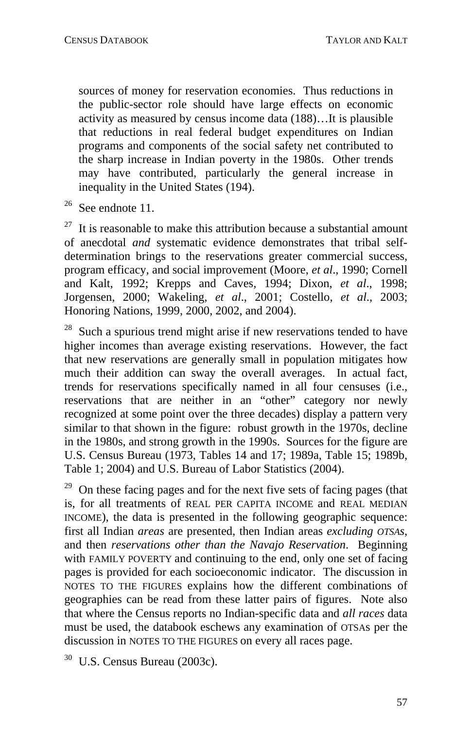sources of money for reservation economies. Thus reductions in the public-sector role should have large effects on economic activity as measured by census income data (188)…It is plausible that reductions in real federal budget expenditures on Indian programs and components of the social safety net contributed to the sharp increase in Indian poverty in the 1980s. Other trends may have contributed, particularly the general increase in inequality in the United States (194).

[26] See endnote 11.

[27] It is reasonable to make this attribution because a substantial amount of anecdotal *and* systematic evidence demonstrates that tribal self-determination brings to the reservations greater commercial success, program efficacy, and social improvement (Moore, *et al*., 1990; Cornell and Kalt, 1992; Krepps and Caves, 1994; Dixon, *et al*., 1998; Jorgensen, 2000; Wakeling, *et al*., 2001; Costello, *et al*., 2003; Honoring Nations, 1999, 2000, 2002, and 2004).

[28] Such a spurious trend might arise if new reservations tended to have higher incomes than average existing reservations. However, the fact that new reservations are generally small in population mitigates how much their addition can sway the overall averages. In actual fact, trends for reservations specifically named in all four censuses (i.e., reservations that are neither in an "other" category nor newly recognized at some point over the three decades) display a pattern very similar to that shown in the figure: robust growth in the 1970s, decline in the 1980s, and strong growth in the 1990s. Sources for the figure are U.S. Census Bureau (1973, Tables 14 and 17; 1989a, Table 15; 1989b, Table 1; 2004) and U.S. Bureau of Labor Statistics (2004).

[29] On these facing pages and for the next five sets of facing pages (that is, for all treatments of REAL PER CAPITA INCOME and REAL MEDIAN INCOME), the data is presented in the following geographic sequence: first all Indian *areas* are presented, then Indian areas *excluding OTSAs*, and then *reservations other than the Navajo Reservation*. Beginning with FAMILY POVERTY and continuing to the end, only one set of facing pages is provided for each socioeconomic indicator. The discussion in NOTES TO THE FIGURES explains how the different combinations of geographies can be read from these latter pairs of figures. Note also that where the Census reports no Indian-specific data and *all races* data must be used, the databook eschews any examination of OTSAs per the discussion in NOTES TO THE FIGURES on every all races page.

[30] U.S. Census Bureau (2003c).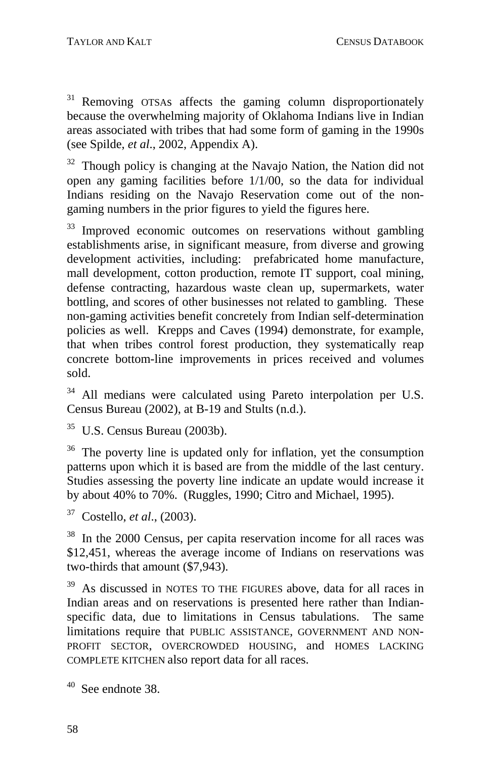[31] Removing OTSAs affects the gaming column disproportionately because the overwhelming majority of Oklahoma Indians live in Indian areas associated with tribes that had some form of gaming in the 1990s (see Spilde, *et al.*, 2002, Appendix A).

[32] Though policy is changing at the Navajo Nation, the Nation did not open any gaming facilities before 1/1/00, so the data for individual Indians residing on the Navajo Reservation come out of the non-gaming numbers in the prior figures to yield the figures here.

[33] Improved economic outcomes on reservations without gambling establishments arise, in significant measure, from diverse and growing development activities, including: prefabricated home manufacture, mall development, cotton production, remote IT support, coal mining, defense contracting, hazardous waste clean up, supermarkets, water bottling, and scores of other businesses not related to gambling. These non-gaming activities benefit concretely from Indian self-determination policies as well. Krepps and Caves (1994) demonstrate, for example, that when tribes control forest production, they systematically reap concrete bottom-line improvements in prices received and volumes sold.

[34] All medians were calculated using Pareto interpolation per U.S. Census Bureau (2002), at B-19 and Stults (n.d.).

[35] U.S. Census Bureau (2003b).

[36] The poverty line is updated only for inflation, yet the consumption patterns upon which it is based are from the middle of the last century. Studies assessing the poverty line indicate an update would increase it by about 40% to 70%. (Ruggles, 1990; Citro and Michael, 1995).

[37] Costello, *et al.*, (2003).

[38] In the 2000 Census, per capita reservation income for all races was \$12,451, whereas the average income of Indians on reservations was two-thirds that amount (\$7,943).

[39] As discussed in NOTES TO THE FIGURES above, data for all races in Indian areas and on reservations is presented here rather than Indian-specific data, due to limitations in Census tabulations. The same limitations require that PUBLIC ASSISTANCE, GOVERNMENT AND NON-PROFIT SECTOR, OVERCROWDED HOUSING, and HOMES LACKING COMPLETE KITCHEN also report data for all races.

[40] See endnote 38.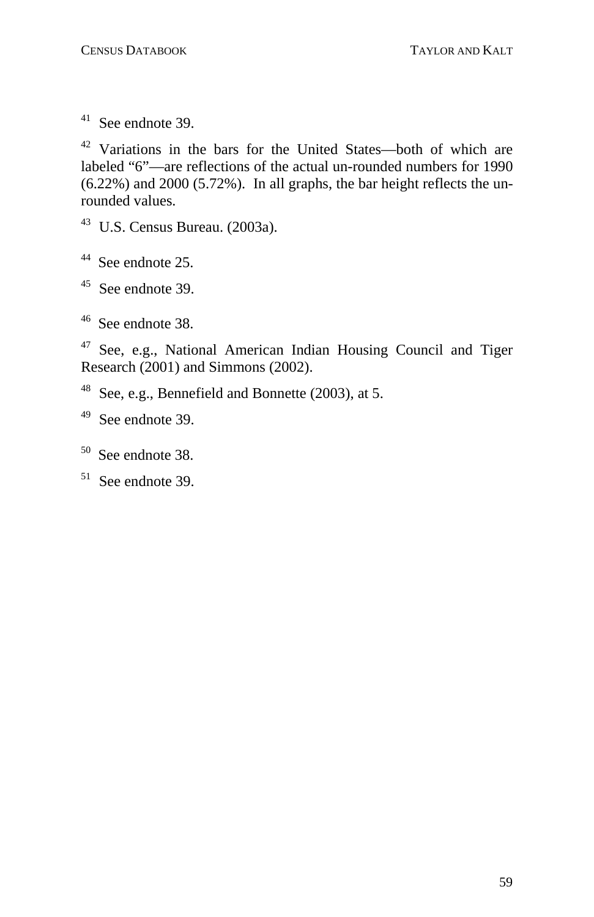[41] See endnote 39.

[42] Variations in the bars for the United States—both of which are labeled "6"—are reflections of the actual un-rounded numbers for 1990 (6.22%) and 2000 (5.72%). In all graphs, the bar height reflects the un-rounded values.

[43] U.S. Census Bureau. (2003a).

[44] See endnote 25.

[45] See endnote 39.

[46] See endnote 38.

[47] See, e.g., National American Indian Housing Council and Tiger Research (2001) and Simmons (2002).

[48] See, e.g., Bennefield and Bonnette (2003), at 5.

[49] See endnote 39.

[50] See endnote 38.

[51] See endnote 39.